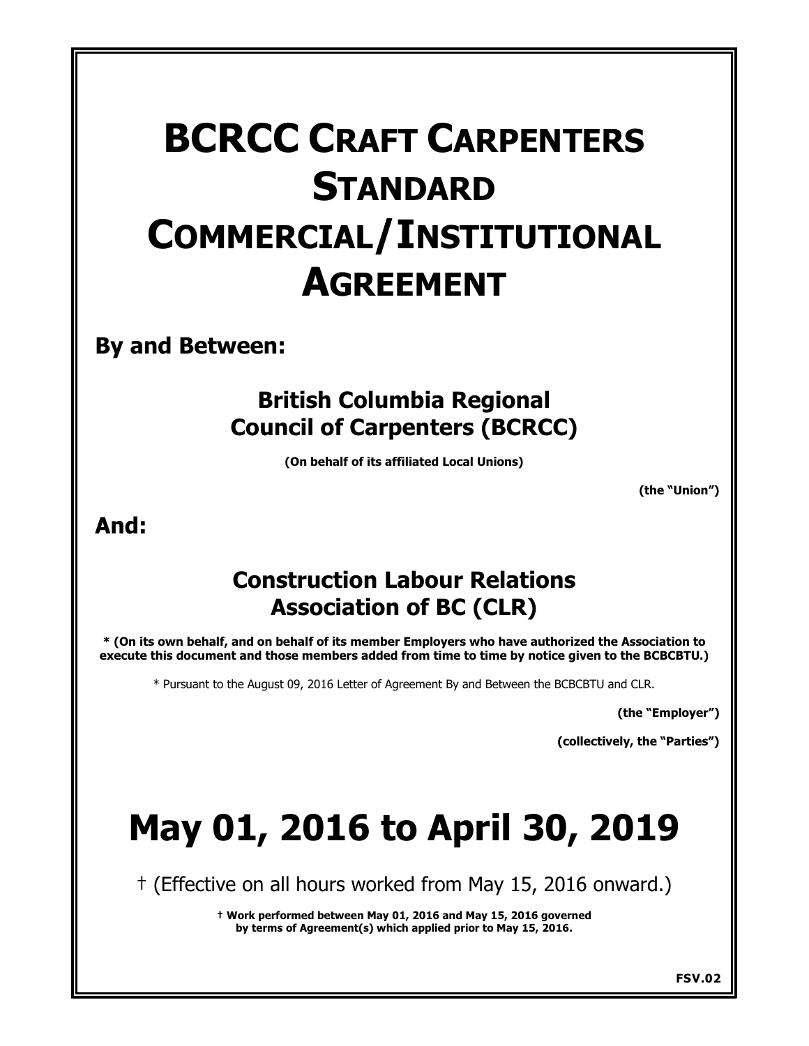# BCRCC CRAFT CARPENTERS STANDARD COMMERCIAL/INSTITUTIONAL AGREEMENT

**By and Between:**

**British Columbia Regional Council of Carpenters (BCRCC)**

**(On behalf of its affiliated Local Unions)**

**(the "Union")**

**And:**

**Construction Labour Relations Association of BC (CLR)**

**\* (On its own behalf, and on behalf of its member Employers who have authorized the Association to execute this document and those members added from time to time by notice given to the BCBCBTU.)**

\* Pursuant to the August 09, 2016 Letter of Agreement By and Between the BCBCBTU and CLR.

**(the "Employer")**

**(collectively, the "Parties")**

# May 01, 2016 to April 30, 2019

† (Effective on all hours worked from May 15, 2016 onward.)

**† Work performed between May 01, 2016 and May 15, 2016 governed by terms of Agreement(s) which applied prior to May 15, 2016.**

**FSV.02**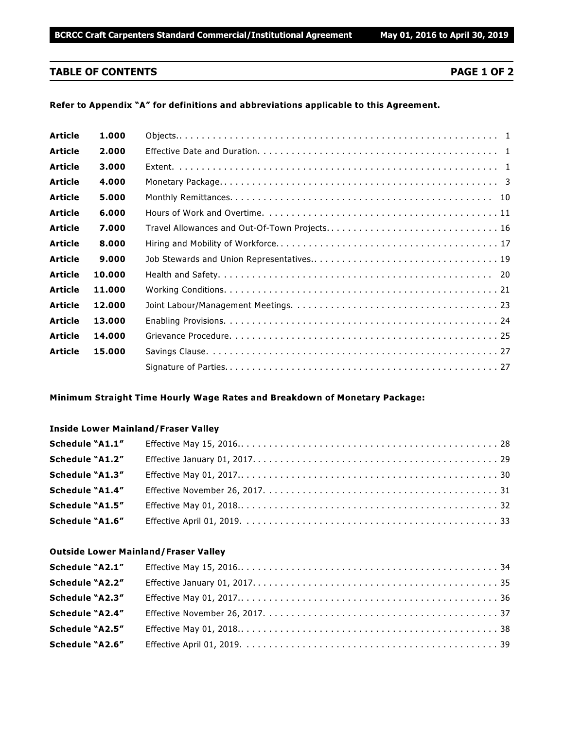## TABLE OF CONTENTS PAGE 1 OF 2

**Refer to Appendix "A" for definitions and abbreviations applicable to this Agreement.**

| | | | |
|---|---|---|---|
| **Article** | **1.000** | Objects. | 1 |
| **Article** | **2.000** | Effective Date and Duration. | 1 |
| **Article** | **3.000** | Extent. | 1 |
| **Article** | **4.000** | Monetary Package. | 3 |
| **Article** | **5.000** | Monthly Remittances. | 10 |
| **Article** | **6.000** | Hours of Work and Overtime. | 11 |
| **Article** | **7.000** | Travel Allowances and Out-Of-Town Projects. | 16 |
| **Article** | **8.000** | Hiring and Mobility of Workforce. | 17 |
| **Article** | **9.000** | Job Stewards and Union Representatives. | 19 |
| **Article** | **10.000** | Health and Safety. | 20 |
| **Article** | **11.000** | Working Conditions. | 21 |
| **Article** | **12.000** | Joint Labour/Management Meetings. | 23 |
| **Article** | **13.000** | Enabling Provisions. | 24 |
| **Article** | **14.000** | Grievance Procedure. | 25 |
| **Article** | **15.000** | Savings Clause. | 27 |
| | | Signature of Parties. | 27 |

**Minimum Straight Time Hourly Wage Rates and Breakdown of Monetary Package:**

**Inside Lower Mainland/Fraser Valley**

| | | |
|---|---|---|
| **Schedule "A1.1"** | Effective May 15, 2016. | 28 |
| **Schedule "A1.2"** | Effective January 01, 2017. | 29 |
| **Schedule "A1.3"** | Effective May 01, 2017. | 30 |
| **Schedule "A1.4"** | Effective November 26, 2017. | 31 |
| **Schedule "A1.5"** | Effective May 01, 2018. | 32 |
| **Schedule "A1.6"** | Effective April 01, 2019. | 33 |

**Outside Lower Mainland/Fraser Valley**

| | | |
|---|---|---|
| **Schedule "A2.1"** | Effective May 15, 2016. | 34 |
| **Schedule "A2.2"** | Effective January 01, 2017. | 35 |
| **Schedule "A2.3"** | Effective May 01, 2017. | 36 |
| **Schedule "A2.4"** | Effective November 26, 2017. | 37 |
| **Schedule "A2.5"** | Effective May 01, 2018. | 38 |
| **Schedule "A2.6"** | Effective April 01, 2019. | 39 |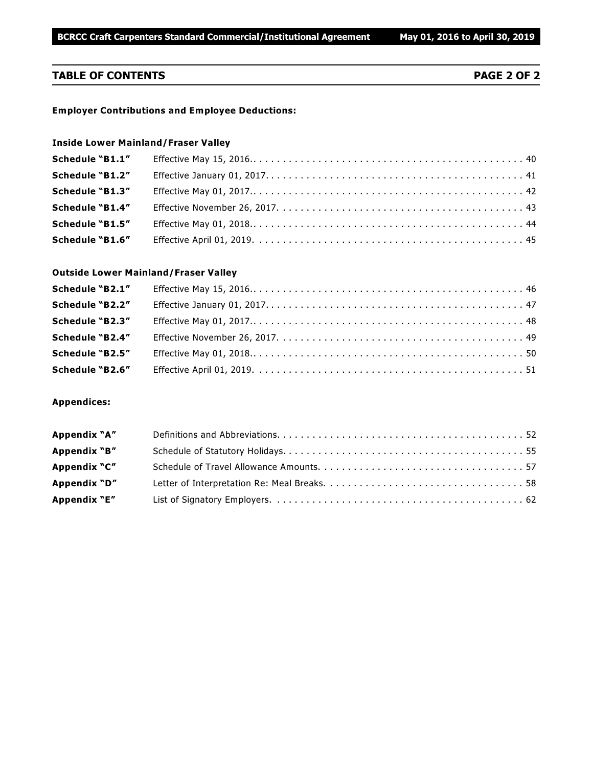## TABLE OF CONTENTS

**Employer Contributions and Employee Deductions:**

**Inside Lower Mainland/Fraser Valley**

| | | |
|---|---|---|
| **Schedule "B1.1"** | Effective May 15, 2016. | 40 |
| **Schedule "B1.2"** | Effective January 01, 2017. | 41 |
| **Schedule "B1.3"** | Effective May 01, 2017. | 42 |
| **Schedule "B1.4"** | Effective November 26, 2017. | 43 |
| **Schedule "B1.5"** | Effective May 01, 2018. | 44 |
| **Schedule "B1.6"** | Effective April 01, 2019. | 45 |

**Outside Lower Mainland/Fraser Valley**

| | | |
|---|---|---|
| **Schedule "B2.1"** | Effective May 15, 2016. | 46 |
| **Schedule "B2.2"** | Effective January 01, 2017. | 47 |
| **Schedule "B2.3"** | Effective May 01, 2017. | 48 |
| **Schedule "B2.4"** | Effective November 26, 2017. | 49 |
| **Schedule "B2.5"** | Effective May 01, 2018. | 50 |
| **Schedule "B2.6"** | Effective April 01, 2019. | 51 |

**Appendices:**

| | | |
|---|---|---|
| **Appendix "A"** | Definitions and Abbreviations. | 52 |
| **Appendix "B"** | Schedule of Statutory Holidays. | 55 |
| **Appendix "C"** | Schedule of Travel Allowance Amounts. | 57 |
| **Appendix "D"** | Letter of Interpretation Re: Meal Breaks. | 58 |
| **Appendix "E"** | List of Signatory Employers. | 62 |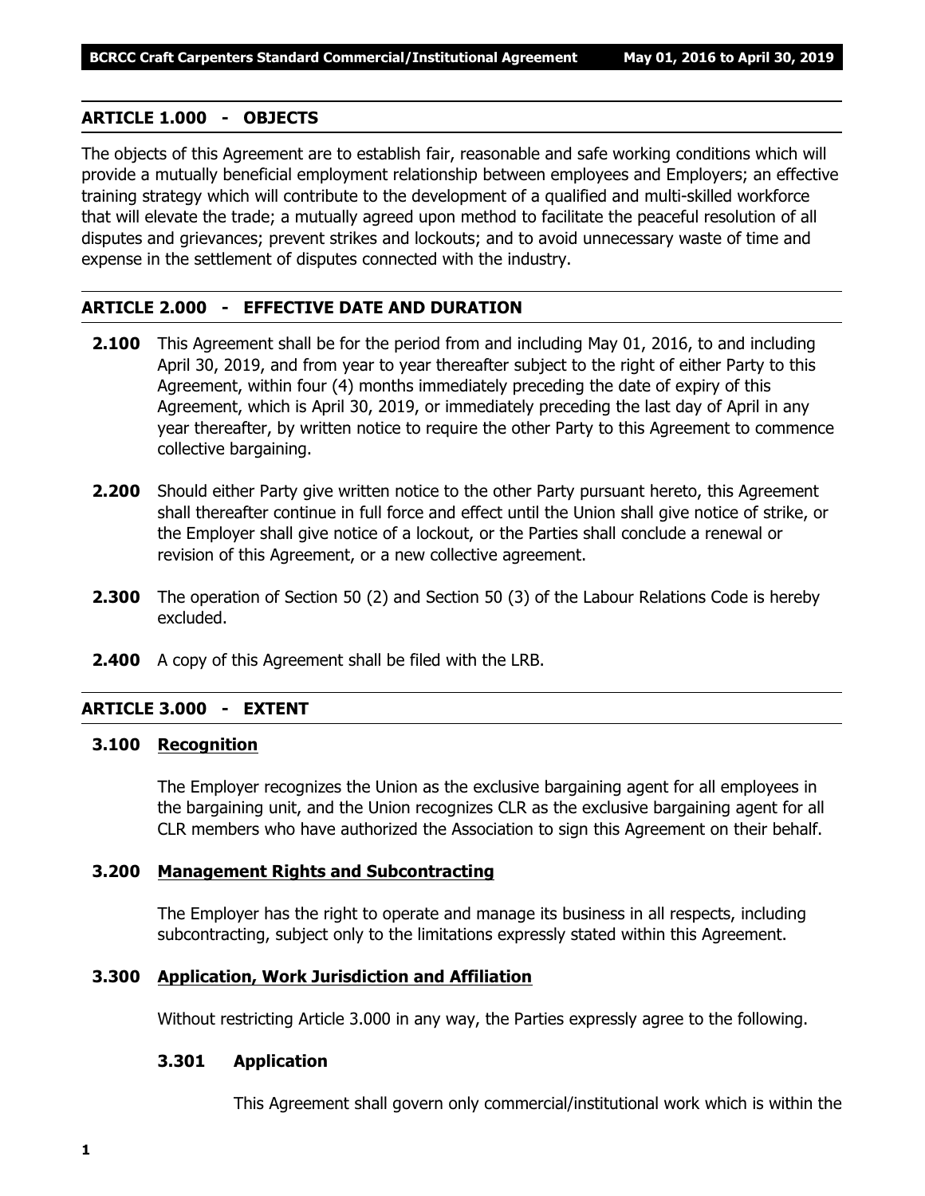## ARTICLE 1.000 - OBJECTS

The objects of this Agreement are to establish fair, reasonable and safe working conditions which will provide a mutually beneficial employment relationship between employees and Employers; an effective training strategy which will contribute to the development of a qualified and multi-skilled workforce that will elevate the trade; a mutually agreed upon method to facilitate the peaceful resolution of all disputes and grievances; prevent strikes and lockouts; and to avoid unnecessary waste of time and expense in the settlement of disputes connected with the industry.

## ARTICLE 2.000 - EFFECTIVE DATE AND DURATION

**2.100** This Agreement shall be for the period from and including May 01, 2016, to and including April 30, 2019, and from year to year thereafter subject to the right of either Party to this Agreement, within four (4) months immediately preceding the date of expiry of this Agreement, which is April 30, 2019, or immediately preceding the last day of April in any year thereafter, by written notice to require the other Party to this Agreement to commence collective bargaining.

**2.200** Should either Party give written notice to the other Party pursuant hereto, this Agreement shall thereafter continue in full force and effect until the Union shall give notice of strike, or the Employer shall give notice of a lockout, or the Parties shall conclude a renewal or revision of this Agreement, or a new collective agreement.

**2.300** The operation of Section 50 (2) and Section 50 (3) of the Labour Relations Code is hereby excluded.

**2.400** A copy of this Agreement shall be filed with the LRB.

## ARTICLE 3.000 - EXTENT

### 3.100 Recognition

The Employer recognizes the Union as the exclusive bargaining agent for all employees in the bargaining unit, and the Union recognizes CLR as the exclusive bargaining agent for all CLR members who have authorized the Association to sign this Agreement on their behalf.

### 3.200 Management Rights and Subcontracting

The Employer has the right to operate and manage its business in all respects, including subcontracting, subject only to the limitations expressly stated within this Agreement.

### 3.300 Application, Work Jurisdiction and Affiliation

Without restricting Article 3.000 in any way, the Parties expressly agree to the following.

#### 3.301 Application

This Agreement shall govern only commercial/institutional work which is within the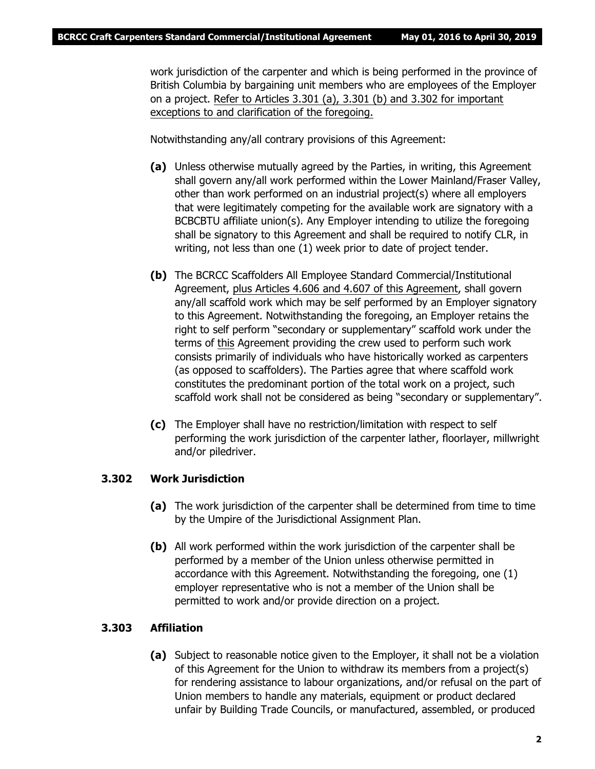work jurisdiction of the carpenter and which is being performed in the province of British Columbia by bargaining unit members who are employees of the Employer on a project. <u>Refer to Articles 3.301 (a), 3.301 (b) and 3.302 for important exceptions to and clarification of the foregoing.</u>

Notwithstanding any/all contrary provisions of this Agreement:

**(a)** Unless otherwise mutually agreed by the Parties, in writing, this Agreement shall govern any/all work performed within the Lower Mainland/Fraser Valley, other than work performed on an industrial project(s) where all employers that were legitimately competing for the available work are signatory with a BCBCBTU affiliate union(s). Any Employer intending to utilize the foregoing shall be signatory to this Agreement and shall be required to notify CLR, in writing, not less than one (1) week prior to date of project tender.

**(b)** The BCRCC Scaffolders All Employee Standard Commercial/Institutional Agreement, <u>plus Articles 4.606 and 4.607 of this Agreement</u>, shall govern any/all scaffold work which may be self performed by an Employer signatory to this Agreement. Notwithstanding the foregoing, an Employer retains the right to self perform "secondary or supplementary" scaffold work under the terms of <u>this</u> Agreement providing the crew used to perform such work consists primarily of individuals who have historically worked as carpenters (as opposed to scaffolders). The Parties agree that where scaffold work constitutes the predominant portion of the total work on a project, such scaffold work shall not be considered as being "secondary or supplementary".

**(c)** The Employer shall have no restriction/limitation with respect to self performing the work jurisdiction of the carpenter lather, floorlayer, millwright and/or piledriver.

### 3.302 Work Jurisdiction

**(a)** The work jurisdiction of the carpenter shall be determined from time to time by the Umpire of the Jurisdictional Assignment Plan.

**(b)** All work performed within the work jurisdiction of the carpenter shall be performed by a member of the Union unless otherwise permitted in accordance with this Agreement. Notwithstanding the foregoing, one (1) employer representative who is not a member of the Union shall be permitted to work and/or provide direction on a project.

### 3.303 Affiliation

**(a)** Subject to reasonable notice given to the Employer, it shall not be a violation of this Agreement for the Union to withdraw its members from a project(s) for rendering assistance to labour organizations, and/or refusal on the part of Union members to handle any materials, equipment or product declared unfair by Building Trade Councils, or manufactured, assembled, or produced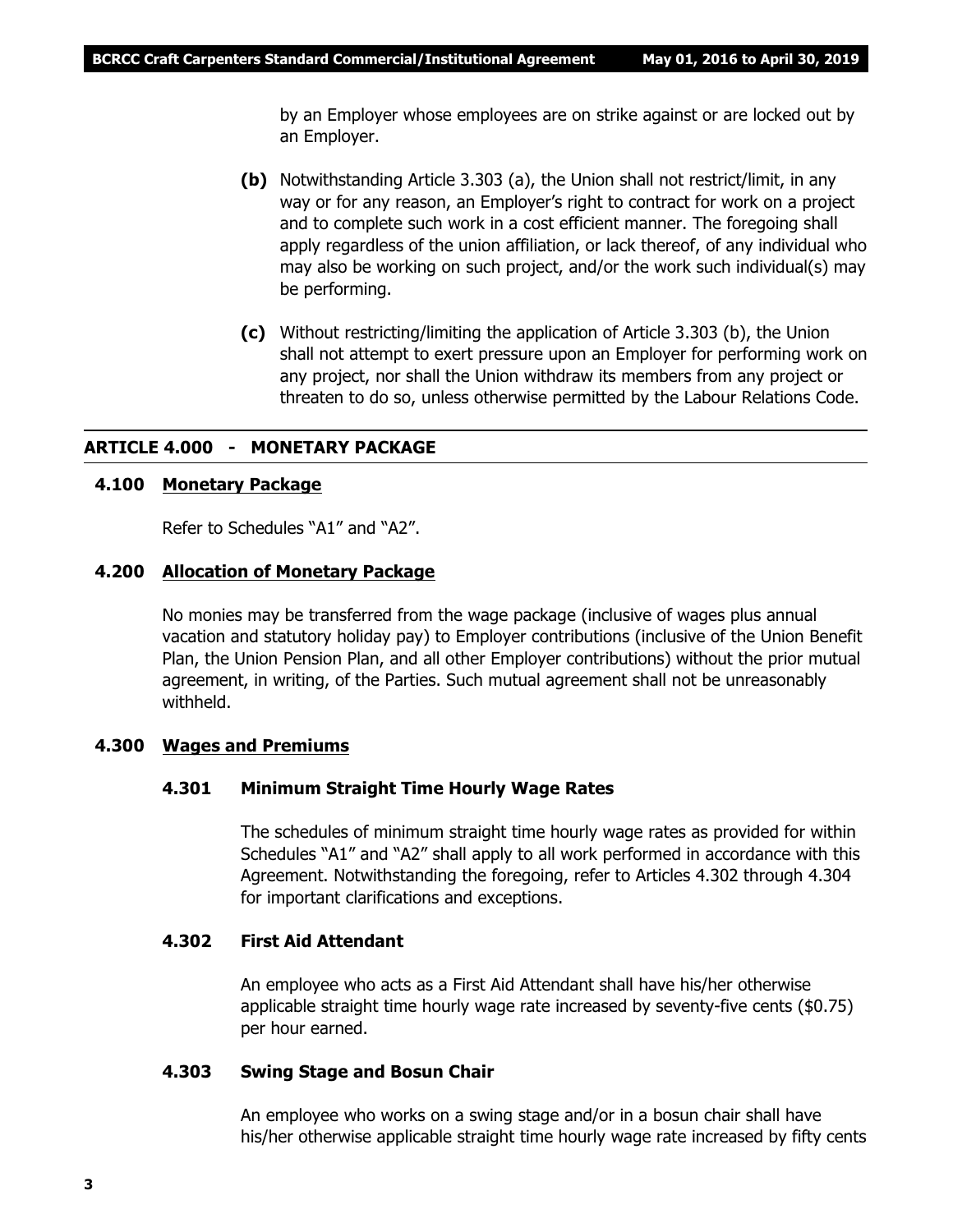by an Employer whose employees are on strike against or are locked out by an Employer.

**(b)** Notwithstanding Article 3.303 (a), the Union shall not restrict/limit, in any way or for any reason, an Employer's right to contract for work on a project and to complete such work in a cost efficient manner. The foregoing shall apply regardless of the union affiliation, or lack thereof, of any individual who may also be working on such project, and/or the work such individual(s) may be performing.

**(c)** Without restricting/limiting the application of Article 3.303 (b), the Union shall not attempt to exert pressure upon an Employer for performing work on any project, nor shall the Union withdraw its members from any project or threaten to do so, unless otherwise permitted by the Labour Relations Code.

## ARTICLE 4.000 - MONETARY PACKAGE

### 4.100 Monetary Package

Refer to Schedules "A1" and "A2".

### 4.200 Allocation of Monetary Package

No monies may be transferred from the wage package (inclusive of wages plus annual vacation and statutory holiday pay) to Employer contributions (inclusive of the Union Benefit Plan, the Union Pension Plan, and all other Employer contributions) without the prior mutual agreement, in writing, of the Parties. Such mutual agreement shall not be unreasonably withheld.

### 4.300 Wages and Premiums

#### 4.301 Minimum Straight Time Hourly Wage Rates

The schedules of minimum straight time hourly wage rates as provided for within Schedules "A1" and "A2" shall apply to all work performed in accordance with this Agreement. Notwithstanding the foregoing, refer to Articles 4.302 through 4.304 for important clarifications and exceptions.

#### 4.302 First Aid Attendant

An employee who acts as a First Aid Attendant shall have his/her otherwise applicable straight time hourly wage rate increased by seventy-five cents ($0.75) per hour earned.

#### 4.303 Swing Stage and Bosun Chair

An employee who works on a swing stage and/or in a bosun chair shall have his/her otherwise applicable straight time hourly wage rate increased by fifty cents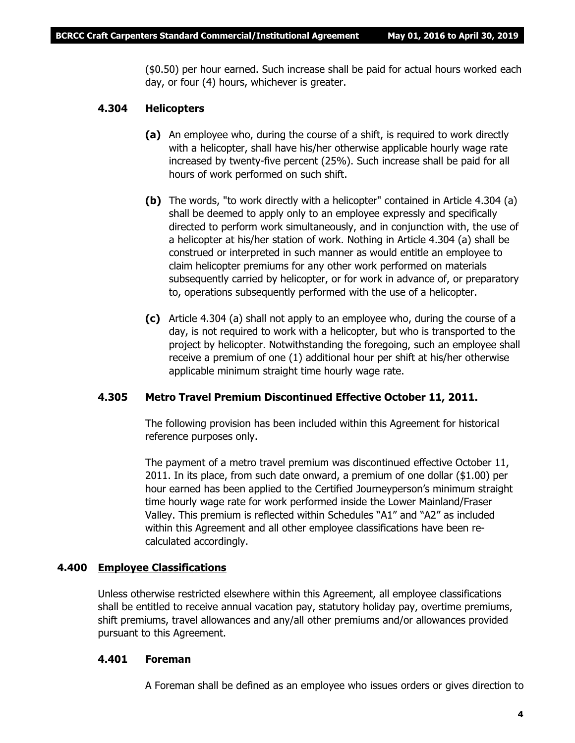($0.50) per hour earned. Such increase shall be paid for actual hours worked each day, or four (4) hours, whichever is greater.

### 4.304 Helicopters

**(a)** An employee who, during the course of a shift, is required to work directly with a helicopter, shall have his/her otherwise applicable hourly wage rate increased by twenty-five percent (25%). Such increase shall be paid for all hours of work performed on such shift.

**(b)** The words, "to work directly with a helicopter" contained in Article 4.304 (a) shall be deemed to apply only to an employee expressly and specifically directed to perform work simultaneously, and in conjunction with, the use of a helicopter at his/her station of work. Nothing in Article 4.304 (a) shall be construed or interpreted in such manner as would entitle an employee to claim helicopter premiums for any other work performed on materials subsequently carried by helicopter, or for work in advance of, or preparatory to, operations subsequently performed with the use of a helicopter.

**(c)** Article 4.304 (a) shall not apply to an employee who, during the course of a day, is not required to work with a helicopter, but who is transported to the project by helicopter. Notwithstanding the foregoing, such an employee shall receive a premium of one (1) additional hour per shift at his/her otherwise applicable minimum straight time hourly wage rate.

### 4.305 Metro Travel Premium Discontinued Effective October 11, 2011.

The following provision has been included within this Agreement for historical reference purposes only.

The payment of a metro travel premium was discontinued effective October 11, 2011. In its place, from such date onward, a premium of one dollar ($1.00) per hour earned has been applied to the Certified Journeyperson's minimum straight time hourly wage rate for work performed inside the Lower Mainland/Fraser Valley. This premium is reflected within Schedules "A1" and "A2" as included within this Agreement and all other employee classifications have been re-calculated accordingly.

## 4.400 Employee Classifications

Unless otherwise restricted elsewhere within this Agreement, all employee classifications shall be entitled to receive annual vacation pay, statutory holiday pay, overtime premiums, shift premiums, travel allowances and any/all other premiums and/or allowances provided pursuant to this Agreement.

### 4.401 Foreman

A Foreman shall be defined as an employee who issues orders or gives direction to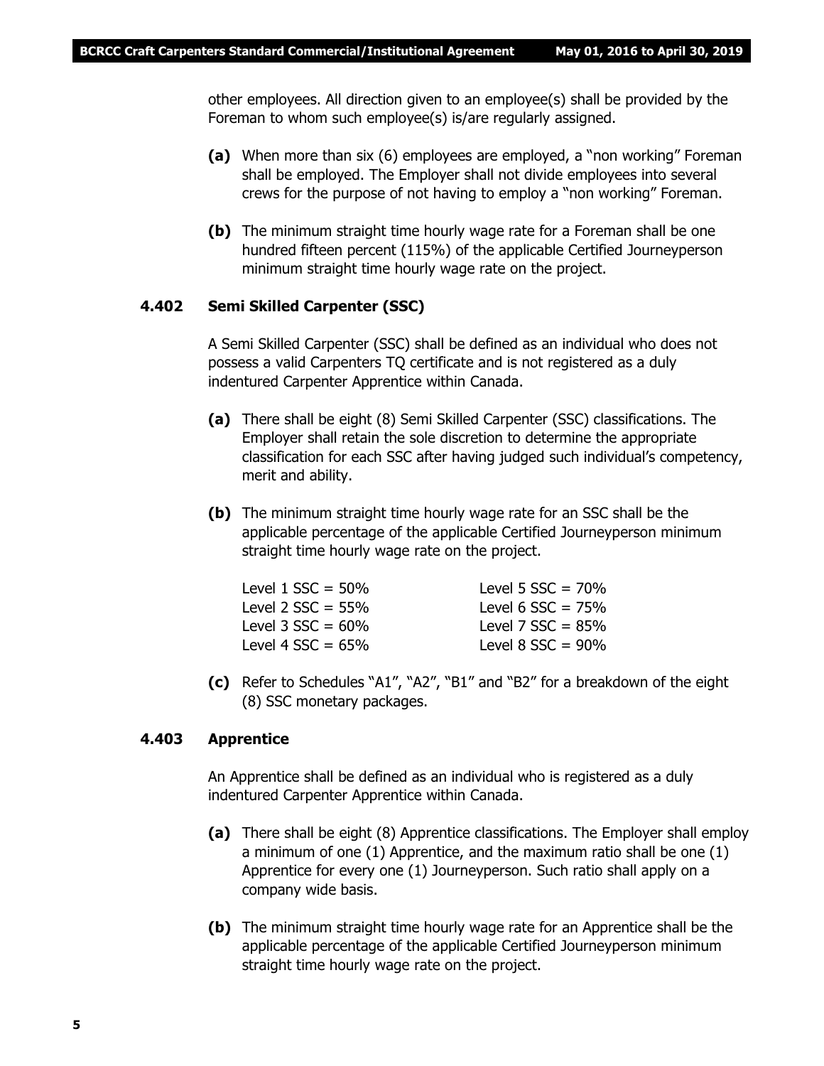other employees. All direction given to an employee(s) shall be provided by the Foreman to whom such employee(s) is/are regularly assigned.

**(a)** When more than six (6) employees are employed, a "non working" Foreman shall be employed. The Employer shall not divide employees into several crews for the purpose of not having to employ a "non working" Foreman.

**(b)** The minimum straight time hourly wage rate for a Foreman shall be one hundred fifteen percent (115%) of the applicable Certified Journeyperson minimum straight time hourly wage rate on the project.

### 4.402 Semi Skilled Carpenter (SSC)

A Semi Skilled Carpenter (SSC) shall be defined as an individual who does not possess a valid Carpenters TQ certificate and is not registered as a duly indentured Carpenter Apprentice within Canada.

**(a)** There shall be eight (8) Semi Skilled Carpenter (SSC) classifications. The Employer shall retain the sole discretion to determine the appropriate classification for each SSC after having judged such individual's competency, merit and ability.

**(b)** The minimum straight time hourly wage rate for an SSC shall be the applicable percentage of the applicable Certified Journeyperson minimum straight time hourly wage rate on the project.

| | |
|---|---|
| Level 1 SSC = 50% | Level 5 SSC = 70% |
| Level 2 SSC = 55% | Level 6 SSC = 75% |
| Level 3 SSC = 60% | Level 7 SSC = 85% |
| Level 4 SSC = 65% | Level 8 SSC = 90% |

**(c)** Refer to Schedules "A1", "A2", "B1" and "B2" for a breakdown of the eight (8) SSC monetary packages.

### 4.403 Apprentice

An Apprentice shall be defined as an individual who is registered as a duly indentured Carpenter Apprentice within Canada.

**(a)** There shall be eight (8) Apprentice classifications. The Employer shall employ a minimum of one (1) Apprentice, and the maximum ratio shall be one (1) Apprentice for every one (1) Journeyperson. Such ratio shall apply on a company wide basis.

**(b)** The minimum straight time hourly wage rate for an Apprentice shall be the applicable percentage of the applicable Certified Journeyperson minimum straight time hourly wage rate on the project.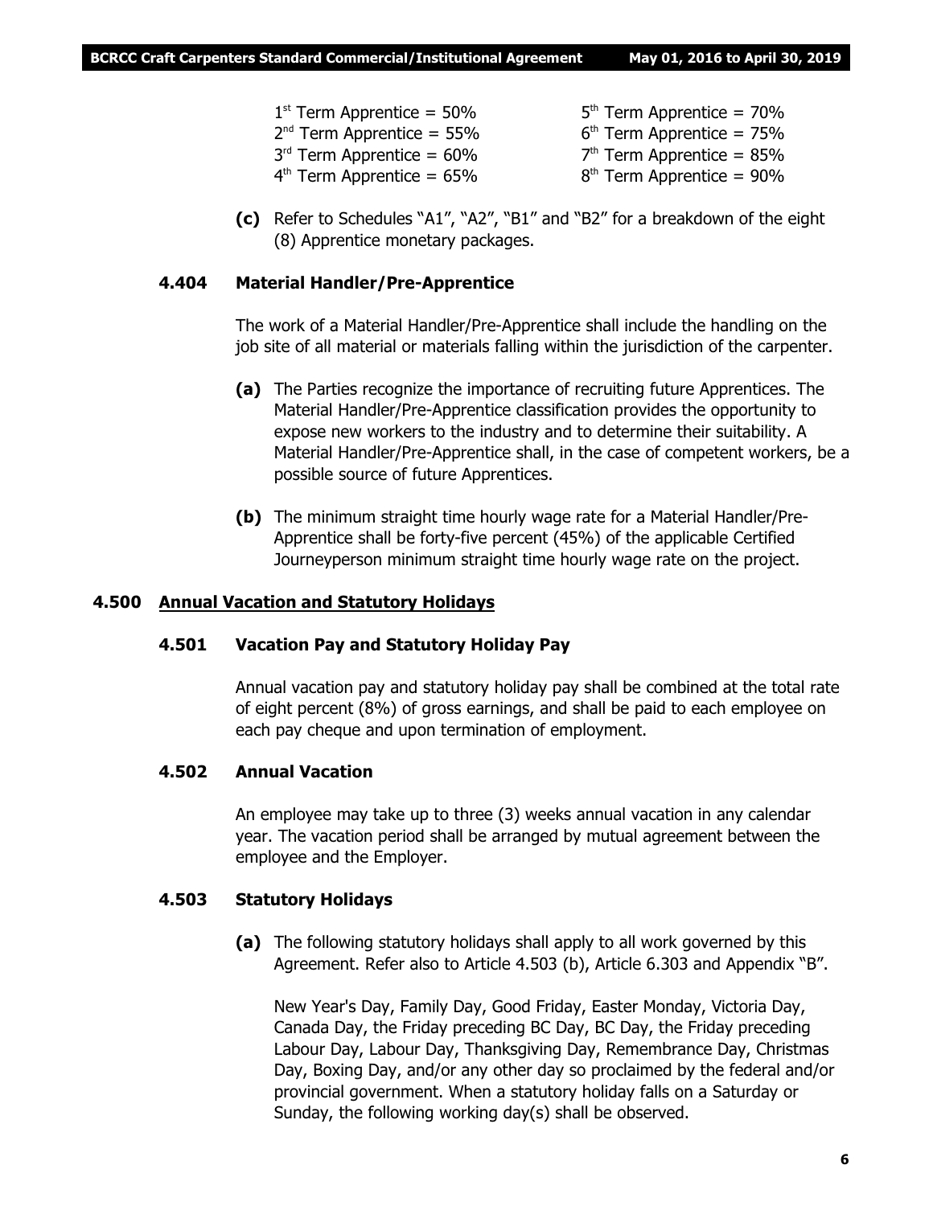1st Term Apprentice = 50%
2nd Term Apprentice = 55%
3rd Term Apprentice = 60%
4th Term Apprentice = 65%
5th Term Apprentice = 70%
6th Term Apprentice = 75%
7th Term Apprentice = 85%
8th Term Apprentice = 90%

**(c)** Refer to Schedules "A1", "A2", "B1" and "B2" for a breakdown of the eight (8) Apprentice monetary packages.

### 4.404 Material Handler/Pre-Apprentice

The work of a Material Handler/Pre-Apprentice shall include the handling on the job site of all material or materials falling within the jurisdiction of the carpenter.

**(a)** The Parties recognize the importance of recruiting future Apprentices. The Material Handler/Pre-Apprentice classification provides the opportunity to expose new workers to the industry and to determine their suitability. A Material Handler/Pre-Apprentice shall, in the case of competent workers, be a possible source of future Apprentices.

**(b)** The minimum straight time hourly wage rate for a Material Handler/Pre-Apprentice shall be forty-five percent (45%) of the applicable Certified Journeyperson minimum straight time hourly wage rate on the project.

## 4.500 Annual Vacation and Statutory Holidays

### 4.501 Vacation Pay and Statutory Holiday Pay

Annual vacation pay and statutory holiday pay shall be combined at the total rate of eight percent (8%) of gross earnings, and shall be paid to each employee on each pay cheque and upon termination of employment.

### 4.502 Annual Vacation

An employee may take up to three (3) weeks annual vacation in any calendar year. The vacation period shall be arranged by mutual agreement between the employee and the Employer.

### 4.503 Statutory Holidays

**(a)** The following statutory holidays shall apply to all work governed by this Agreement. Refer also to Article 4.503 (b), Article 6.303 and Appendix "B".

New Year's Day, Family Day, Good Friday, Easter Monday, Victoria Day, Canada Day, the Friday preceding BC Day, BC Day, the Friday preceding Labour Day, Labour Day, Thanksgiving Day, Remembrance Day, Christmas Day, Boxing Day, and/or any other day so proclaimed by the federal and/or provincial government. When a statutory holiday falls on a Saturday or Sunday, the following working day(s) shall be observed.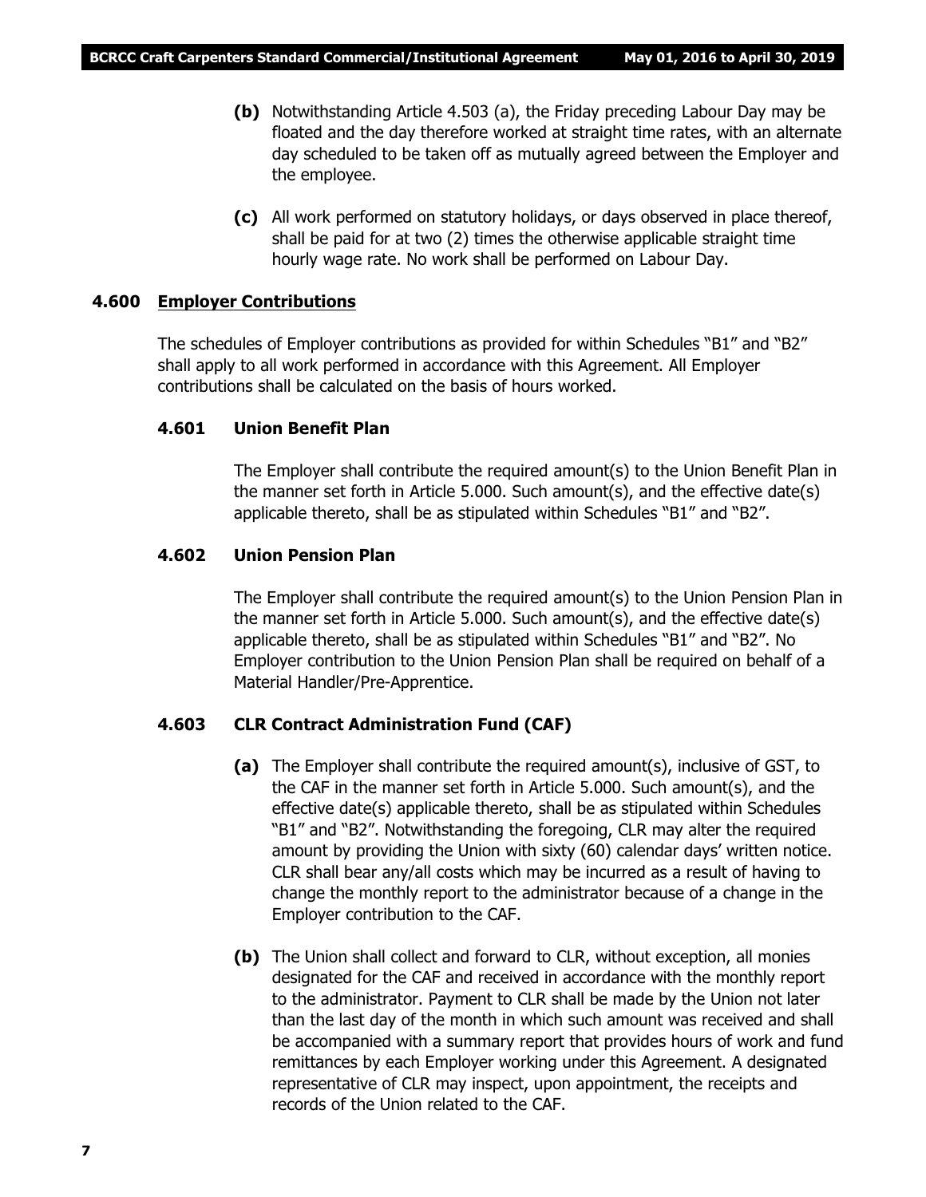**(b)** Notwithstanding Article 4.503 (a), the Friday preceding Labour Day may be floated and the day therefore worked at straight time rates, with an alternate day scheduled to be taken off as mutually agreed between the Employer and the employee.

**(c)** All work performed on statutory holidays, or days observed in place thereof, shall be paid for at two (2) times the otherwise applicable straight time hourly wage rate. No work shall be performed on Labour Day.

### 4.600 Employer Contributions

The schedules of Employer contributions as provided for within Schedules "B1" and "B2" shall apply to all work performed in accordance with this Agreement. All Employer contributions shall be calculated on the basis of hours worked.

#### 4.601 Union Benefit Plan

The Employer shall contribute the required amount(s) to the Union Benefit Plan in the manner set forth in Article 5.000. Such amount(s), and the effective date(s) applicable thereto, shall be as stipulated within Schedules "B1" and "B2".

#### 4.602 Union Pension Plan

The Employer shall contribute the required amount(s) to the Union Pension Plan in the manner set forth in Article 5.000. Such amount(s), and the effective date(s) applicable thereto, shall be as stipulated within Schedules "B1" and "B2". No Employer contribution to the Union Pension Plan shall be required on behalf of a Material Handler/Pre-Apprentice.

#### 4.603 CLR Contract Administration Fund (CAF)

**(a)** The Employer shall contribute the required amount(s), inclusive of GST, to the CAF in the manner set forth in Article 5.000. Such amount(s), and the effective date(s) applicable thereto, shall be as stipulated within Schedules "B1" and "B2". Notwithstanding the foregoing, CLR may alter the required amount by providing the Union with sixty (60) calendar days' written notice. CLR shall bear any/all costs which may be incurred as a result of having to change the monthly report to the administrator because of a change in the Employer contribution to the CAF.

**(b)** The Union shall collect and forward to CLR, without exception, all monies designated for the CAF and received in accordance with the monthly report to the administrator. Payment to CLR shall be made by the Union not later than the last day of the month in which such amount was received and shall be accompanied with a summary report that provides hours of work and fund remittances by each Employer working under this Agreement. A designated representative of CLR may inspect, upon appointment, the receipts and records of the Union related to the CAF.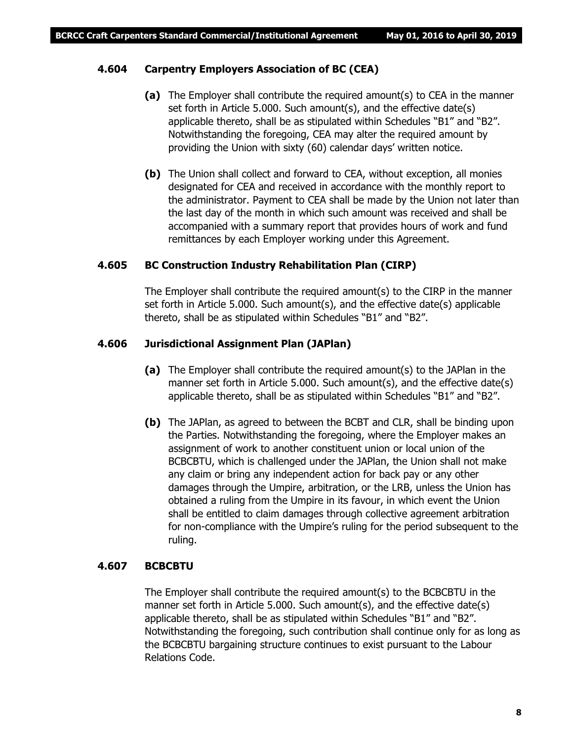### 4.604 Carpentry Employers Association of BC (CEA)

**(a)** The Employer shall contribute the required amount(s) to CEA in the manner set forth in Article 5.000. Such amount(s), and the effective date(s) applicable thereto, shall be as stipulated within Schedules "B1" and "B2". Notwithstanding the foregoing, CEA may alter the required amount by providing the Union with sixty (60) calendar days' written notice.

**(b)** The Union shall collect and forward to CEA, without exception, all monies designated for CEA and received in accordance with the monthly report to the administrator. Payment to CEA shall be made by the Union not later than the last day of the month in which such amount was received and shall be accompanied with a summary report that provides hours of work and fund remittances by each Employer working under this Agreement.

### 4.605 BC Construction Industry Rehabilitation Plan (CIRP)

The Employer shall contribute the required amount(s) to the CIRP in the manner set forth in Article 5.000. Such amount(s), and the effective date(s) applicable thereto, shall be as stipulated within Schedules "B1" and "B2".

### 4.606 Jurisdictional Assignment Plan (JAPlan)

**(a)** The Employer shall contribute the required amount(s) to the JAPlan in the manner set forth in Article 5.000. Such amount(s), and the effective date(s) applicable thereto, shall be as stipulated within Schedules "B1" and "B2".

**(b)** The JAPlan, as agreed to between the BCBT and CLR, shall be binding upon the Parties. Notwithstanding the foregoing, where the Employer makes an assignment of work to another constituent union or local union of the BCBCBTU, which is challenged under the JAPlan, the Union shall not make any claim or bring any independent action for back pay or any other damages through the Umpire, arbitration, or the LRB, unless the Union has obtained a ruling from the Umpire in its favour, in which event the Union shall be entitled to claim damages through collective agreement arbitration for non-compliance with the Umpire's ruling for the period subsequent to the ruling.

### 4.607 BCBCBTU

The Employer shall contribute the required amount(s) to the BCBCBTU in the manner set forth in Article 5.000. Such amount(s), and the effective date(s) applicable thereto, shall be as stipulated within Schedules "B1" and "B2". Notwithstanding the foregoing, such contribution shall continue only for as long as the BCBCBTU bargaining structure continues to exist pursuant to the Labour Relations Code.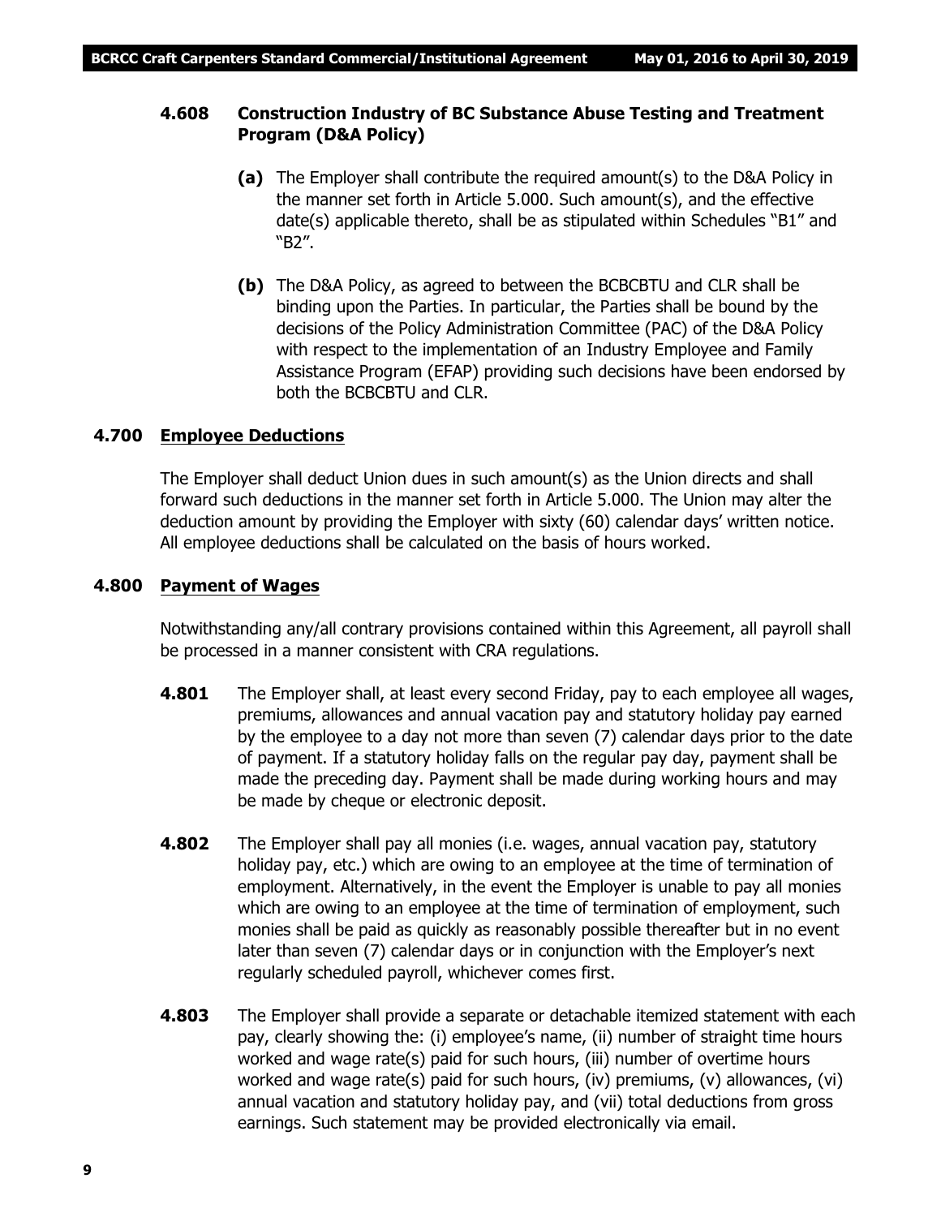### 4.608 Construction Industry of BC Substance Abuse Testing and Treatment Program (D&A Policy)

**(a)** The Employer shall contribute the required amount(s) to the D&A Policy in the manner set forth in Article 5.000. Such amount(s), and the effective date(s) applicable thereto, shall be as stipulated within Schedules "B1" and "B2".

**(b)** The D&A Policy, as agreed to between the BCBCBTU and CLR shall be binding upon the Parties. In particular, the Parties shall be bound by the decisions of the Policy Administration Committee (PAC) of the D&A Policy with respect to the implementation of an Industry Employee and Family Assistance Program (EFAP) providing such decisions have been endorsed by both the BCBCBTU and CLR.

## 4.700 Employee Deductions

The Employer shall deduct Union dues in such amount(s) as the Union directs and shall forward such deductions in the manner set forth in Article 5.000. The Union may alter the deduction amount by providing the Employer with sixty (60) calendar days' written notice. All employee deductions shall be calculated on the basis of hours worked.

## 4.800 Payment of Wages

Notwithstanding any/all contrary provisions contained within this Agreement, all payroll shall be processed in a manner consistent with CRA regulations.

**4.801** The Employer shall, at least every second Friday, pay to each employee all wages, premiums, allowances and annual vacation pay and statutory holiday pay earned by the employee to a day not more than seven (7) calendar days prior to the date of payment. If a statutory holiday falls on the regular pay day, payment shall be made the preceding day. Payment shall be made during working hours and may be made by cheque or electronic deposit.

**4.802** The Employer shall pay all monies (i.e. wages, annual vacation pay, statutory holiday pay, etc.) which are owing to an employee at the time of termination of employment. Alternatively, in the event the Employer is unable to pay all monies which are owing to an employee at the time of termination of employment, such monies shall be paid as quickly as reasonably possible thereafter but in no event later than seven (7) calendar days or in conjunction with the Employer's next regularly scheduled payroll, whichever comes first.

**4.803** The Employer shall provide a separate or detachable itemized statement with each pay, clearly showing the: (i) employee's name, (ii) number of straight time hours worked and wage rate(s) paid for such hours, (iii) number of overtime hours worked and wage rate(s) paid for such hours, (iv) premiums, (v) allowances, (vi) annual vacation and statutory holiday pay, and (vii) total deductions from gross earnings. Such statement may be provided electronically via email.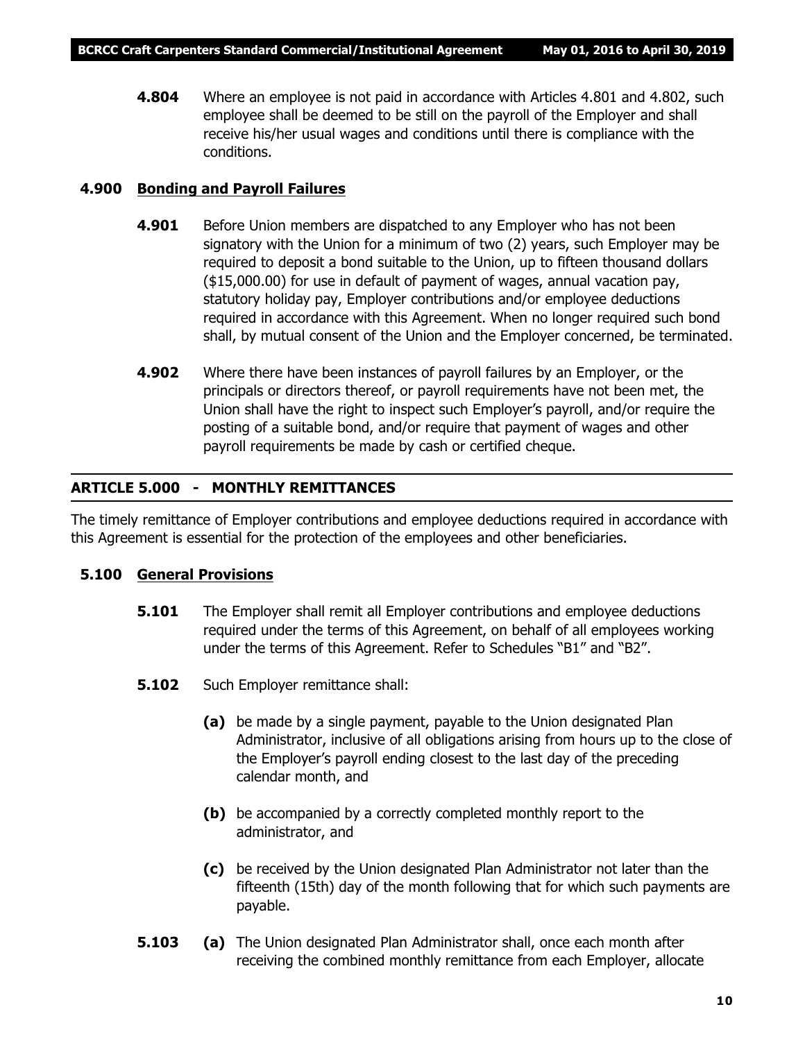**4.804** Where an employee is not paid in accordance with Articles 4.801 and 4.802, such employee shall be deemed to be still on the payroll of the Employer and shall receive his/her usual wages and conditions until there is compliance with the conditions.

### 4.900 Bonding and Payroll Failures

**4.901** Before Union members are dispatched to any Employer who has not been signatory with the Union for a minimum of two (2) years, such Employer may be required to deposit a bond suitable to the Union, up to fifteen thousand dollars ($15,000.00) for use in default of payment of wages, annual vacation pay, statutory holiday pay, Employer contributions and/or employee deductions required in accordance with this Agreement. When no longer required such bond shall, by mutual consent of the Union and the Employer concerned, be terminated.

**4.902** Where there have been instances of payroll failures by an Employer, or the principals or directors thereof, or payroll requirements have not been met, the Union shall have the right to inspect such Employer's payroll, and/or require the posting of a suitable bond, and/or require that payment of wages and other payroll requirements be made by cash or certified cheque.

## ARTICLE 5.000 - MONTHLY REMITTANCES

The timely remittance of Employer contributions and employee deductions required in accordance with this Agreement is essential for the protection of the employees and other beneficiaries.

### 5.100 General Provisions

**5.101** The Employer shall remit all Employer contributions and employee deductions required under the terms of this Agreement, on behalf of all employees working under the terms of this Agreement. Refer to Schedules "B1" and "B2".

**5.102** Such Employer remittance shall:

**(a)** be made by a single payment, payable to the Union designated Plan Administrator, inclusive of all obligations arising from hours up to the close of the Employer's payroll ending closest to the last day of the preceding calendar month, and

**(b)** be accompanied by a correctly completed monthly report to the administrator, and

**(c)** be received by the Union designated Plan Administrator not later than the fifteenth (15th) day of the month following that for which such payments are payable.

**5.103** **(a)** The Union designated Plan Administrator shall, once each month after receiving the combined monthly remittance from each Employer, allocate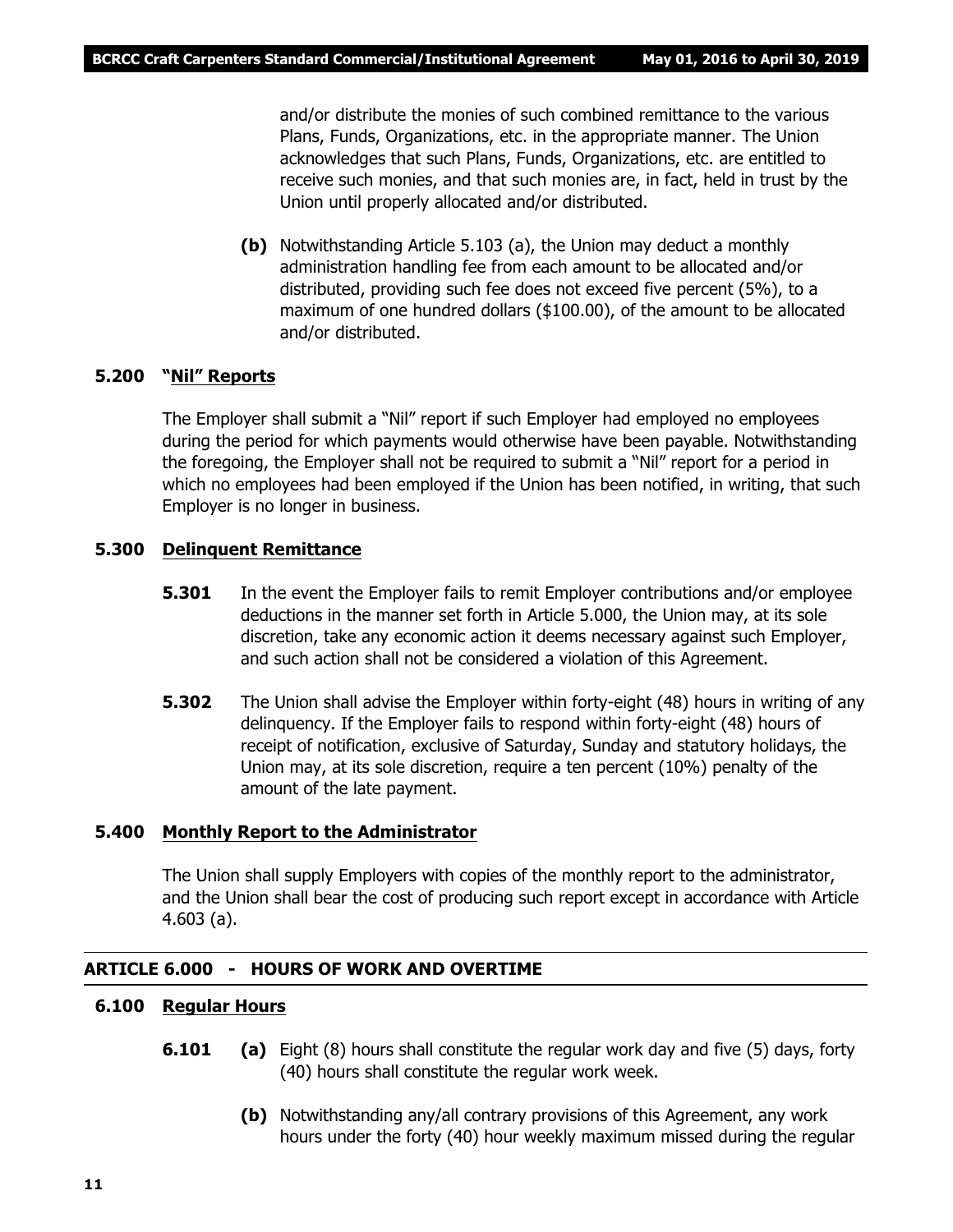and/or distribute the monies of such combined remittance to the various Plans, Funds, Organizations, etc. in the appropriate manner. The Union acknowledges that such Plans, Funds, Organizations, etc. are entitled to receive such monies, and that such monies are, in fact, held in trust by the Union until properly allocated and/or distributed.

**(b)** Notwithstanding Article 5.103 (a), the Union may deduct a monthly administration handling fee from each amount to be allocated and/or distributed, providing such fee does not exceed five percent (5%), to a maximum of one hundred dollars ($100.00), of the amount to be allocated and/or distributed.

### 5.200 "Nil" Reports

The Employer shall submit a "Nil" report if such Employer had employed no employees during the period for which payments would otherwise have been payable. Notwithstanding the foregoing, the Employer shall not be required to submit a "Nil" report for a period in which no employees had been employed if the Union has been notified, in writing, that such Employer is no longer in business.

### 5.300 Delinquent Remittance

**5.301** In the event the Employer fails to remit Employer contributions and/or employee deductions in the manner set forth in Article 5.000, the Union may, at its sole discretion, take any economic action it deems necessary against such Employer, and such action shall not be considered a violation of this Agreement.

**5.302** The Union shall advise the Employer within forty-eight (48) hours in writing of any delinquency. If the Employer fails to respond within forty-eight (48) hours of receipt of notification, exclusive of Saturday, Sunday and statutory holidays, the Union may, at its sole discretion, require a ten percent (10%) penalty of the amount of the late payment.

### 5.400 Monthly Report to the Administrator

The Union shall supply Employers with copies of the monthly report to the administrator, and the Union shall bear the cost of producing such report except in accordance with Article 4.603 (a).

## ARTICLE 6.000 - HOURS OF WORK AND OVERTIME

### 6.100 Regular Hours

**6.101** **(a)** Eight (8) hours shall constitute the regular work day and five (5) days, forty (40) hours shall constitute the regular work week.

**(b)** Notwithstanding any/all contrary provisions of this Agreement, any work hours under the forty (40) hour weekly maximum missed during the regular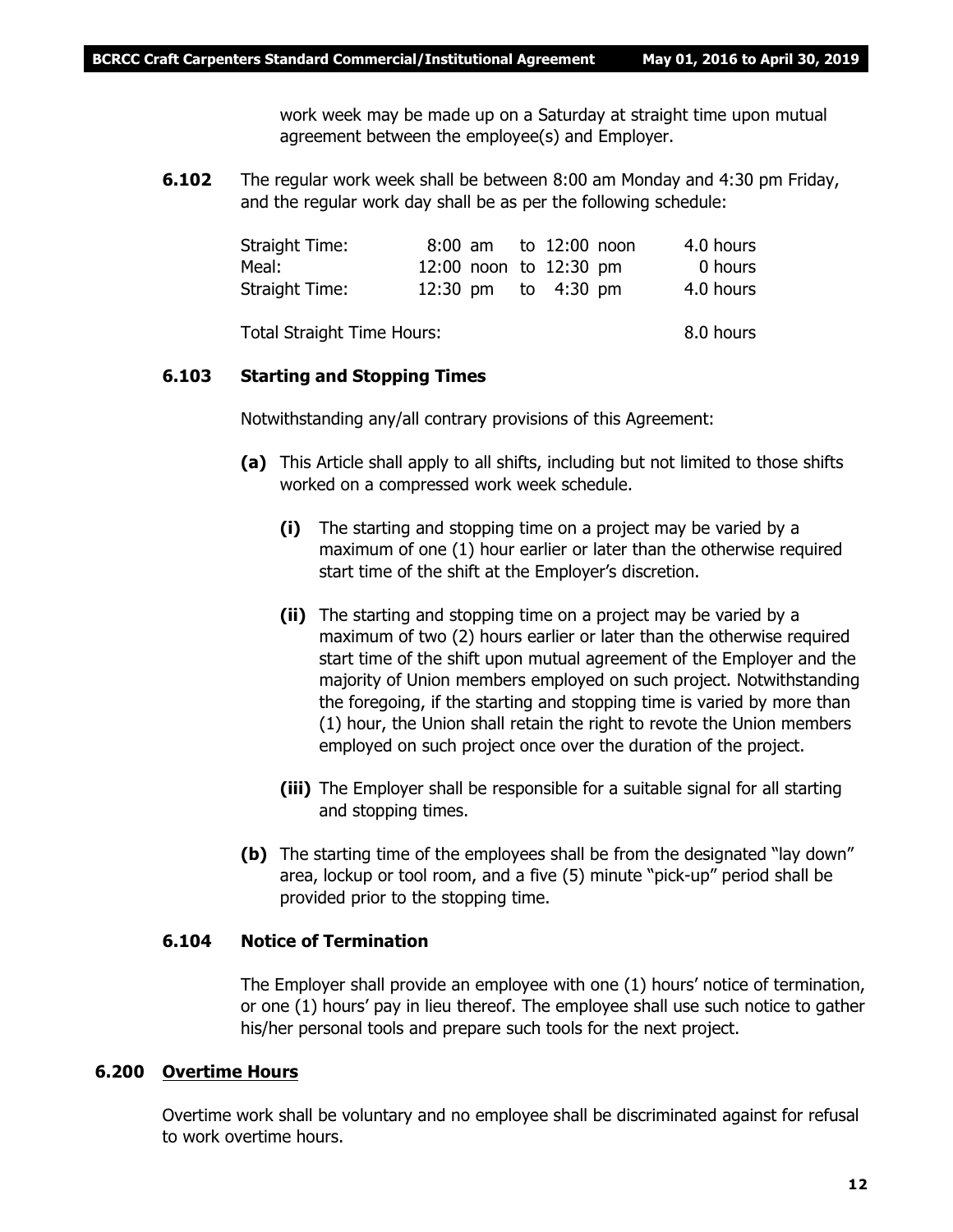work week may be made up on a Saturday at straight time upon mutual agreement between the employee(s) and Employer.

**6.102** The regular work week shall be between 8:00 am Monday and 4:30 pm Friday, and the regular work day shall be as per the following schedule:

| | | |
|---|---|---|
| Straight Time: | 8:00 am to 12:00 noon | 4.0 hours |
| Meal: | 12:00 noon to 12:30 pm | 0 hours |
| Straight Time: | 12:30 pm to 4:30 pm | 4.0 hours |
| Total Straight Time Hours: | | 8.0 hours |

**6.103 Starting and Stopping Times**

Notwithstanding any/all contrary provisions of this Agreement:

**(a)** This Article shall apply to all shifts, including but not limited to those shifts worked on a compressed work week schedule.

**(i)** The starting and stopping time on a project may be varied by a maximum of one (1) hour earlier or later than the otherwise required start time of the shift at the Employer's discretion.

**(ii)** The starting and stopping time on a project may be varied by a maximum of two (2) hours earlier or later than the otherwise required start time of the shift upon mutual agreement of the Employer and the majority of Union members employed on such project. Notwithstanding the foregoing, if the starting and stopping time is varied by more than (1) hour, the Union shall retain the right to revote the Union members employed on such project once over the duration of the project.

**(iii)** The Employer shall be responsible for a suitable signal for all starting and stopping times.

**(b)** The starting time of the employees shall be from the designated "lay down" area, lockup or tool room, and a five (5) minute "pick-up" period shall be provided prior to the stopping time.

**6.104 Notice of Termination**

The Employer shall provide an employee with one (1) hours' notice of termination, or one (1) hours' pay in lieu thereof. The employee shall use such notice to gather his/her personal tools and prepare such tools for the next project.

**6.200 Overtime Hours**

Overtime work shall be voluntary and no employee shall be discriminated against for refusal to work overtime hours.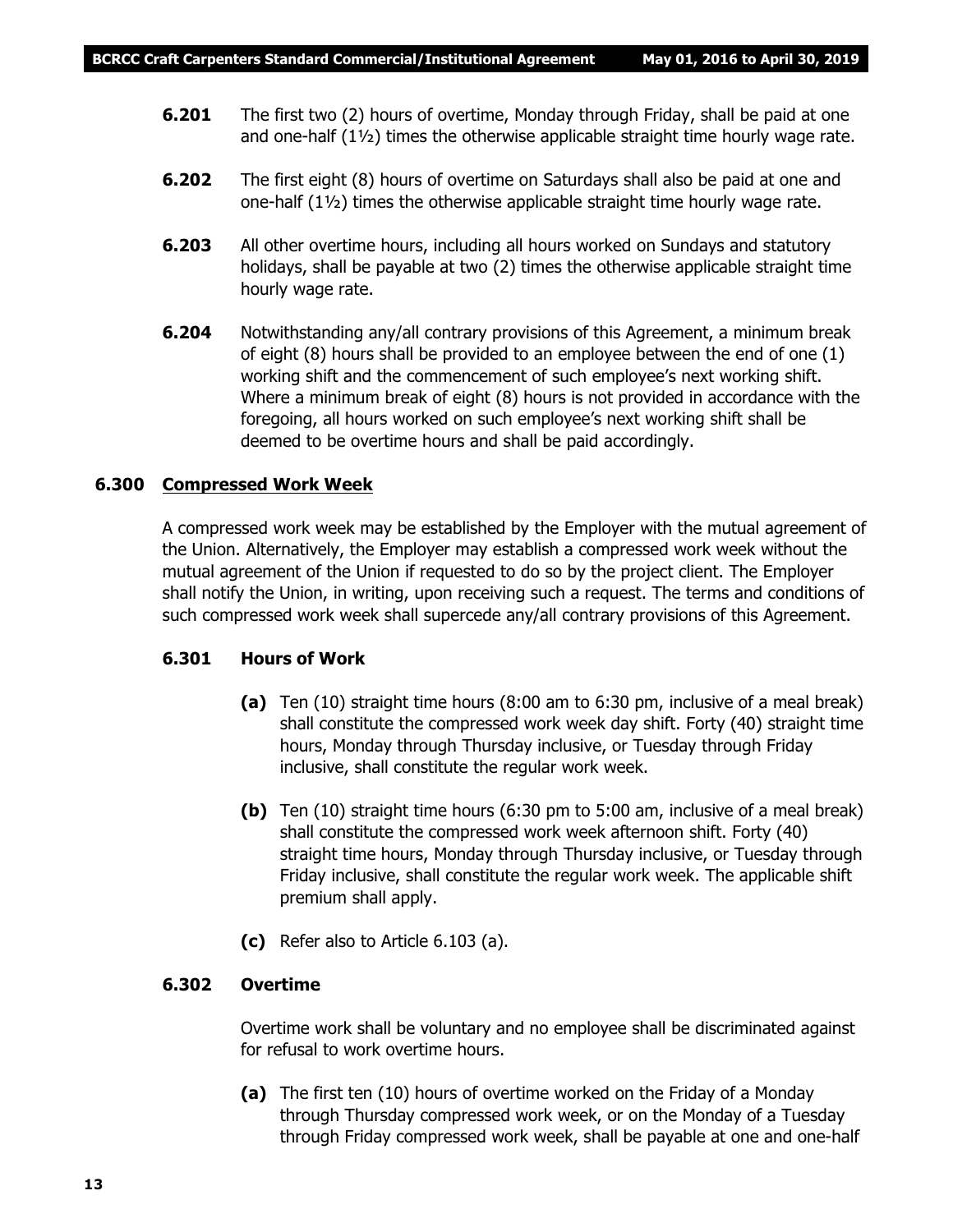**6.201** The first two (2) hours of overtime, Monday through Friday, shall be paid at one and one-half (1½) times the otherwise applicable straight time hourly wage rate.

**6.202** The first eight (8) hours of overtime on Saturdays shall also be paid at one and one-half (1½) times the otherwise applicable straight time hourly wage rate.

**6.203** All other overtime hours, including all hours worked on Sundays and statutory holidays, shall be payable at two (2) times the otherwise applicable straight time hourly wage rate.

**6.204** Notwithstanding any/all contrary provisions of this Agreement, a minimum break of eight (8) hours shall be provided to an employee between the end of one (1) working shift and the commencement of such employee's next working shift. Where a minimum break of eight (8) hours is not provided in accordance with the foregoing, all hours worked on such employee's next working shift shall be deemed to be overtime hours and shall be paid accordingly.

## 6.300 Compressed Work Week

A compressed work week may be established by the Employer with the mutual agreement of the Union. Alternatively, the Employer may establish a compressed work week without the mutual agreement of the Union if requested to do so by the project client. The Employer shall notify the Union, in writing, upon receiving such a request. The terms and conditions of such compressed work week shall supercede any/all contrary provisions of this Agreement.

### 6.301 Hours of Work

**(a)** Ten (10) straight time hours (8:00 am to 6:30 pm, inclusive of a meal break) shall constitute the compressed work week day shift. Forty (40) straight time hours, Monday through Thursday inclusive, or Tuesday through Friday inclusive, shall constitute the regular work week.

**(b)** Ten (10) straight time hours (6:30 pm to 5:00 am, inclusive of a meal break) shall constitute the compressed work week afternoon shift. Forty (40) straight time hours, Monday through Thursday inclusive, or Tuesday through Friday inclusive, shall constitute the regular work week. The applicable shift premium shall apply.

**(c)** Refer also to Article 6.103 (a).

### 6.302 Overtime

Overtime work shall be voluntary and no employee shall be discriminated against for refusal to work overtime hours.

**(a)** The first ten (10) hours of overtime worked on the Friday of a Monday through Thursday compressed work week, or on the Monday of a Tuesday through Friday compressed work week, shall be payable at one and one-half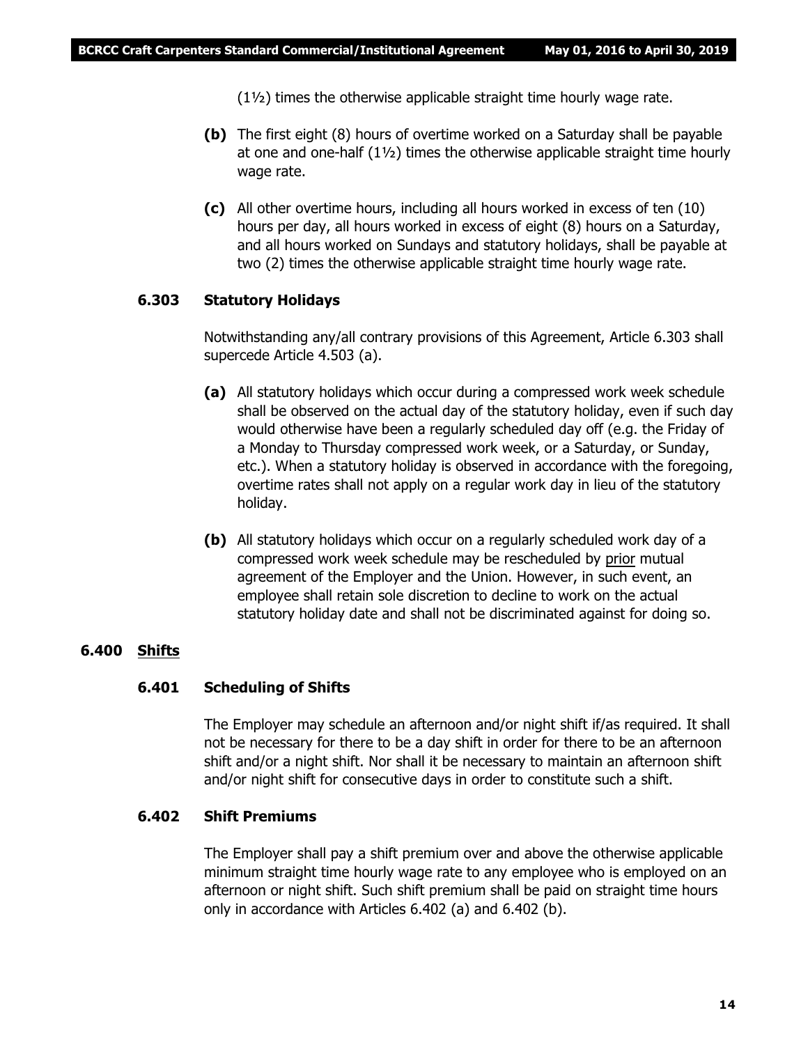(1½) times the otherwise applicable straight time hourly wage rate.

**(b)** The first eight (8) hours of overtime worked on a Saturday shall be payable at one and one-half (1½) times the otherwise applicable straight time hourly wage rate.

**(c)** All other overtime hours, including all hours worked in excess of ten (10) hours per day, all hours worked in excess of eight (8) hours on a Saturday, and all hours worked on Sundays and statutory holidays, shall be payable at two (2) times the otherwise applicable straight time hourly wage rate.

### 6.303 Statutory Holidays

Notwithstanding any/all contrary provisions of this Agreement, Article 6.303 shall supercede Article 4.503 (a).

**(a)** All statutory holidays which occur during a compressed work week schedule shall be observed on the actual day of the statutory holiday, even if such day would otherwise have been a regularly scheduled day off (e.g. the Friday of a Monday to Thursday compressed work week, or a Saturday, or Sunday, etc.). When a statutory holiday is observed in accordance with the foregoing, overtime rates shall not apply on a regular work day in lieu of the statutory holiday.

**(b)** All statutory holidays which occur on a regularly scheduled work day of a compressed work week schedule may be rescheduled by prior mutual agreement of the Employer and the Union. However, in such event, an employee shall retain sole discretion to decline to work on the actual statutory holiday date and shall not be discriminated against for doing so.

## 6.400 Shifts

### 6.401 Scheduling of Shifts

The Employer may schedule an afternoon and/or night shift if/as required. It shall not be necessary for there to be a day shift in order for there to be an afternoon shift and/or a night shift. Nor shall it be necessary to maintain an afternoon shift and/or night shift for consecutive days in order to constitute such a shift.

### 6.402 Shift Premiums

The Employer shall pay a shift premium over and above the otherwise applicable minimum straight time hourly wage rate to any employee who is employed on an afternoon or night shift. Such shift premium shall be paid on straight time hours only in accordance with Articles 6.402 (a) and 6.402 (b).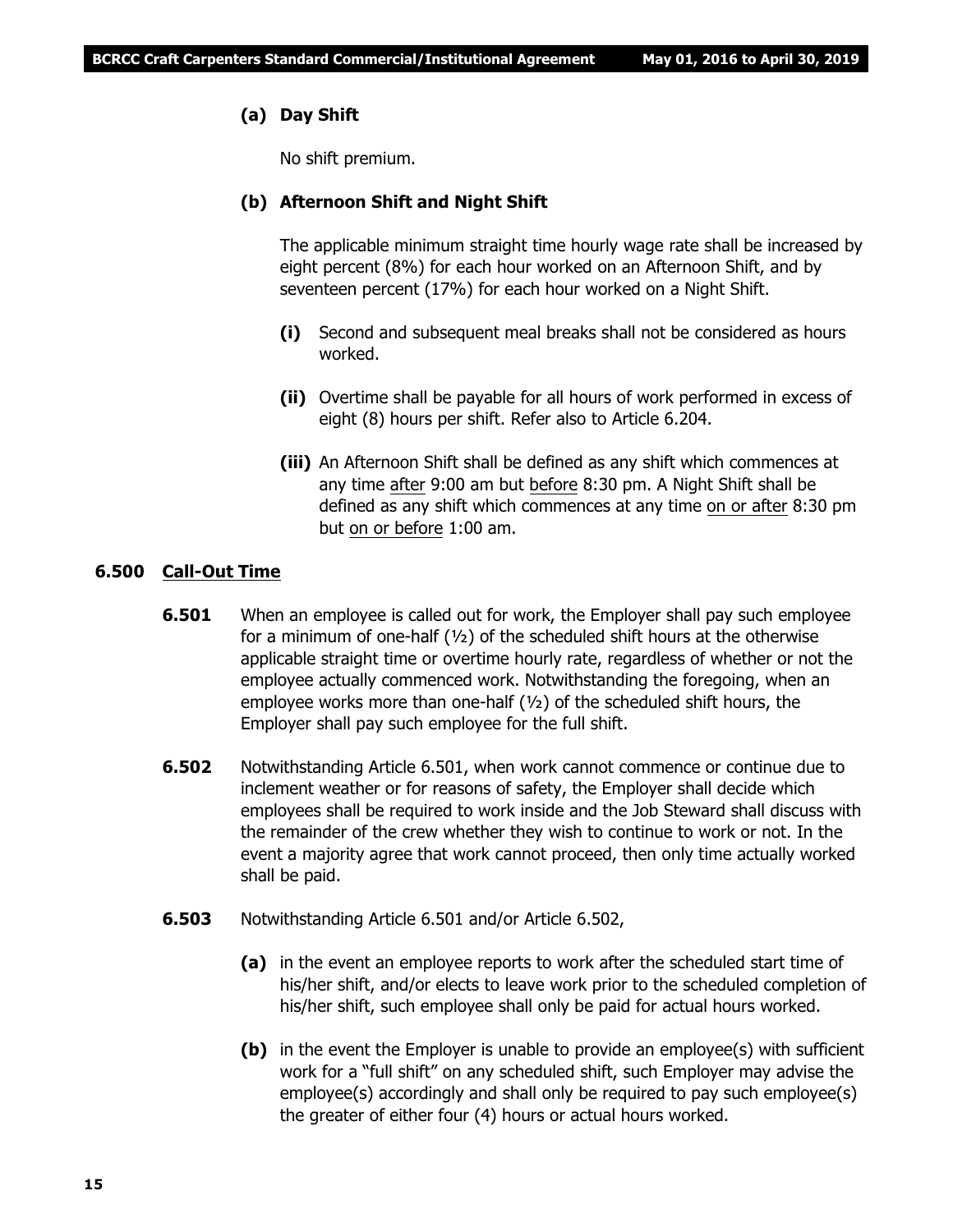**(a) Day Shift**

No shift premium.

**(b) Afternoon Shift and Night Shift**

The applicable minimum straight time hourly wage rate shall be increased by eight percent (8%) for each hour worked on an Afternoon Shift, and by seventeen percent (17%) for each hour worked on a Night Shift.

**(i)** Second and subsequent meal breaks shall not be considered as hours worked.

**(ii)** Overtime shall be payable for all hours of work performed in excess of eight (8) hours per shift. Refer also to Article 6.204.

**(iii)** An Afternoon Shift shall be defined as any shift which commences at any time <u>after</u> 9:00 am but <u>before</u> 8:30 pm. A Night Shift shall be defined as any shift which commences at any time <u>on or after</u> 8:30 pm but <u>on or before</u> 1:00 am.

## 6.500 <u>Call-Out Time</u>

**6.501** When an employee is called out for work, the Employer shall pay such employee for a minimum of one-half (½) of the scheduled shift hours at the otherwise applicable straight time or overtime hourly rate, regardless of whether or not the employee actually commenced work. Notwithstanding the foregoing, when an employee works more than one-half (½) of the scheduled shift hours, the Employer shall pay such employee for the full shift.

**6.502** Notwithstanding Article 6.501, when work cannot commence or continue due to inclement weather or for reasons of safety, the Employer shall decide which employees shall be required to work inside and the Job Steward shall discuss with the remainder of the crew whether they wish to continue to work or not. In the event a majority agree that work cannot proceed, then only time actually worked shall be paid.

**6.503** Notwithstanding Article 6.501 and/or Article 6.502,

**(a)** in the event an employee reports to work after the scheduled start time of his/her shift, and/or elects to leave work prior to the scheduled completion of his/her shift, such employee shall only be paid for actual hours worked.

**(b)** in the event the Employer is unable to provide an employee(s) with sufficient work for a "full shift" on any scheduled shift, such Employer may advise the employee(s) accordingly and shall only be required to pay such employee(s) the greater of either four (4) hours or actual hours worked.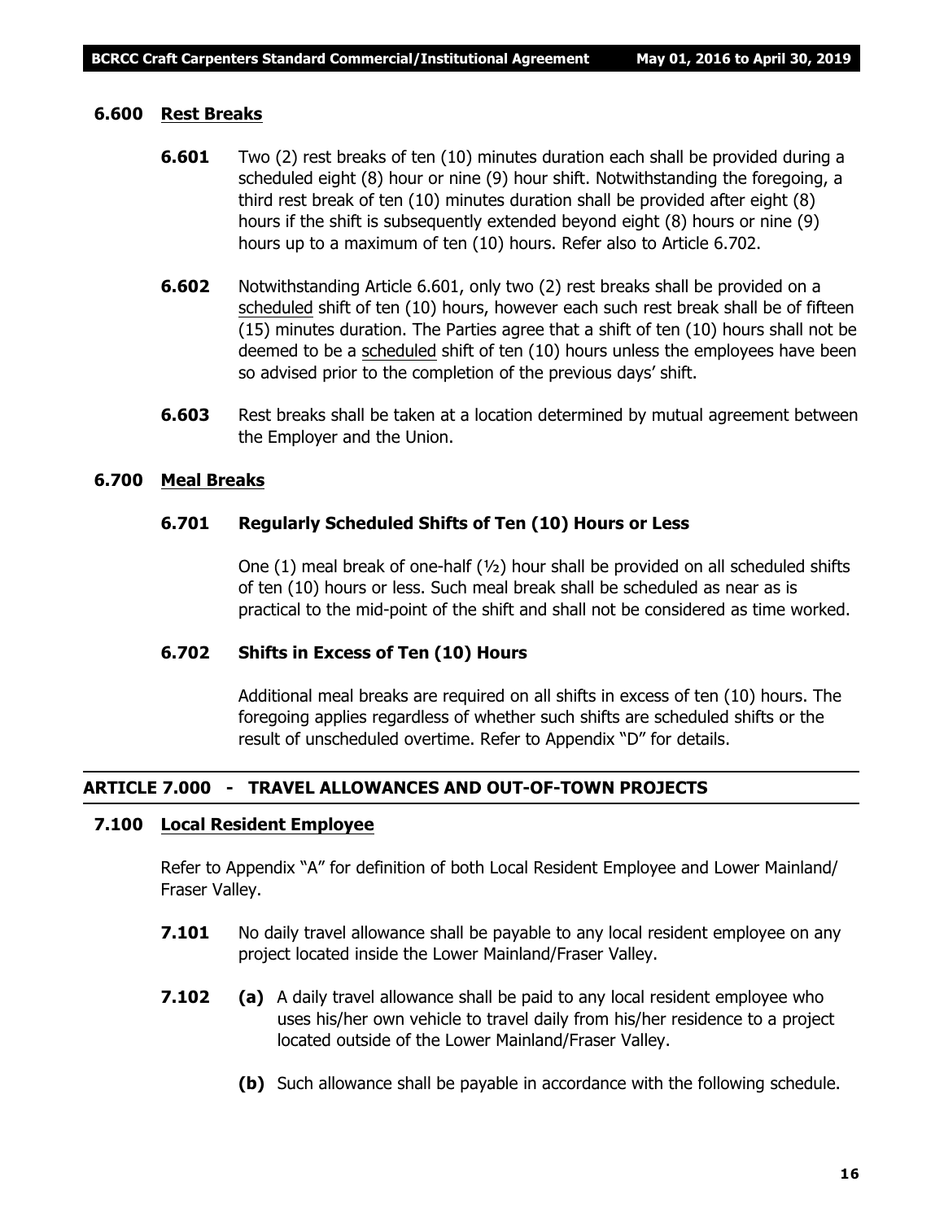#### 6.600 Rest Breaks

**6.601** Two (2) rest breaks of ten (10) minutes duration each shall be provided during a scheduled eight (8) hour or nine (9) hour shift. Notwithstanding the foregoing, a third rest break of ten (10) minutes duration shall be provided after eight (8) hours if the shift is subsequently extended beyond eight (8) hours or nine (9) hours up to a maximum of ten (10) hours. Refer also to Article 6.702.

**6.602** Notwithstanding Article 6.601, only two (2) rest breaks shall be provided on a scheduled shift of ten (10) hours, however each such rest break shall be of fifteen (15) minutes duration. The Parties agree that a shift of ten (10) hours shall not be deemed to be a scheduled shift of ten (10) hours unless the employees have been so advised prior to the completion of the previous days' shift.

**6.603** Rest breaks shall be taken at a location determined by mutual agreement between the Employer and the Union.

#### 6.700 Meal Breaks

**6.701 Regularly Scheduled Shifts of Ten (10) Hours or Less**

One (1) meal break of one-half (½) hour shall be provided on all scheduled shifts of ten (10) hours or less. Such meal break shall be scheduled as near as is practical to the mid-point of the shift and shall not be considered as time worked.

**6.702 Shifts in Excess of Ten (10) Hours**

Additional meal breaks are required on all shifts in excess of ten (10) hours. The foregoing applies regardless of whether such shifts are scheduled shifts or the result of unscheduled overtime. Refer to Appendix "D" for details.

## ARTICLE 7.000 - TRAVEL ALLOWANCES AND OUT-OF-TOWN PROJECTS

#### 7.100 Local Resident Employee

Refer to Appendix "A" for definition of both Local Resident Employee and Lower Mainland/ Fraser Valley.

**7.101** No daily travel allowance shall be payable to any local resident employee on any project located inside the Lower Mainland/Fraser Valley.

**7.102** **(a)** A daily travel allowance shall be paid to any local resident employee who uses his/her own vehicle to travel daily from his/her residence to a project located outside of the Lower Mainland/Fraser Valley.

**(b)** Such allowance shall be payable in accordance with the following schedule.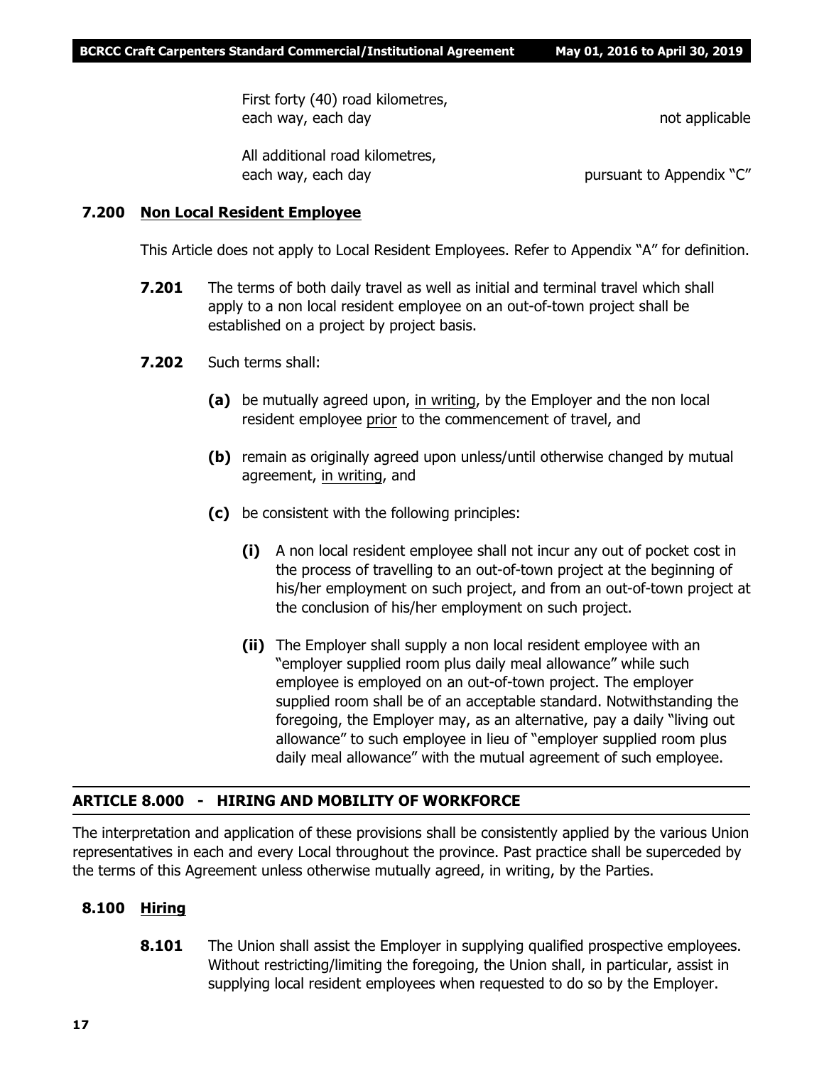| | |
|---|---|
| First forty (40) road kilometres, each way, each day | not applicable |
| All additional road kilometres, each way, each day | pursuant to Appendix "C" |

### 7.200 Non Local Resident Employee

This Article does not apply to Local Resident Employees. Refer to Appendix "A" for definition.

**7.201** The terms of both daily travel as well as initial and terminal travel which shall apply to a non local resident employee on an out-of-town project shall be established on a project by project basis.

**7.202** Such terms shall:

**(a)** be mutually agreed upon, in writing, by the Employer and the non local resident employee prior to the commencement of travel, and

**(b)** remain as originally agreed upon unless/until otherwise changed by mutual agreement, in writing, and

**(c)** be consistent with the following principles:

**(i)** A non local resident employee shall not incur any out of pocket cost in the process of travelling to an out-of-town project at the beginning of his/her employment on such project, and from an out-of-town project at the conclusion of his/her employment on such project.

**(ii)** The Employer shall supply a non local resident employee with an "employer supplied room plus daily meal allowance" while such employee is employed on an out-of-town project. The employer supplied room shall be of an acceptable standard. Notwithstanding the foregoing, the Employer may, as an alternative, pay a daily "living out allowance" to such employee in lieu of "employer supplied room plus daily meal allowance" with the mutual agreement of such employee.

## ARTICLE 8.000 - HIRING AND MOBILITY OF WORKFORCE

The interpretation and application of these provisions shall be consistently applied by the various Union representatives in each and every Local throughout the province. Past practice shall be superceded by the terms of this Agreement unless otherwise mutually agreed, in writing, by the Parties.

### 8.100 Hiring

**8.101** The Union shall assist the Employer in supplying qualified prospective employees. Without restricting/limiting the foregoing, the Union shall, in particular, assist in supplying local resident employees when requested to do so by the Employer.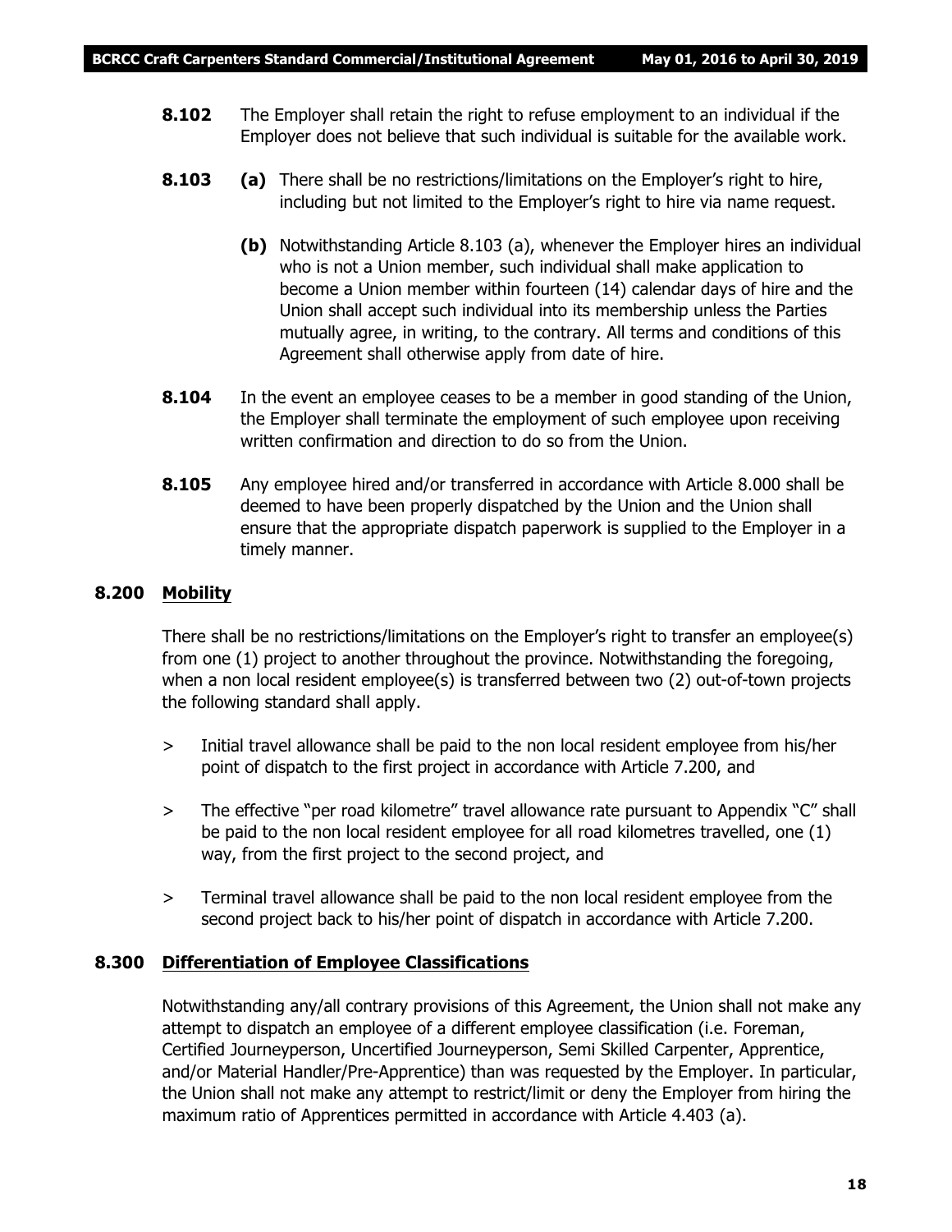**8.102** The Employer shall retain the right to refuse employment to an individual if the Employer does not believe that such individual is suitable for the available work.

**8.103** **(a)** There shall be no restrictions/limitations on the Employer's right to hire, including but not limited to the Employer's right to hire via name request.

**(b)** Notwithstanding Article 8.103 (a), whenever the Employer hires an individual who is not a Union member, such individual shall make application to become a Union member within fourteen (14) calendar days of hire and the Union shall accept such individual into its membership unless the Parties mutually agree, in writing, to the contrary. All terms and conditions of this Agreement shall otherwise apply from date of hire.

**8.104** In the event an employee ceases to be a member in good standing of the Union, the Employer shall terminate the employment of such employee upon receiving written confirmation and direction to do so from the Union.

**8.105** Any employee hired and/or transferred in accordance with Article 8.000 shall be deemed to have been properly dispatched by the Union and the Union shall ensure that the appropriate dispatch paperwork is supplied to the Employer in a timely manner.

## 8.200 Mobility

There shall be no restrictions/limitations on the Employer's right to transfer an employee(s) from one (1) project to another throughout the province. Notwithstanding the foregoing, when a non local resident employee(s) is transferred between two (2) out-of-town projects the following standard shall apply.

> Initial travel allowance shall be paid to the non local resident employee from his/her point of dispatch to the first project in accordance with Article 7.200, and

> The effective "per road kilometre" travel allowance rate pursuant to Appendix "C" shall be paid to the non local resident employee for all road kilometres travelled, one (1) way, from the first project to the second project, and

> Terminal travel allowance shall be paid to the non local resident employee from the second project back to his/her point of dispatch in accordance with Article 7.200.

## 8.300 Differentiation of Employee Classifications

Notwithstanding any/all contrary provisions of this Agreement, the Union shall not make any attempt to dispatch an employee of a different employee classification (i.e. Foreman, Certified Journeyperson, Uncertified Journeyperson, Semi Skilled Carpenter, Apprentice, and/or Material Handler/Pre-Apprentice) than was requested by the Employer. In particular, the Union shall not make any attempt to restrict/limit or deny the Employer from hiring the maximum ratio of Apprentices permitted in accordance with Article 4.403 (a).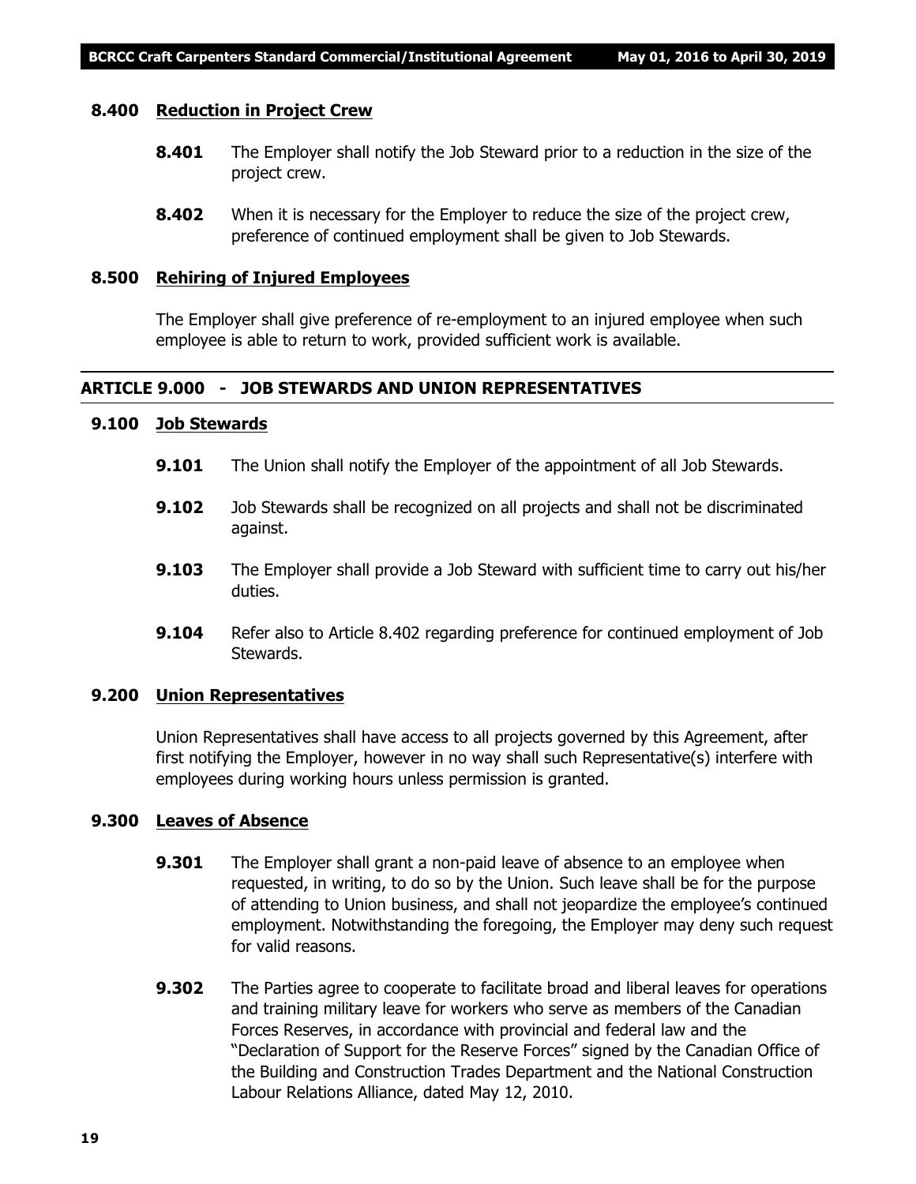### 8.400 Reduction in Project Crew

**8.401** The Employer shall notify the Job Steward prior to a reduction in the size of the project crew.

**8.402** When it is necessary for the Employer to reduce the size of the project crew, preference of continued employment shall be given to Job Stewards.

### 8.500 Rehiring of Injured Employees

The Employer shall give preference of re-employment to an injured employee when such employee is able to return to work, provided sufficient work is available.

## ARTICLE 9.000 - JOB STEWARDS AND UNION REPRESENTATIVES

### 9.100 Job Stewards

**9.101** The Union shall notify the Employer of the appointment of all Job Stewards.

**9.102** Job Stewards shall be recognized on all projects and shall not be discriminated against.

**9.103** The Employer shall provide a Job Steward with sufficient time to carry out his/her duties.

**9.104** Refer also to Article 8.402 regarding preference for continued employment of Job Stewards.

### 9.200 Union Representatives

Union Representatives shall have access to all projects governed by this Agreement, after first notifying the Employer, however in no way shall such Representative(s) interfere with employees during working hours unless permission is granted.

### 9.300 Leaves of Absence

**9.301** The Employer shall grant a non-paid leave of absence to an employee when requested, in writing, to do so by the Union. Such leave shall be for the purpose of attending to Union business, and shall not jeopardize the employee's continued employment. Notwithstanding the foregoing, the Employer may deny such request for valid reasons.

**9.302** The Parties agree to cooperate to facilitate broad and liberal leaves for operations and training military leave for workers who serve as members of the Canadian Forces Reserves, in accordance with provincial and federal law and the "Declaration of Support for the Reserve Forces" signed by the Canadian Office of the Building and Construction Trades Department and the National Construction Labour Relations Alliance, dated May 12, 2010.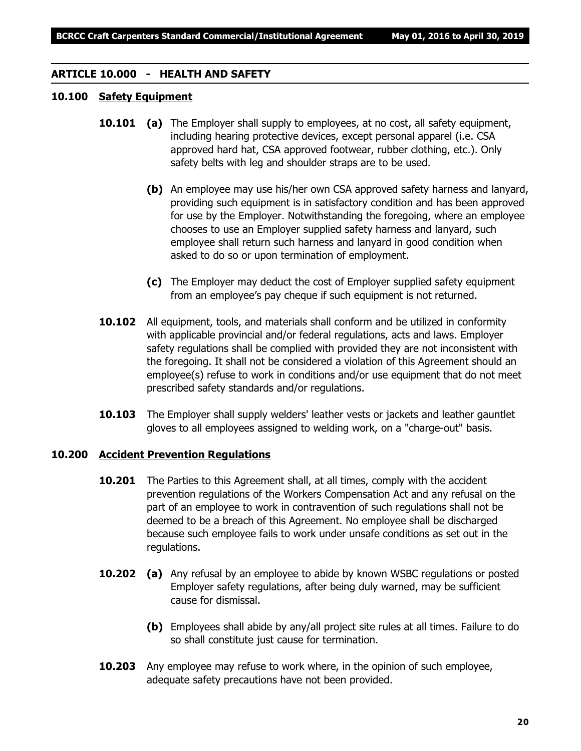## ARTICLE 10.000 - HEALTH AND SAFETY

### 10.100 Safety Equipment

**10.101** **(a)** The Employer shall supply to employees, at no cost, all safety equipment, including hearing protective devices, except personal apparel (i.e. CSA approved hard hat, CSA approved footwear, rubber clothing, etc.). Only safety belts with leg and shoulder straps are to be used.

**(b)** An employee may use his/her own CSA approved safety harness and lanyard, providing such equipment is in satisfactory condition and has been approved for use by the Employer. Notwithstanding the foregoing, where an employee chooses to use an Employer supplied safety harness and lanyard, such employee shall return such harness and lanyard in good condition when asked to do so or upon termination of employment.

**(c)** The Employer may deduct the cost of Employer supplied safety equipment from an employee's pay cheque if such equipment is not returned.

**10.102** All equipment, tools, and materials shall conform and be utilized in conformity with applicable provincial and/or federal regulations, acts and laws. Employer safety regulations shall be complied with provided they are not inconsistent with the foregoing. It shall not be considered a violation of this Agreement should an employee(s) refuse to work in conditions and/or use equipment that do not meet prescribed safety standards and/or regulations.

**10.103** The Employer shall supply welders' leather vests or jackets and leather gauntlet gloves to all employees assigned to welding work, on a "charge-out" basis.

### 10.200 Accident Prevention Regulations

**10.201** The Parties to this Agreement shall, at all times, comply with the accident prevention regulations of the Workers Compensation Act and any refusal on the part of an employee to work in contravention of such regulations shall not be deemed to be a breach of this Agreement. No employee shall be discharged because such employee fails to work under unsafe conditions as set out in the regulations.

**10.202** **(a)** Any refusal by an employee to abide by known WSBC regulations or posted Employer safety regulations, after being duly warned, may be sufficient cause for dismissal.

**(b)** Employees shall abide by any/all project site rules at all times. Failure to do so shall constitute just cause for termination.

**10.203** Any employee may refuse to work where, in the opinion of such employee, adequate safety precautions have not been provided.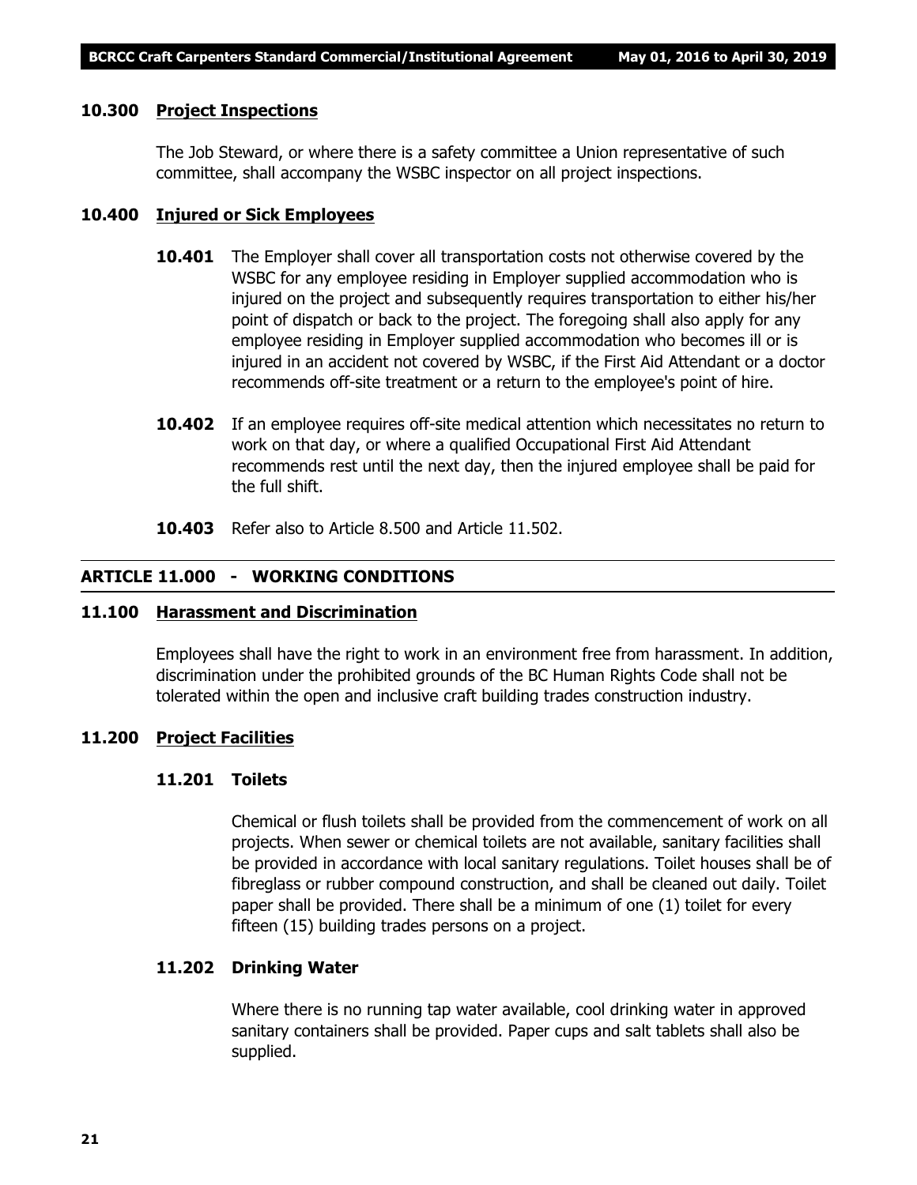### 10.300 Project Inspections

The Job Steward, or where there is a safety committee a Union representative of such committee, shall accompany the WSBC inspector on all project inspections.

### 10.400 Injured or Sick Employees

**10.401** The Employer shall cover all transportation costs not otherwise covered by the WSBC for any employee residing in Employer supplied accommodation who is injured on the project and subsequently requires transportation to either his/her point of dispatch or back to the project. The foregoing shall also apply for any employee residing in Employer supplied accommodation who becomes ill or is injured in an accident not covered by WSBC, if the First Aid Attendant or a doctor recommends off-site treatment or a return to the employee's point of hire.

**10.402** If an employee requires off-site medical attention which necessitates no return to work on that day, or where a qualified Occupational First Aid Attendant recommends rest until the next day, then the injured employee shall be paid for the full shift.

**10.403** Refer also to Article 8.500 and Article 11.502.

## ARTICLE 11.000 - WORKING CONDITIONS

### 11.100 Harassment and Discrimination

Employees shall have the right to work in an environment free from harassment. In addition, discrimination under the prohibited grounds of the BC Human Rights Code shall not be tolerated within the open and inclusive craft building trades construction industry.

### 11.200 Project Facilities

#### 11.201 Toilets

Chemical or flush toilets shall be provided from the commencement of work on all projects. When sewer or chemical toilets are not available, sanitary facilities shall be provided in accordance with local sanitary regulations. Toilet houses shall be of fibreglass or rubber compound construction, and shall be cleaned out daily. Toilet paper shall be provided. There shall be a minimum of one (1) toilet for every fifteen (15) building trades persons on a project.

#### 11.202 Drinking Water

Where there is no running tap water available, cool drinking water in approved sanitary containers shall be provided. Paper cups and salt tablets shall also be supplied.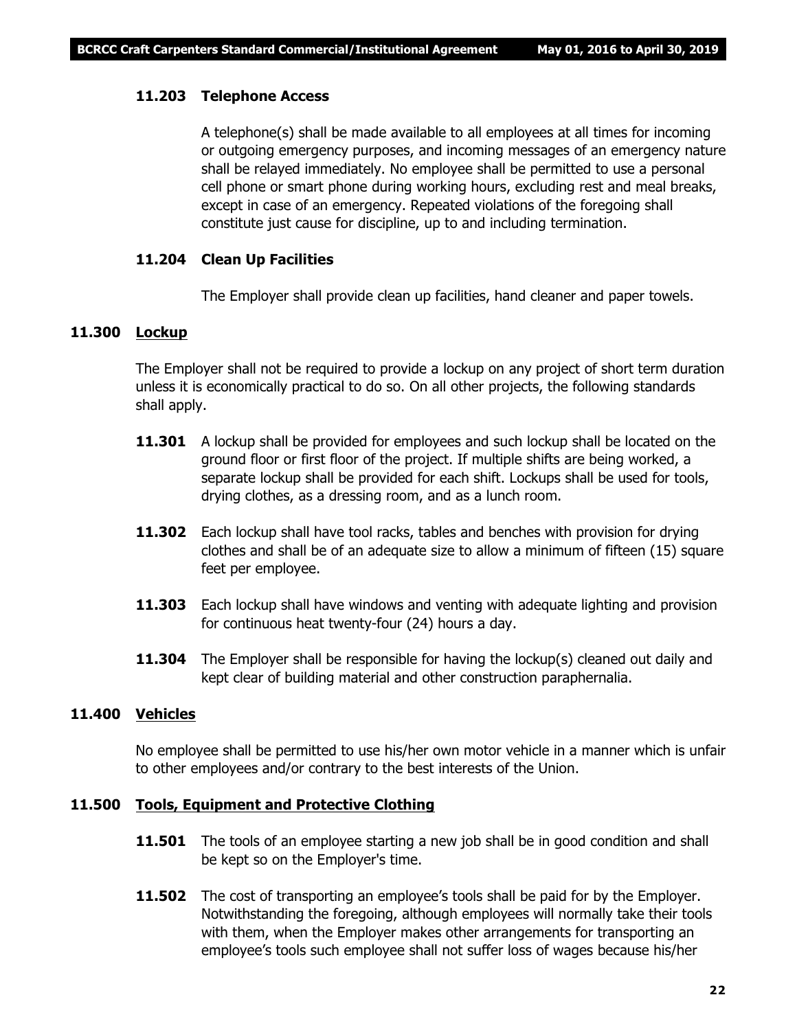#### 11.203 Telephone Access

A telephone(s) shall be made available to all employees at all times for incoming or outgoing emergency purposes, and incoming messages of an emergency nature shall be relayed immediately. No employee shall be permitted to use a personal cell phone or smart phone during working hours, excluding rest and meal breaks, except in case of an emergency. Repeated violations of the foregoing shall constitute just cause for discipline, up to and including termination.

#### 11.204 Clean Up Facilities

The Employer shall provide clean up facilities, hand cleaner and paper towels.

### 11.300 <u>Lockup</u>

The Employer shall not be required to provide a lockup on any project of short term duration unless it is economically practical to do so. On all other projects, the following standards shall apply.

**11.301** A lockup shall be provided for employees and such lockup shall be located on the ground floor or first floor of the project. If multiple shifts are being worked, a separate lockup shall be provided for each shift. Lockups shall be used for tools, drying clothes, as a dressing room, and as a lunch room.

**11.302** Each lockup shall have tool racks, tables and benches with provision for drying clothes and shall be of an adequate size to allow a minimum of fifteen (15) square feet per employee.

**11.303** Each lockup shall have windows and venting with adequate lighting and provision for continuous heat twenty-four (24) hours a day.

**11.304** The Employer shall be responsible for having the lockup(s) cleaned out daily and kept clear of building material and other construction paraphernalia.

### 11.400 <u>Vehicles</u>

No employee shall be permitted to use his/her own motor vehicle in a manner which is unfair to other employees and/or contrary to the best interests of the Union.

### 11.500 <u>Tools, Equipment and Protective Clothing</u>

**11.501** The tools of an employee starting a new job shall be in good condition and shall be kept so on the Employer's time.

**11.502** The cost of transporting an employee's tools shall be paid for by the Employer. Notwithstanding the foregoing, although employees will normally take their tools with them, when the Employer makes other arrangements for transporting an employee's tools such employee shall not suffer loss of wages because his/her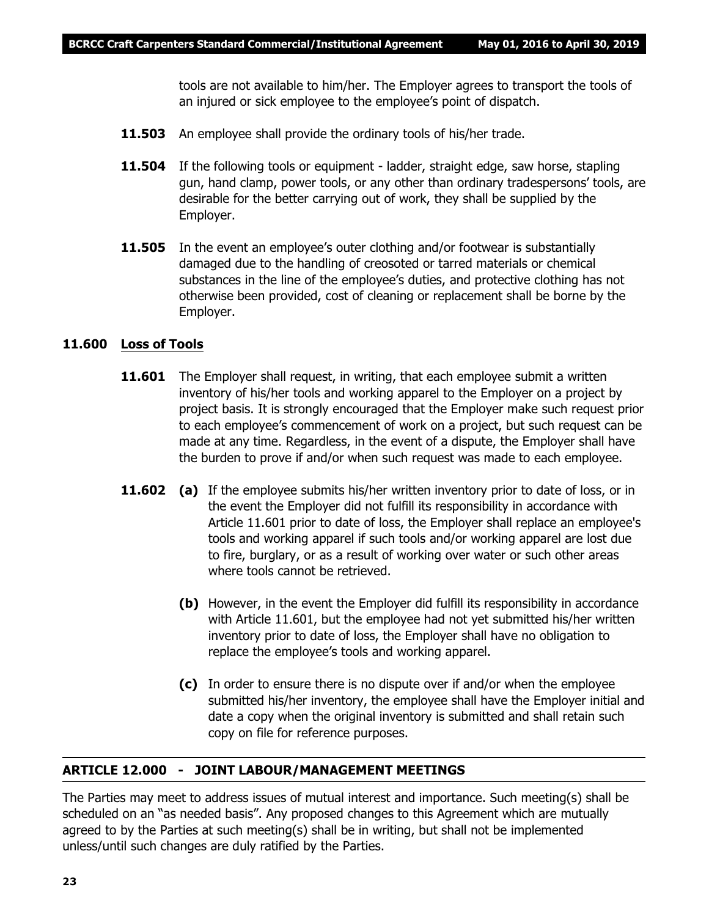tools are not available to him/her. The Employer agrees to transport the tools of an injured or sick employee to the employee's point of dispatch.

**11.503** An employee shall provide the ordinary tools of his/her trade.

**11.504** If the following tools or equipment - ladder, straight edge, saw horse, stapling gun, hand clamp, power tools, or any other than ordinary tradespersons' tools, are desirable for the better carrying out of work, they shall be supplied by the Employer.

**11.505** In the event an employee's outer clothing and/or footwear is substantially damaged due to the handling of creosoted or tarred materials or chemical substances in the line of the employee's duties, and protective clothing has not otherwise been provided, cost of cleaning or replacement shall be borne by the Employer.

### 11.600 Loss of Tools

**11.601** The Employer shall request, in writing, that each employee submit a written inventory of his/her tools and working apparel to the Employer on a project by project basis. It is strongly encouraged that the Employer make such request prior to each employee's commencement of work on a project, but such request can be made at any time. Regardless, in the event of a dispute, the Employer shall have the burden to prove if and/or when such request was made to each employee.

**11.602** **(a)** If the employee submits his/her written inventory prior to date of loss, or in the event the Employer did not fulfill its responsibility in accordance with Article 11.601 prior to date of loss, the Employer shall replace an employee's tools and working apparel if such tools and/or working apparel are lost due to fire, burglary, or as a result of working over water or such other areas where tools cannot be retrieved.

**(b)** However, in the event the Employer did fulfill its responsibility in accordance with Article 11.601, but the employee had not yet submitted his/her written inventory prior to date of loss, the Employer shall have no obligation to replace the employee's tools and working apparel.

**(c)** In order to ensure there is no dispute over if and/or when the employee submitted his/her inventory, the employee shall have the Employer initial and date a copy when the original inventory is submitted and shall retain such copy on file for reference purposes.

## ARTICLE 12.000 - JOINT LABOUR/MANAGEMENT MEETINGS

The Parties may meet to address issues of mutual interest and importance. Such meeting(s) shall be scheduled on an "as needed basis". Any proposed changes to this Agreement which are mutually agreed to by the Parties at such meeting(s) shall be in writing, but shall not be implemented unless/until such changes are duly ratified by the Parties.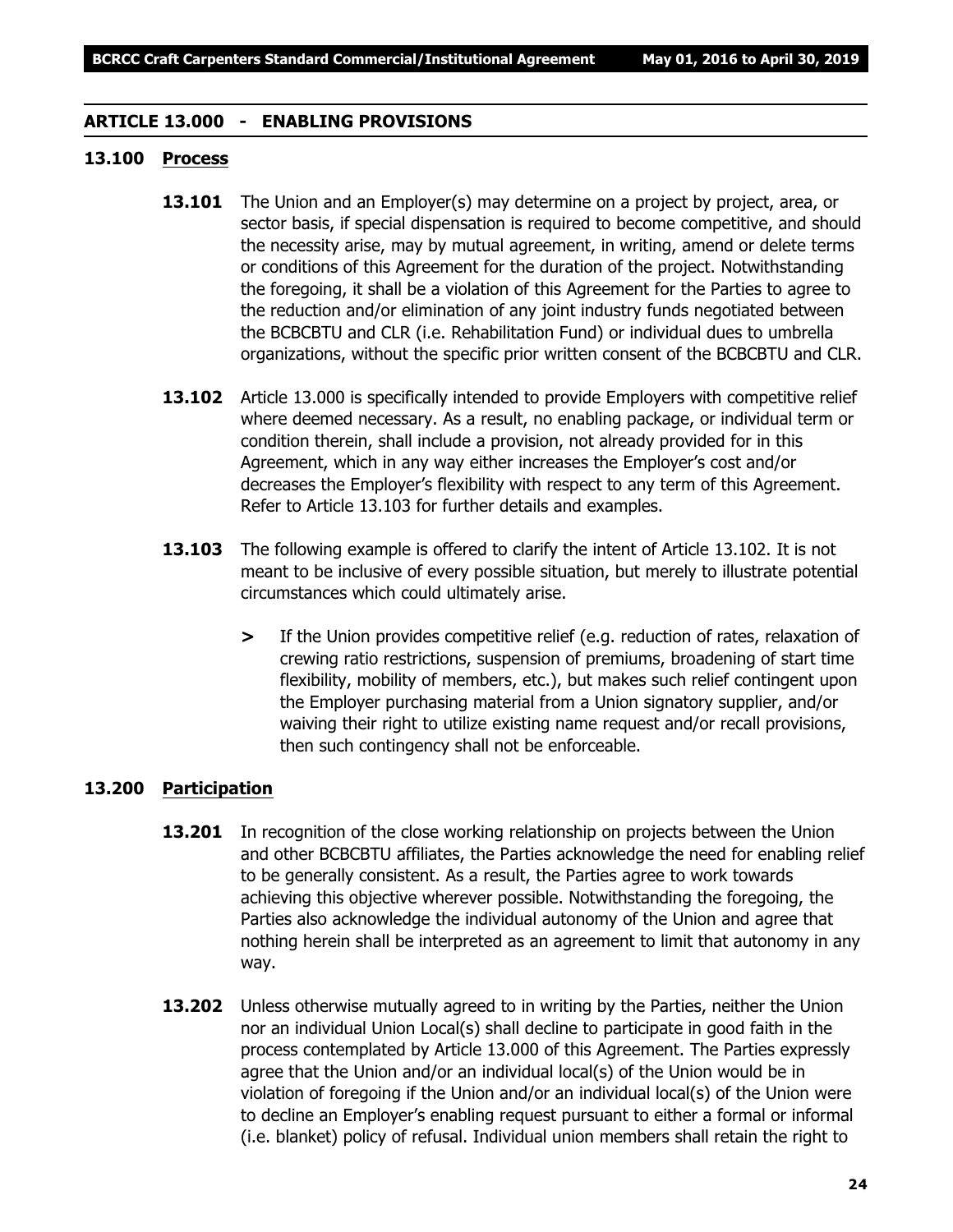## ARTICLE 13.000 - ENABLING PROVISIONS

### 13.100 Process

**13.101** The Union and an Employer(s) may determine on a project by project, area, or sector basis, if special dispensation is required to become competitive, and should the necessity arise, may by mutual agreement, in writing, amend or delete terms or conditions of this Agreement for the duration of the project. Notwithstanding the foregoing, it shall be a violation of this Agreement for the Parties to agree to the reduction and/or elimination of any joint industry funds negotiated between the BCBCBTU and CLR (i.e. Rehabilitation Fund) or individual dues to umbrella organizations, without the specific prior written consent of the BCBCBTU and CLR.

**13.102** Article 13.000 is specifically intended to provide Employers with competitive relief where deemed necessary. As a result, no enabling package, or individual term or condition therein, shall include a provision, not already provided for in this Agreement, which in any way either increases the Employer's cost and/or decreases the Employer's flexibility with respect to any term of this Agreement. Refer to Article 13.103 for further details and examples.

**13.103** The following example is offered to clarify the intent of Article 13.102. It is not meant to be inclusive of every possible situation, but merely to illustrate potential circumstances which could ultimately arise.

> If the Union provides competitive relief (e.g. reduction of rates, relaxation of crewing ratio restrictions, suspension of premiums, broadening of start time flexibility, mobility of members, etc.), but makes such relief contingent upon the Employer purchasing material from a Union signatory supplier, and/or waiving their right to utilize existing name request and/or recall provisions, then such contingency shall not be enforceable.

### 13.200 Participation

**13.201** In recognition of the close working relationship on projects between the Union and other BCBCBTU affiliates, the Parties acknowledge the need for enabling relief to be generally consistent. As a result, the Parties agree to work towards achieving this objective wherever possible. Notwithstanding the foregoing, the Parties also acknowledge the individual autonomy of the Union and agree that nothing herein shall be interpreted as an agreement to limit that autonomy in any way.

**13.202** Unless otherwise mutually agreed to in writing by the Parties, neither the Union nor an individual Union Local(s) shall decline to participate in good faith in the process contemplated by Article 13.000 of this Agreement. The Parties expressly agree that the Union and/or an individual local(s) of the Union would be in violation of foregoing if the Union and/or an individual local(s) of the Union were to decline an Employer's enabling request pursuant to either a formal or informal (i.e. blanket) policy of refusal. Individual union members shall retain the right to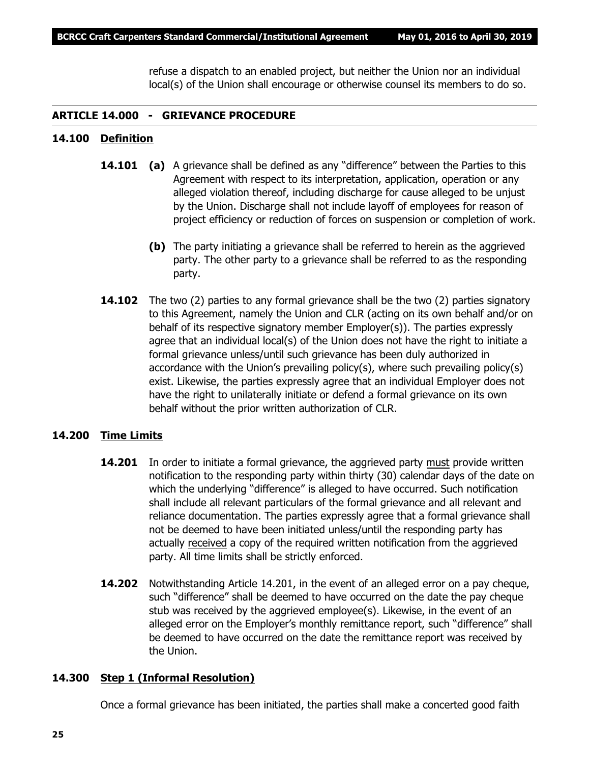refuse a dispatch to an enabled project, but neither the Union nor an individual local(s) of the Union shall encourage or otherwise counsel its members to do so.

## ARTICLE 14.000 - GRIEVANCE PROCEDURE

### 14.100 Definition

**14.101** **(a)** A grievance shall be defined as any "difference" between the Parties to this Agreement with respect to its interpretation, application, operation or any alleged violation thereof, including discharge for cause alleged to be unjust by the Union. Discharge shall not include layoff of employees for reason of project efficiency or reduction of forces on suspension or completion of work.

**(b)** The party initiating a grievance shall be referred to herein as the aggrieved party. The other party to a grievance shall be referred to as the responding party.

**14.102** The two (2) parties to any formal grievance shall be the two (2) parties signatory to this Agreement, namely the Union and CLR (acting on its own behalf and/or on behalf of its respective signatory member Employer(s)). The parties expressly agree that an individual local(s) of the Union does not have the right to initiate a formal grievance unless/until such grievance has been duly authorized in accordance with the Union's prevailing policy(s), where such prevailing policy(s) exist. Likewise, the parties expressly agree that an individual Employer does not have the right to unilaterally initiate or defend a formal grievance on its own behalf without the prior written authorization of CLR.

### 14.200 Time Limits

**14.201** In order to initiate a formal grievance, the aggrieved party must provide written notification to the responding party within thirty (30) calendar days of the date on which the underlying "difference" is alleged to have occurred. Such notification shall include all relevant particulars of the formal grievance and all relevant and reliance documentation. The parties expressly agree that a formal grievance shall not be deemed to have been initiated unless/until the responding party has actually received a copy of the required written notification from the aggrieved party. All time limits shall be strictly enforced.

**14.202** Notwithstanding Article 14.201, in the event of an alleged error on a pay cheque, such "difference" shall be deemed to have occurred on the date the pay cheque stub was received by the aggrieved employee(s). Likewise, in the event of an alleged error on the Employer's monthly remittance report, such "difference" shall be deemed to have occurred on the date the remittance report was received by the Union.

### 14.300 Step 1 (Informal Resolution)

Once a formal grievance has been initiated, the parties shall make a concerted good faith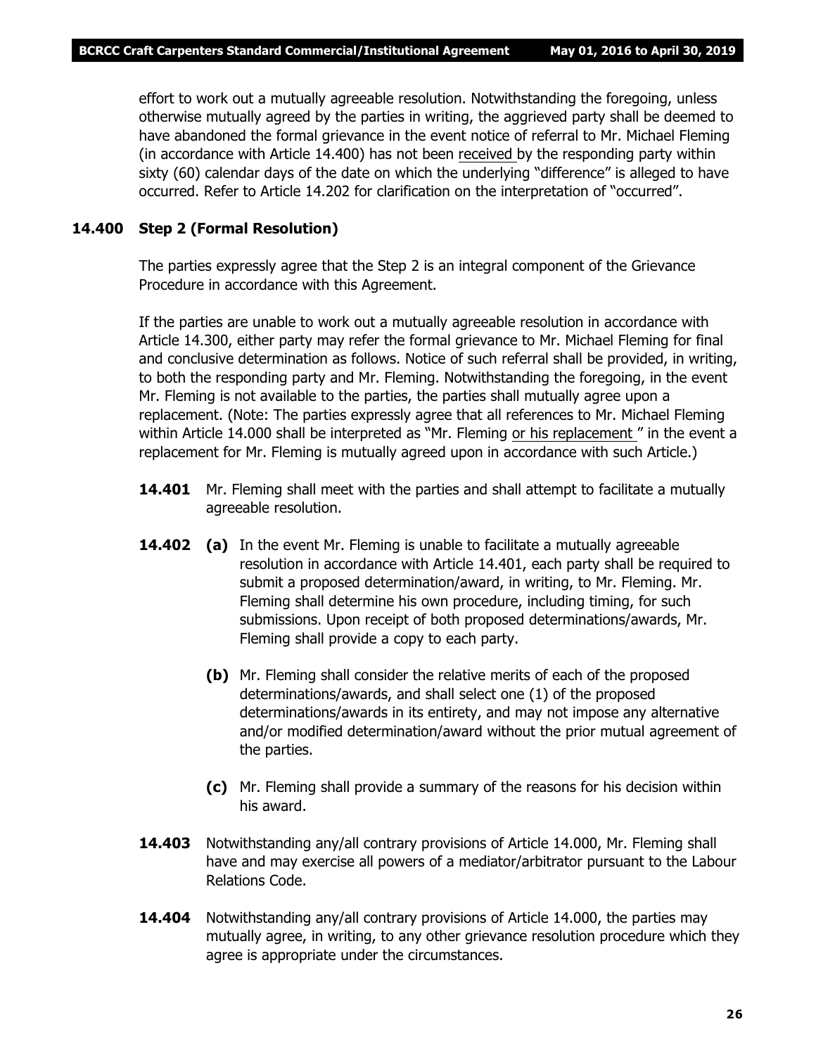effort to work out a mutually agreeable resolution. Notwithstanding the foregoing, unless otherwise mutually agreed by the parties in writing, the aggrieved party shall be deemed to have abandoned the formal grievance in the event notice of referral to Mr. Michael Fleming (in accordance with Article 14.400) has not been <u>received</u> by the responding party within sixty (60) calendar days of the date on which the underlying "difference" is alleged to have occurred. Refer to Article 14.202 for clarification on the interpretation of "occurred".

### 14.400 Step 2 (Formal Resolution)

The parties expressly agree that the Step 2 is an integral component of the Grievance Procedure in accordance with this Agreement.

If the parties are unable to work out a mutually agreeable resolution in accordance with Article 14.300, either party may refer the formal grievance to Mr. Michael Fleming for final and conclusive determination as follows. Notice of such referral shall be provided, in writing, to both the responding party and Mr. Fleming. Notwithstanding the foregoing, in the event Mr. Fleming is not available to the parties, the parties shall mutually agree upon a replacement. (Note: The parties expressly agree that all references to Mr. Michael Fleming within Article 14.000 shall be interpreted as "Mr. Fleming <u>or his replacement</u>" in the event a replacement for Mr. Fleming is mutually agreed upon in accordance with such Article.)

**14.401** Mr. Fleming shall meet with the parties and shall attempt to facilitate a mutually agreeable resolution.

**14.402** **(a)** In the event Mr. Fleming is unable to facilitate a mutually agreeable resolution in accordance with Article 14.401, each party shall be required to submit a proposed determination/award, in writing, to Mr. Fleming. Mr. Fleming shall determine his own procedure, including timing, for such submissions. Upon receipt of both proposed determinations/awards, Mr. Fleming shall provide a copy to each party.

**(b)** Mr. Fleming shall consider the relative merits of each of the proposed determinations/awards, and shall select one (1) of the proposed determinations/awards in its entirety, and may not impose any alternative and/or modified determination/award without the prior mutual agreement of the parties.

**(c)** Mr. Fleming shall provide a summary of the reasons for his decision within his award.

**14.403** Notwithstanding any/all contrary provisions of Article 14.000, Mr. Fleming shall have and may exercise all powers of a mediator/arbitrator pursuant to the Labour Relations Code.

**14.404** Notwithstanding any/all contrary provisions of Article 14.000, the parties may mutually agree, in writing, to any other grievance resolution procedure which they agree is appropriate under the circumstances.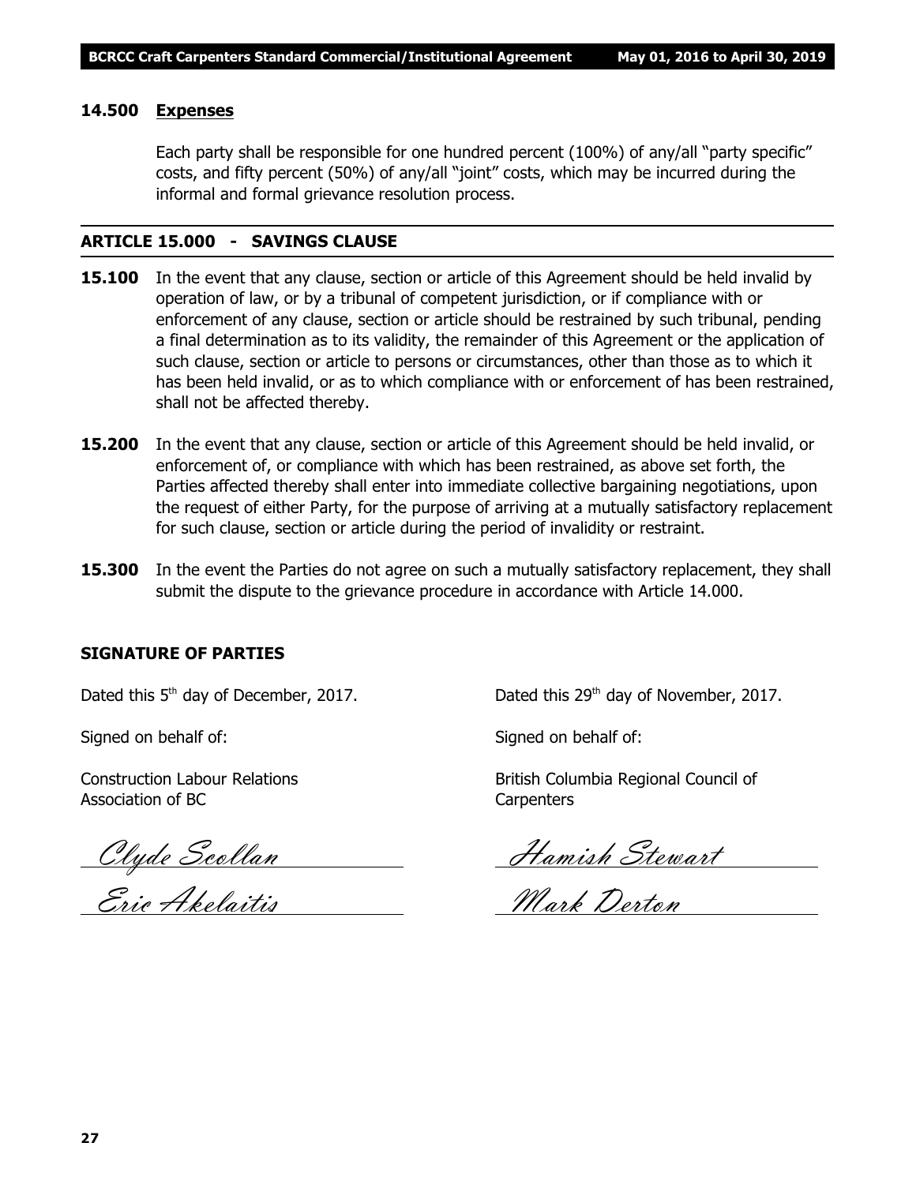### 14.500 Expenses

Each party shall be responsible for one hundred percent (100%) of any/all "party specific" costs, and fifty percent (50%) of any/all "joint" costs, which may be incurred during the informal and formal grievance resolution process.

## ARTICLE 15.000 - SAVINGS CLAUSE

**15.100** In the event that any clause, section or article of this Agreement should be held invalid by operation of law, or by a tribunal of competent jurisdiction, or if compliance with or enforcement of any clause, section or article should be restrained by such tribunal, pending a final determination as to its validity, the remainder of this Agreement or the application of such clause, section or article to persons or circumstances, other than those as to which it has been held invalid, or as to which compliance with or enforcement of has been restrained, shall not be affected thereby.

**15.200** In the event that any clause, section or article of this Agreement should be held invalid, or enforcement of, or compliance with which has been restrained, as above set forth, the Parties affected thereby shall enter into immediate collective bargaining negotiations, upon the request of either Party, for the purpose of arriving at a mutually satisfactory replacement for such clause, section or article during the period of invalidity or restraint.

**15.300** In the event the Parties do not agree on such a mutually satisfactory replacement, they shall submit the dispute to the grievance procedure in accordance with Article 14.000.

**SIGNATURE OF PARTIES**

Dated this 5th day of December, 2017.

Signed on behalf of:

Construction Labour Relations Association of BC

*Clyde Scollan*

*Eric Akelaitis*

Dated this 29th day of November, 2017.

Signed on behalf of:

British Columbia Regional Council of Carpenters

*Hamish Stewart*

*Mark Derton*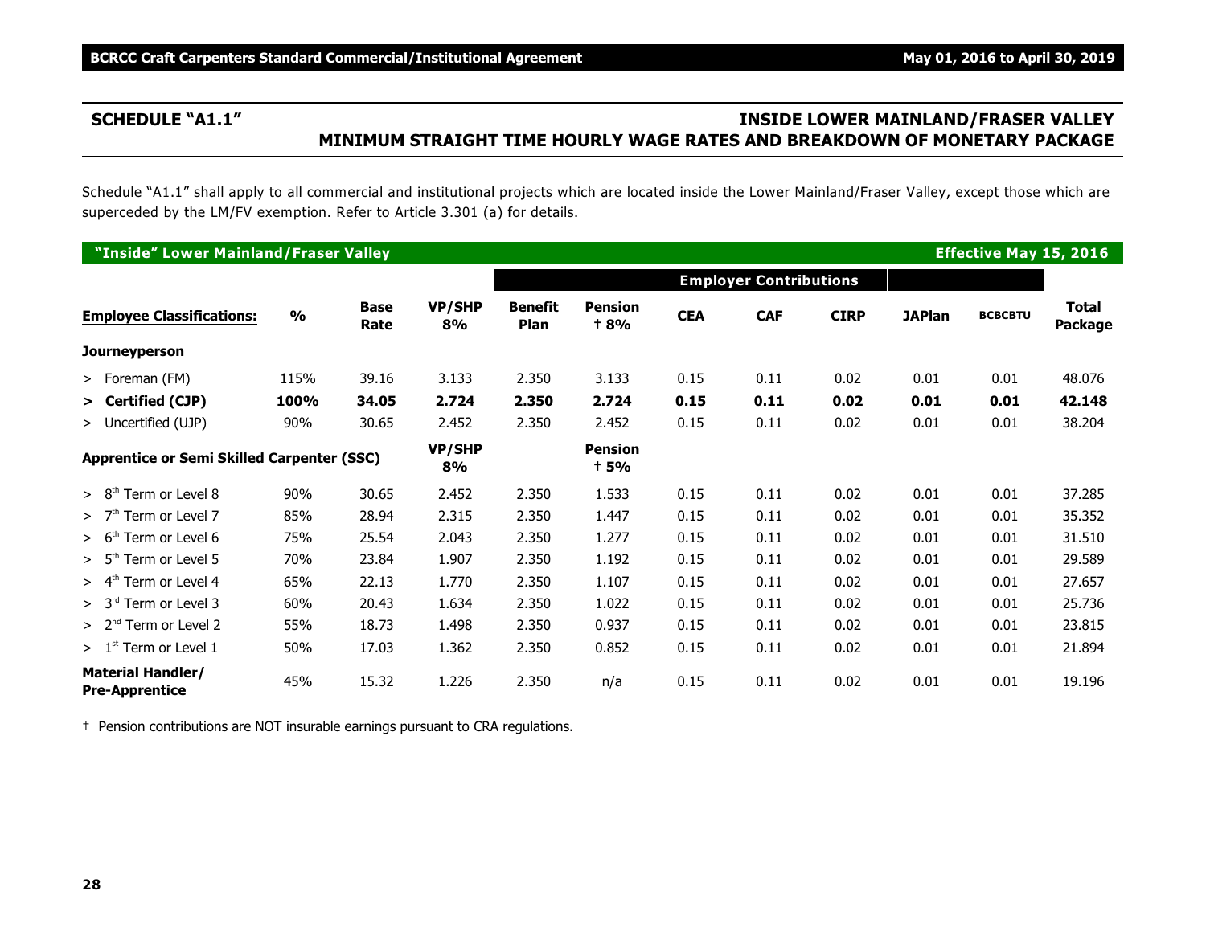## SCHEDULE "A1.1" — INSIDE LOWER MAINLAND/FRASER VALLEY

### MINIMUM STRAIGHT TIME HOURLY WAGE RATES AND BREAKDOWN OF MONETARY PACKAGE

Schedule "A1.1" shall apply to all commercial and institutional projects which are located inside the Lower Mainland/Fraser Valley, except those which are superceded by the LM/FV exemption. Refer to Article 3.301 (a) for details.

**"Inside" Lower Mainland/Fraser Valley — Effective May 15, 2016**

| | | | | Employer Contributions | | | | | | | |
|---|---|---|---|---|---|---|---|---|---|---|---|
| **Employee Classifications:** | **%** | **Base Rate** | **VP/SHP 8%** | **Benefit Plan** | **Pension † 8%** | **CEA** | **CAF** | **CIRP** | **JAPlan** | **BCBCBTU** | **Total Package** |
| **Journeyperson** | | | | | | | | | | | |
| > Foreman (FM) | 115% | 39.16 | 3.133 | 2.350 | 3.133 | 0.15 | 0.11 | 0.02 | 0.01 | 0.01 | 48.076 |
| **> Certified (CJP)** | **100%** | **34.05** | **2.724** | **2.350** | **2.724** | **0.15** | **0.11** | **0.02** | **0.01** | **0.01** | **42.148** |
| > Uncertified (UJP) | 90% | 30.65 | 2.452 | 2.350 | 2.452 | 0.15 | 0.11 | 0.02 | 0.01 | 0.01 | 38.204 |
| **Apprentice or Semi Skilled Carpenter (SSC)** | | | **VP/SHP 8%** | | **Pension † 5%** | | | | | | |
| > 8th Term or Level 8 | 90% | 30.65 | 2.452 | 2.350 | 1.533 | 0.15 | 0.11 | 0.02 | 0.01 | 0.01 | 37.285 |
| > 7th Term or Level 7 | 85% | 28.94 | 2.315 | 2.350 | 1.447 | 0.15 | 0.11 | 0.02 | 0.01 | 0.01 | 35.352 |
| > 6th Term or Level 6 | 75% | 25.54 | 2.043 | 2.350 | 1.277 | 0.15 | 0.11 | 0.02 | 0.01 | 0.01 | 31.510 |
| > 5th Term or Level 5 | 70% | 23.84 | 1.907 | 2.350 | 1.192 | 0.15 | 0.11 | 0.02 | 0.01 | 0.01 | 29.589 |
| > 4th Term or Level 4 | 65% | 22.13 | 1.770 | 2.350 | 1.107 | 0.15 | 0.11 | 0.02 | 0.01 | 0.01 | 27.657 |
| > 3rd Term or Level 3 | 60% | 20.43 | 1.634 | 2.350 | 1.022 | 0.15 | 0.11 | 0.02 | 0.01 | 0.01 | 25.736 |
| > 2nd Term or Level 2 | 55% | 18.73 | 1.498 | 2.350 | 0.937 | 0.15 | 0.11 | 0.02 | 0.01 | 0.01 | 23.815 |
| > 1st Term or Level 1 | 50% | 17.03 | 1.362 | 2.350 | 0.852 | 0.15 | 0.11 | 0.02 | 0.01 | 0.01 | 21.894 |
| **Material Handler/ Pre-Apprentice** | 45% | 15.32 | 1.226 | 2.350 | n/a | 0.15 | 0.11 | 0.02 | 0.01 | 0.01 | 19.196 |

† Pension contributions are NOT insurable earnings pursuant to CRA regulations.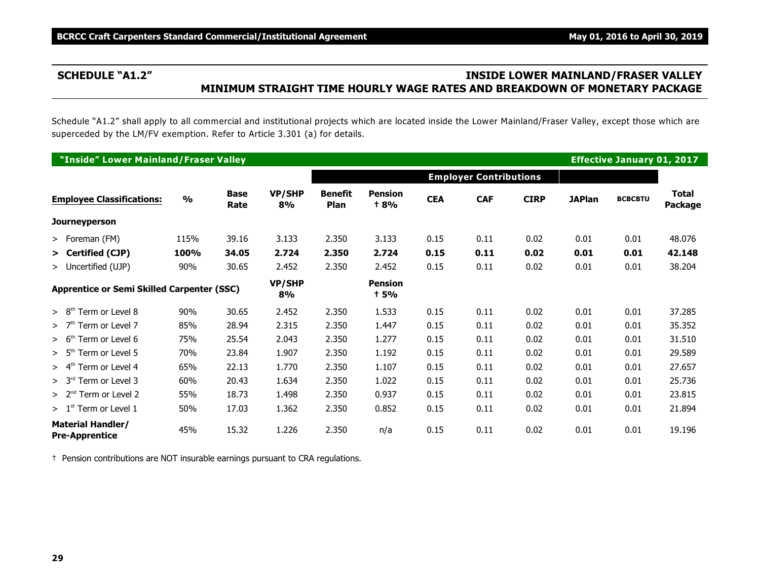## SCHEDULE "A1.2"

## INSIDE LOWER MAINLAND/FRASER VALLEY MINIMUM STRAIGHT TIME HOURLY WAGE RATES AND BREAKDOWN OF MONETARY PACKAGE

Schedule "A1.2" shall apply to all commercial and institutional projects which are located inside the Lower Mainland/Fraser Valley, except those which are superceded by the LM/FV exemption. Refer to Article 3.301 (a) for details.

**"Inside" Lower Mainland/Fraser Valley** — **Effective January 01, 2017**

| | | | | Employer Contributions | | | | | | | |
|---|---|---|---|---|---|---|---|---|---|---|---|
| **Employee Classifications:** | **%** | **Base Rate** | **VP/SHP 8%** | **Benefit Plan** | **Pension † 8%** | **CEA** | **CAF** | **CIRP** | **JAPlan** | **BCBCBTU** | **Total Package** |
| **Journeyperson** | | | | | | | | | | | |
| > Foreman (FM) | 115% | 39.16 | 3.133 | 2.350 | 3.133 | 0.15 | 0.11 | 0.02 | 0.01 | 0.01 | 48.076 |
| **> Certified (CJP)** | **100%** | **34.05** | **2.724** | **2.350** | **2.724** | **0.15** | **0.11** | **0.02** | **0.01** | **0.01** | **42.148** |
| > Uncertified (UJP) | 90% | 30.65 | 2.452 | 2.350 | 2.452 | 0.15 | 0.11 | 0.02 | 0.01 | 0.01 | 38.204 |
| **Apprentice or Semi Skilled Carpenter (SSC)** | | | **VP/SHP 8%** | | **Pension † 5%** | | | | | | |
| > 8th Term or Level 8 | 90% | 30.65 | 2.452 | 2.350 | 1.533 | 0.15 | 0.11 | 0.02 | 0.01 | 0.01 | 37.285 |
| > 7th Term or Level 7 | 85% | 28.94 | 2.315 | 2.350 | 1.447 | 0.15 | 0.11 | 0.02 | 0.01 | 0.01 | 35.352 |
| > 6th Term or Level 6 | 75% | 25.54 | 2.043 | 2.350 | 1.277 | 0.15 | 0.11 | 0.02 | 0.01 | 0.01 | 31.510 |
| > 5th Term or Level 5 | 70% | 23.84 | 1.907 | 2.350 | 1.192 | 0.15 | 0.11 | 0.02 | 0.01 | 0.01 | 29.589 |
| > 4th Term or Level 4 | 65% | 22.13 | 1.770 | 2.350 | 1.107 | 0.15 | 0.11 | 0.02 | 0.01 | 0.01 | 27.657 |
| > 3rd Term or Level 3 | 60% | 20.43 | 1.634 | 2.350 | 1.022 | 0.15 | 0.11 | 0.02 | 0.01 | 0.01 | 25.736 |
| > 2nd Term or Level 2 | 55% | 18.73 | 1.498 | 2.350 | 0.937 | 0.15 | 0.11 | 0.02 | 0.01 | 0.01 | 23.815 |
| > 1st Term or Level 1 | 50% | 17.03 | 1.362 | 2.350 | 0.852 | 0.15 | 0.11 | 0.02 | 0.01 | 0.01 | 21.894 |
| **Material Handler/ Pre-Apprentice** | 45% | 15.32 | 1.226 | 2.350 | n/a | 0.15 | 0.11 | 0.02 | 0.01 | 0.01 | 19.196 |

† Pension contributions are NOT insurable earnings pursuant to CRA regulations.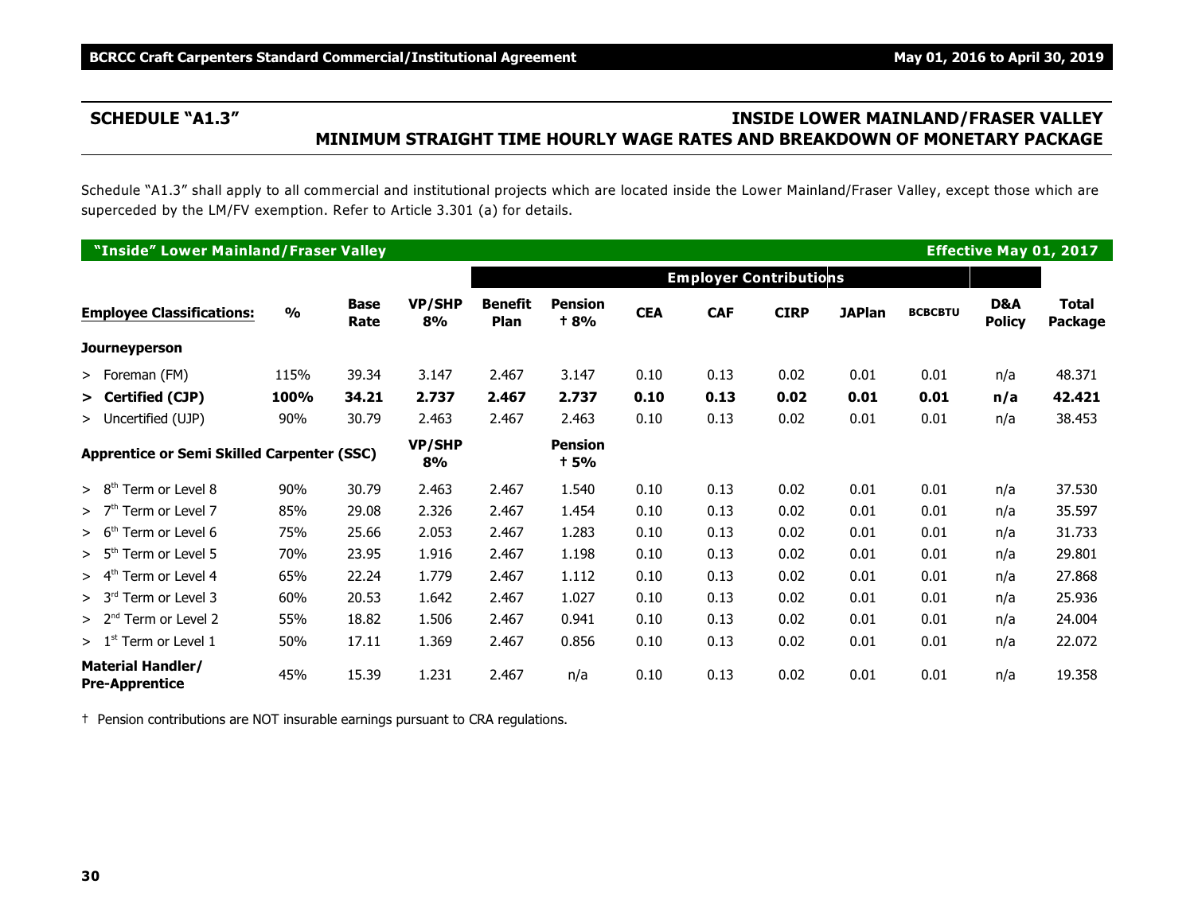## SCHEDULE "A1.3" — INSIDE LOWER MAINLAND/FRASER VALLEY MINIMUM STRAIGHT TIME HOURLY WAGE RATES AND BREAKDOWN OF MONETARY PACKAGE

Schedule "A1.3" shall apply to all commercial and institutional projects which are located inside the Lower Mainland/Fraser Valley, except those which are superceded by the LM/FV exemption. Refer to Article 3.301 (a) for details.

**"Inside" Lower Mainland/Fraser Valley — Effective May 01, 2017**

| | | | | Employer Contributions | | | | | | | | |
|---|---|---|---|---|---|---|---|---|---|---|---|---|
| **Employee Classifications:** | **%** | **Base Rate** | **VP/SHP 8%** | **Benefit Plan** | **Pension † 8%** | **CEA** | **CAF** | **CIRP** | **JAPlan** | **BCBCBTU** | **D&A Policy** | **Total Package** |
| **Journeyperson** | | | | | | | | | | | | |
| > Foreman (FM) | 115% | 39.34 | 3.147 | 2.467 | 3.147 | 0.10 | 0.13 | 0.02 | 0.01 | 0.01 | n/a | 48.371 |
| **> Certified (CJP)** | **100%** | **34.21** | **2.737** | **2.467** | **2.737** | **0.10** | **0.13** | **0.02** | **0.01** | **0.01** | **n/a** | **42.421** |
| > Uncertified (UJP) | 90% | 30.79 | 2.463 | 2.467 | 2.463 | 0.10 | 0.13 | 0.02 | 0.01 | 0.01 | n/a | 38.453 |
| **Apprentice or Semi Skilled Carpenter (SSC)** | | | **VP/SHP 8%** | | **Pension † 5%** | | | | | | | |
| > 8th Term or Level 8 | 90% | 30.79 | 2.463 | 2.467 | 1.540 | 0.10 | 0.13 | 0.02 | 0.01 | 0.01 | n/a | 37.530 |
| > 7th Term or Level 7 | 85% | 29.08 | 2.326 | 2.467 | 1.454 | 0.10 | 0.13 | 0.02 | 0.01 | 0.01 | n/a | 35.597 |
| > 6th Term or Level 6 | 75% | 25.66 | 2.053 | 2.467 | 1.283 | 0.10 | 0.13 | 0.02 | 0.01 | 0.01 | n/a | 31.733 |
| > 5th Term or Level 5 | 70% | 23.95 | 1.916 | 2.467 | 1.198 | 0.10 | 0.13 | 0.02 | 0.01 | 0.01 | n/a | 29.801 |
| > 4th Term or Level 4 | 65% | 22.24 | 1.779 | 2.467 | 1.112 | 0.10 | 0.13 | 0.02 | 0.01 | 0.01 | n/a | 27.868 |
| > 3rd Term or Level 3 | 60% | 20.53 | 1.642 | 2.467 | 1.027 | 0.10 | 0.13 | 0.02 | 0.01 | 0.01 | n/a | 25.936 |
| > 2nd Term or Level 2 | 55% | 18.82 | 1.506 | 2.467 | 0.941 | 0.10 | 0.13 | 0.02 | 0.01 | 0.01 | n/a | 24.004 |
| > 1st Term or Level 1 | 50% | 17.11 | 1.369 | 2.467 | 0.856 | 0.10 | 0.13 | 0.02 | 0.01 | 0.01 | n/a | 22.072 |
| **Material Handler/ Pre-Apprentice** | 45% | 15.39 | 1.231 | 2.467 | n/a | 0.10 | 0.13 | 0.02 | 0.01 | 0.01 | n/a | 19.358 |

† Pension contributions are NOT insurable earnings pursuant to CRA regulations.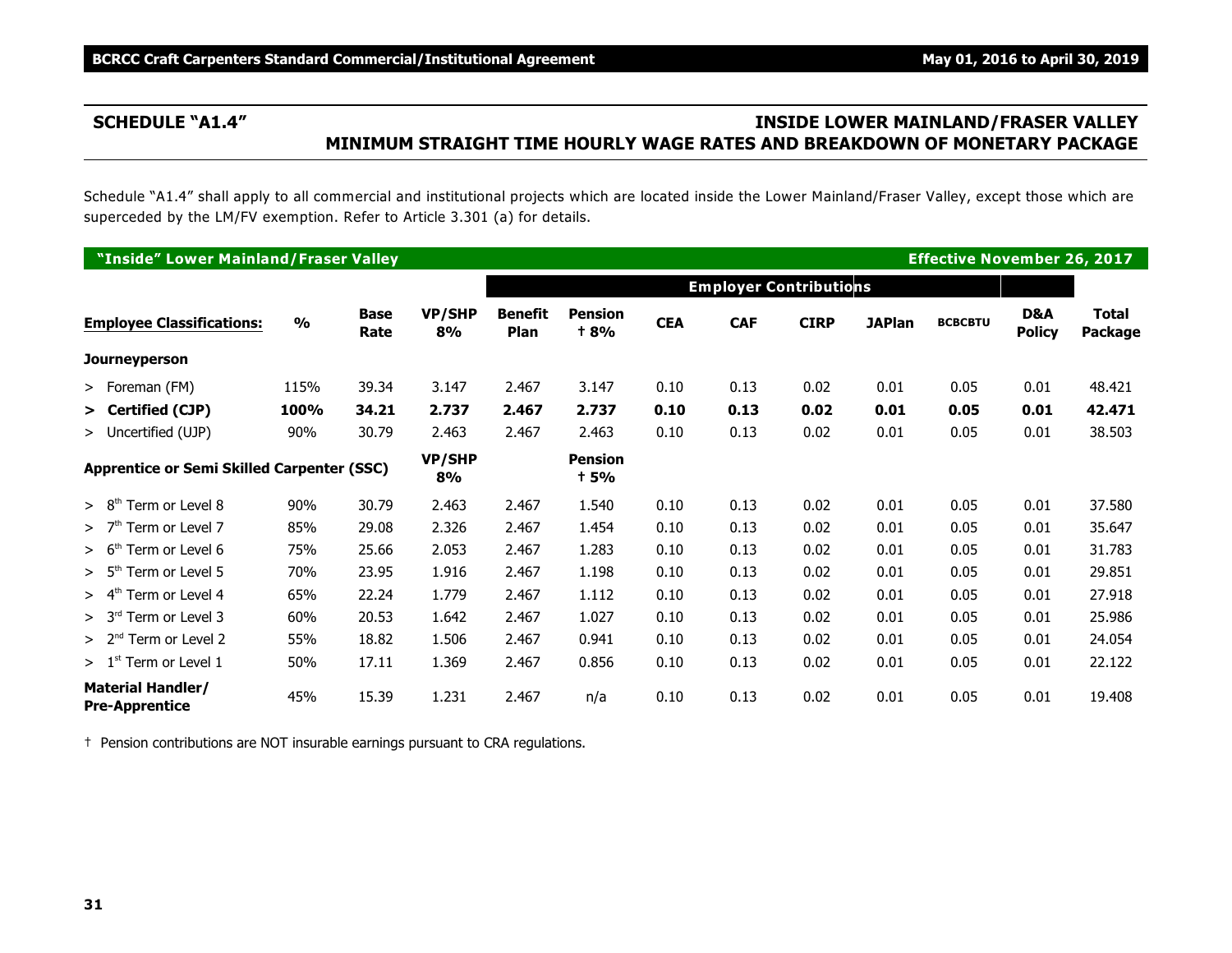## SCHEDULE "A1.4" INSIDE LOWER MAINLAND/FRASER VALLEY MINIMUM STRAIGHT TIME HOURLY WAGE RATES AND BREAKDOWN OF MONETARY PACKAGE

Schedule "A1.4" shall apply to all commercial and institutional projects which are located inside the Lower Mainland/Fraser Valley, except those which are superceded by the LM/FV exemption. Refer to Article 3.301 (a) for details.

**"Inside" Lower Mainland/Fraser Valley** — **Effective November 26, 2017**

| | | | | Employer Contributions | | | | | | | | |
|---|---|---|---|---|---|---|---|---|---|---|---|---|
| **Employee Classifications:** | **%** | **Base Rate** | **VP/SHP 8%** | **Benefit Plan** | **Pension † 8%** | **CEA** | **CAF** | **CIRP** | **JAPlan** | **BCBCBTU** | **D&A Policy** | **Total Package** |
| **Journeyperson** | | | | | | | | | | | | |
| > Foreman (FM) | 115% | 39.34 | 3.147 | 2.467 | 3.147 | 0.10 | 0.13 | 0.02 | 0.01 | 0.05 | 0.01 | 48.421 |
| **> Certified (CJP)** | **100%** | **34.21** | **2.737** | **2.467** | **2.737** | **0.10** | **0.13** | **0.02** | **0.01** | **0.05** | **0.01** | **42.471** |
| > Uncertified (UJP) | 90% | 30.79 | 2.463 | 2.467 | 2.463 | 0.10 | 0.13 | 0.02 | 0.01 | 0.05 | 0.01 | 38.503 |
| **Apprentice or Semi Skilled Carpenter (SSC)** | | | **VP/SHP 8%** | | **Pension † 5%** | | | | | | | |
| > 8th Term or Level 8 | 90% | 30.79 | 2.463 | 2.467 | 1.540 | 0.10 | 0.13 | 0.02 | 0.01 | 0.05 | 0.01 | 37.580 |
| > 7th Term or Level 7 | 85% | 29.08 | 2.326 | 2.467 | 1.454 | 0.10 | 0.13 | 0.02 | 0.01 | 0.05 | 0.01 | 35.647 |
| > 6th Term or Level 6 | 75% | 25.66 | 2.053 | 2.467 | 1.283 | 0.10 | 0.13 | 0.02 | 0.01 | 0.05 | 0.01 | 31.783 |
| > 5th Term or Level 5 | 70% | 23.95 | 1.916 | 2.467 | 1.198 | 0.10 | 0.13 | 0.02 | 0.01 | 0.05 | 0.01 | 29.851 |
| > 4th Term or Level 4 | 65% | 22.24 | 1.779 | 2.467 | 1.112 | 0.10 | 0.13 | 0.02 | 0.01 | 0.05 | 0.01 | 27.918 |
| > 3rd Term or Level 3 | 60% | 20.53 | 1.642 | 2.467 | 1.027 | 0.10 | 0.13 | 0.02 | 0.01 | 0.05 | 0.01 | 25.986 |
| > 2nd Term or Level 2 | 55% | 18.82 | 1.506 | 2.467 | 0.941 | 0.10 | 0.13 | 0.02 | 0.01 | 0.05 | 0.01 | 24.054 |
| > 1st Term or Level 1 | 50% | 17.11 | 1.369 | 2.467 | 0.856 | 0.10 | 0.13 | 0.02 | 0.01 | 0.05 | 0.01 | 22.122 |
| **Material Handler/ Pre-Apprentice** | 45% | 15.39 | 1.231 | 2.467 | n/a | 0.10 | 0.13 | 0.02 | 0.01 | 0.05 | 0.01 | 19.408 |

† Pension contributions are NOT insurable earnings pursuant to CRA regulations.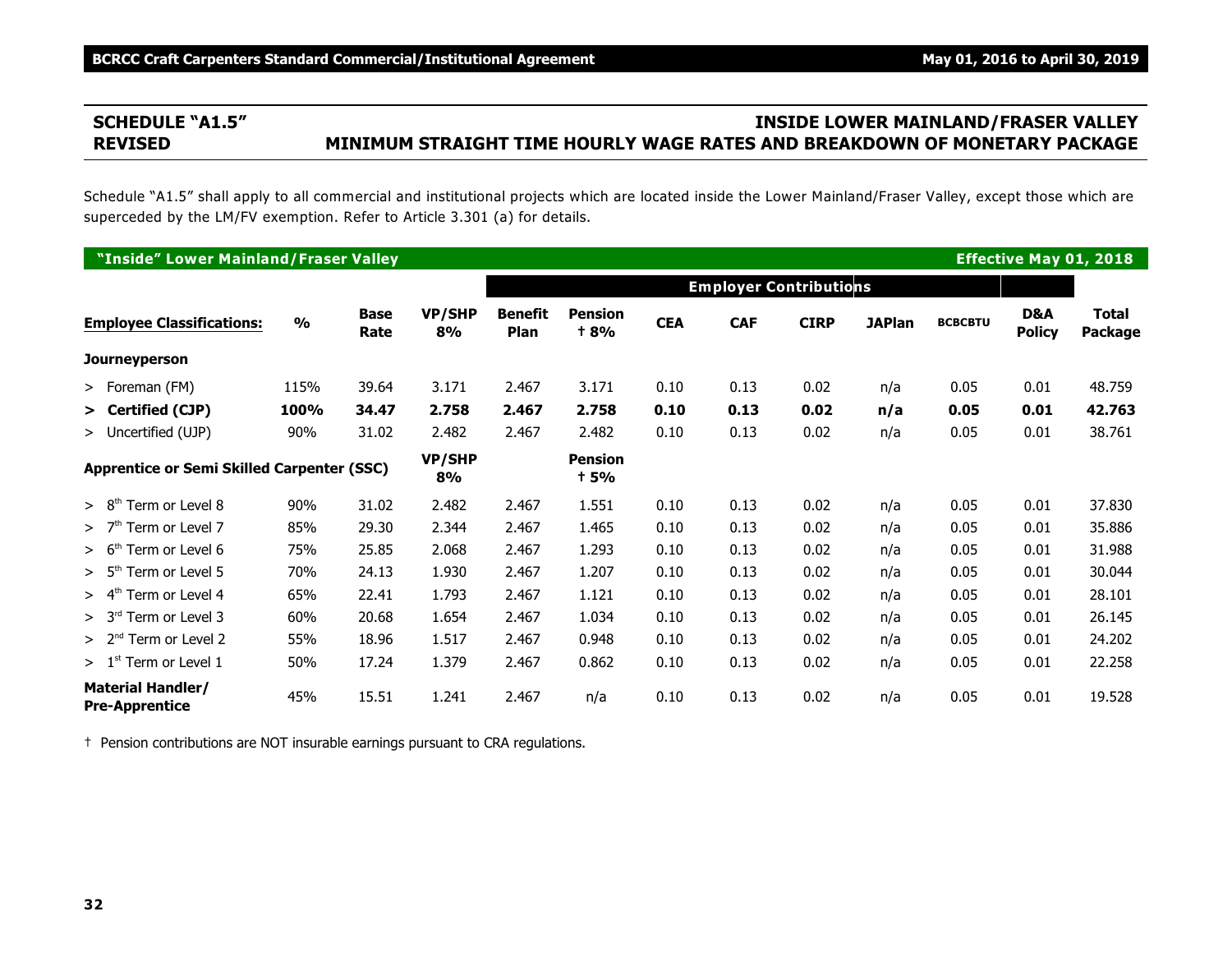## SCHEDULE "A1.5" REVISED

## INSIDE LOWER MAINLAND/FRASER VALLEY MINIMUM STRAIGHT TIME HOURLY WAGE RATES AND BREAKDOWN OF MONETARY PACKAGE

Schedule "A1.5" shall apply to all commercial and institutional projects which are located inside the Lower Mainland/Fraser Valley, except those which are superceded by the LM/FV exemption. Refer to Article 3.301 (a) for details.

**"Inside" Lower Mainland/Fraser Valley** — **Effective May 01, 2018**

| | | | | Employer Contributions | | | | | | | | |
|---|---|---|---|---|---|---|---|---|---|---|---|---|
| **Employee Classifications:** | **%** | **Base Rate** | **VP/SHP 8%** | **Benefit Plan** | **Pension † 8%** | **CEA** | **CAF** | **CIRP** | **JAPlan** | **BCBCBTU** | **D&A Policy** | **Total Package** |
| **Journeyperson** | | | | | | | | | | | | |
| > Foreman (FM) | 115% | 39.64 | 3.171 | 2.467 | 3.171 | 0.10 | 0.13 | 0.02 | n/a | 0.05 | 0.01 | 48.759 |
| **> Certified (CJP)** | **100%** | **34.47** | **2.758** | **2.467** | **2.758** | **0.10** | **0.13** | **0.02** | **n/a** | **0.05** | **0.01** | **42.763** |
| > Uncertified (UJP) | 90% | 31.02 | 2.482 | 2.467 | 2.482 | 0.10 | 0.13 | 0.02 | n/a | 0.05 | 0.01 | 38.761 |
| **Apprentice or Semi Skilled Carpenter (SSC)** | | | **VP/SHP 8%** | | **Pension † 5%** | | | | | | | |
| > 8th Term or Level 8 | 90% | 31.02 | 2.482 | 2.467 | 1.551 | 0.10 | 0.13 | 0.02 | n/a | 0.05 | 0.01 | 37.830 |
| > 7th Term or Level 7 | 85% | 29.30 | 2.344 | 2.467 | 1.465 | 0.10 | 0.13 | 0.02 | n/a | 0.05 | 0.01 | 35.886 |
| > 6th Term or Level 6 | 75% | 25.85 | 2.068 | 2.467 | 1.293 | 0.10 | 0.13 | 0.02 | n/a | 0.05 | 0.01 | 31.988 |
| > 5th Term or Level 5 | 70% | 24.13 | 1.930 | 2.467 | 1.207 | 0.10 | 0.13 | 0.02 | n/a | 0.05 | 0.01 | 30.044 |
| > 4th Term or Level 4 | 65% | 22.41 | 1.793 | 2.467 | 1.121 | 0.10 | 0.13 | 0.02 | n/a | 0.05 | 0.01 | 28.101 |
| > 3rd Term or Level 3 | 60% | 20.68 | 1.654 | 2.467 | 1.034 | 0.10 | 0.13 | 0.02 | n/a | 0.05 | 0.01 | 26.145 |
| > 2nd Term or Level 2 | 55% | 18.96 | 1.517 | 2.467 | 0.948 | 0.10 | 0.13 | 0.02 | n/a | 0.05 | 0.01 | 24.202 |
| > 1st Term or Level 1 | 50% | 17.24 | 1.379 | 2.467 | 0.862 | 0.10 | 0.13 | 0.02 | n/a | 0.05 | 0.01 | 22.258 |
| **Material Handler/ Pre-Apprentice** | 45% | 15.51 | 1.241 | 2.467 | n/a | 0.10 | 0.13 | 0.02 | n/a | 0.05 | 0.01 | 19.528 |

† Pension contributions are NOT insurable earnings pursuant to CRA regulations.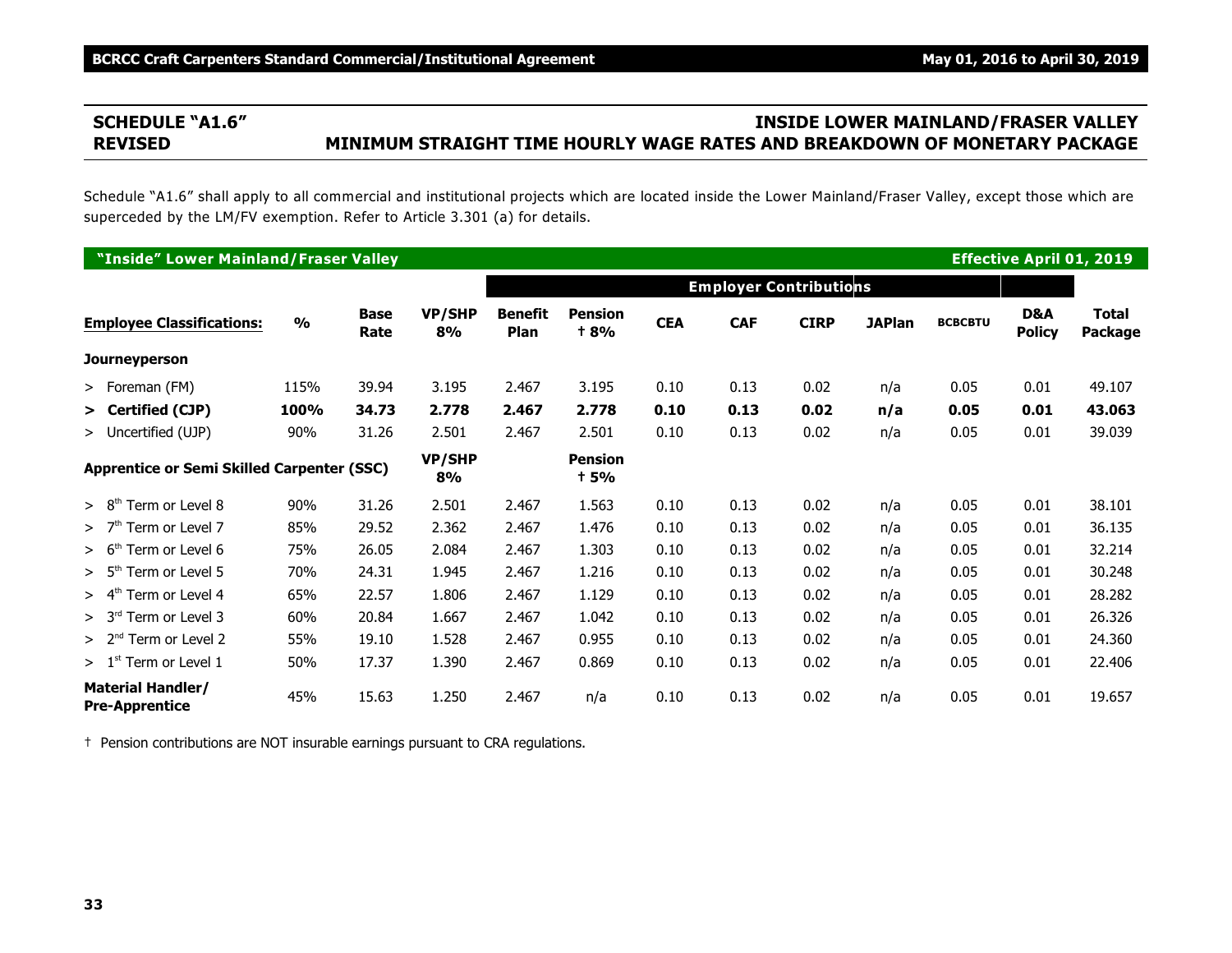## SCHEDULE "A1.6" REVISED

## INSIDE LOWER MAINLAND/FRASER VALLEY MINIMUM STRAIGHT TIME HOURLY WAGE RATES AND BREAKDOWN OF MONETARY PACKAGE

Schedule "A1.6" shall apply to all commercial and institutional projects which are located inside the Lower Mainland/Fraser Valley, except those which are superceded by the LM/FV exemption. Refer to Article 3.301 (a) for details.

**"Inside" Lower Mainland/Fraser Valley** — **Effective April 01, 2019**

| | | | | Employer Contributions | | | | | | | | |
|---|---|---|---|---|---|---|---|---|---|---|---|---|
| **Employee Classifications:** | **%** | **Base Rate** | **VP/SHP 8%** | **Benefit Plan** | **Pension † 8%** | **CEA** | **CAF** | **CIRP** | **JAPlan** | **BCBCBTU** | **D&A Policy** | **Total Package** |
| **Journeyperson** | | | | | | | | | | | | |
| > Foreman (FM) | 115% | 39.94 | 3.195 | 2.467 | 3.195 | 0.10 | 0.13 | 0.02 | n/a | 0.05 | 0.01 | 49.107 |
| **> Certified (CJP)** | **100%** | **34.73** | **2.778** | **2.467** | **2.778** | **0.10** | **0.13** | **0.02** | **n/a** | **0.05** | **0.01** | **43.063** |
| > Uncertified (UJP) | 90% | 31.26 | 2.501 | 2.467 | 2.501 | 0.10 | 0.13 | 0.02 | n/a | 0.05 | 0.01 | 39.039 |
| **Apprentice or Semi Skilled Carpenter (SSC)** | | | **VP/SHP 8%** | | **Pension † 5%** | | | | | | | |
| > 8th Term or Level 8 | 90% | 31.26 | 2.501 | 2.467 | 1.563 | 0.10 | 0.13 | 0.02 | n/a | 0.05 | 0.01 | 38.101 |
| > 7th Term or Level 7 | 85% | 29.52 | 2.362 | 2.467 | 1.476 | 0.10 | 0.13 | 0.02 | n/a | 0.05 | 0.01 | 36.135 |
| > 6th Term or Level 6 | 75% | 26.05 | 2.084 | 2.467 | 1.303 | 0.10 | 0.13 | 0.02 | n/a | 0.05 | 0.01 | 32.214 |
| > 5th Term or Level 5 | 70% | 24.31 | 1.945 | 2.467 | 1.216 | 0.10 | 0.13 | 0.02 | n/a | 0.05 | 0.01 | 30.248 |
| > 4th Term or Level 4 | 65% | 22.57 | 1.806 | 2.467 | 1.129 | 0.10 | 0.13 | 0.02 | n/a | 0.05 | 0.01 | 28.282 |
| > 3rd Term or Level 3 | 60% | 20.84 | 1.667 | 2.467 | 1.042 | 0.10 | 0.13 | 0.02 | n/a | 0.05 | 0.01 | 26.326 |
| > 2nd Term or Level 2 | 55% | 19.10 | 1.528 | 2.467 | 0.955 | 0.10 | 0.13 | 0.02 | n/a | 0.05 | 0.01 | 24.360 |
| > 1st Term or Level 1 | 50% | 17.37 | 1.390 | 2.467 | 0.869 | 0.10 | 0.13 | 0.02 | n/a | 0.05 | 0.01 | 22.406 |
| **Material Handler/ Pre-Apprentice** | 45% | 15.63 | 1.250 | 2.467 | n/a | 0.10 | 0.13 | 0.02 | n/a | 0.05 | 0.01 | 19.657 |

† Pension contributions are NOT insurable earnings pursuant to CRA regulations.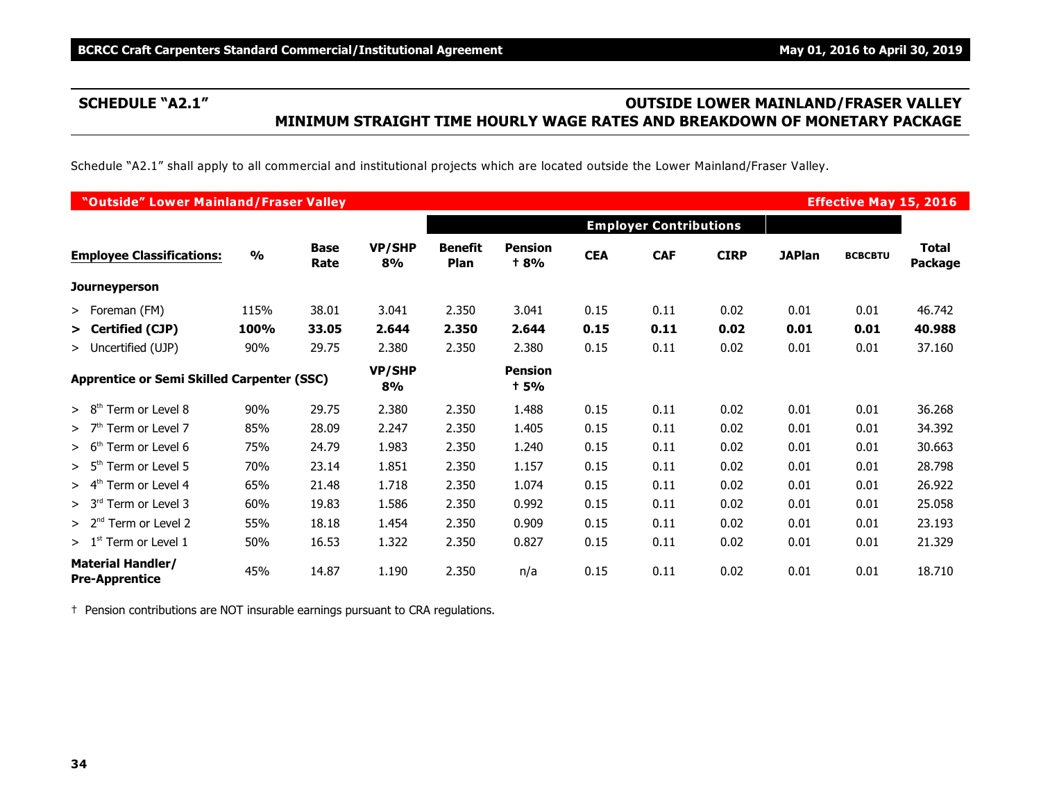## SCHEDULE "A2.1"

## OUTSIDE LOWER MAINLAND/FRASER VALLEY MINIMUM STRAIGHT TIME HOURLY WAGE RATES AND BREAKDOWN OF MONETARY PACKAGE

Schedule "A2.1" shall apply to all commercial and institutional projects which are located outside the Lower Mainland/Fraser Valley.

**"Outside" Lower Mainland/Fraser Valley** — **Effective May 15, 2016**

| | | | | Employer Contributions | | | | | | | |
|---|---|---|---|---|---|---|---|---|---|---|---|
| **Employee Classifications:** | **%** | **Base Rate** | **VP/SHP 8%** | **Benefit Plan** | **Pension † 8%** | **CEA** | **CAF** | **CIRP** | **JAPlan** | **BCBCBTU** | **Total Package** |
| **Journeyperson** | | | | | | | | | | | |
| > Foreman (FM) | 115% | 38.01 | 3.041 | 2.350 | 3.041 | 0.15 | 0.11 | 0.02 | 0.01 | 0.01 | 46.742 |
| **> Certified (CJP)** | **100%** | **33.05** | **2.644** | **2.350** | **2.644** | **0.15** | **0.11** | **0.02** | **0.01** | **0.01** | **40.988** |
| > Uncertified (UJP) | 90% | 29.75 | 2.380 | 2.350 | 2.380 | 0.15 | 0.11 | 0.02 | 0.01 | 0.01 | 37.160 |
| **Apprentice or Semi Skilled Carpenter (SSC)** | | | **VP/SHP 8%** | | **Pension † 5%** | | | | | | |
| > 8th Term or Level 8 | 90% | 29.75 | 2.380 | 2.350 | 1.488 | 0.15 | 0.11 | 0.02 | 0.01 | 0.01 | 36.268 |
| > 7th Term or Level 7 | 85% | 28.09 | 2.247 | 2.350 | 1.405 | 0.15 | 0.11 | 0.02 | 0.01 | 0.01 | 34.392 |
| > 6th Term or Level 6 | 75% | 24.79 | 1.983 | 2.350 | 1.240 | 0.15 | 0.11 | 0.02 | 0.01 | 0.01 | 30.663 |
| > 5th Term or Level 5 | 70% | 23.14 | 1.851 | 2.350 | 1.157 | 0.15 | 0.11 | 0.02 | 0.01 | 0.01 | 28.798 |
| > 4th Term or Level 4 | 65% | 21.48 | 1.718 | 2.350 | 1.074 | 0.15 | 0.11 | 0.02 | 0.01 | 0.01 | 26.922 |
| > 3rd Term or Level 3 | 60% | 19.83 | 1.586 | 2.350 | 0.992 | 0.15 | 0.11 | 0.02 | 0.01 | 0.01 | 25.058 |
| > 2nd Term or Level 2 | 55% | 18.18 | 1.454 | 2.350 | 0.909 | 0.15 | 0.11 | 0.02 | 0.01 | 0.01 | 23.193 |
| > 1st Term or Level 1 | 50% | 16.53 | 1.322 | 2.350 | 0.827 | 0.15 | 0.11 | 0.02 | 0.01 | 0.01 | 21.329 |
| **Material Handler/ Pre-Apprentice** | 45% | 14.87 | 1.190 | 2.350 | n/a | 0.15 | 0.11 | 0.02 | 0.01 | 0.01 | 18.710 |

† Pension contributions are NOT insurable earnings pursuant to CRA regulations.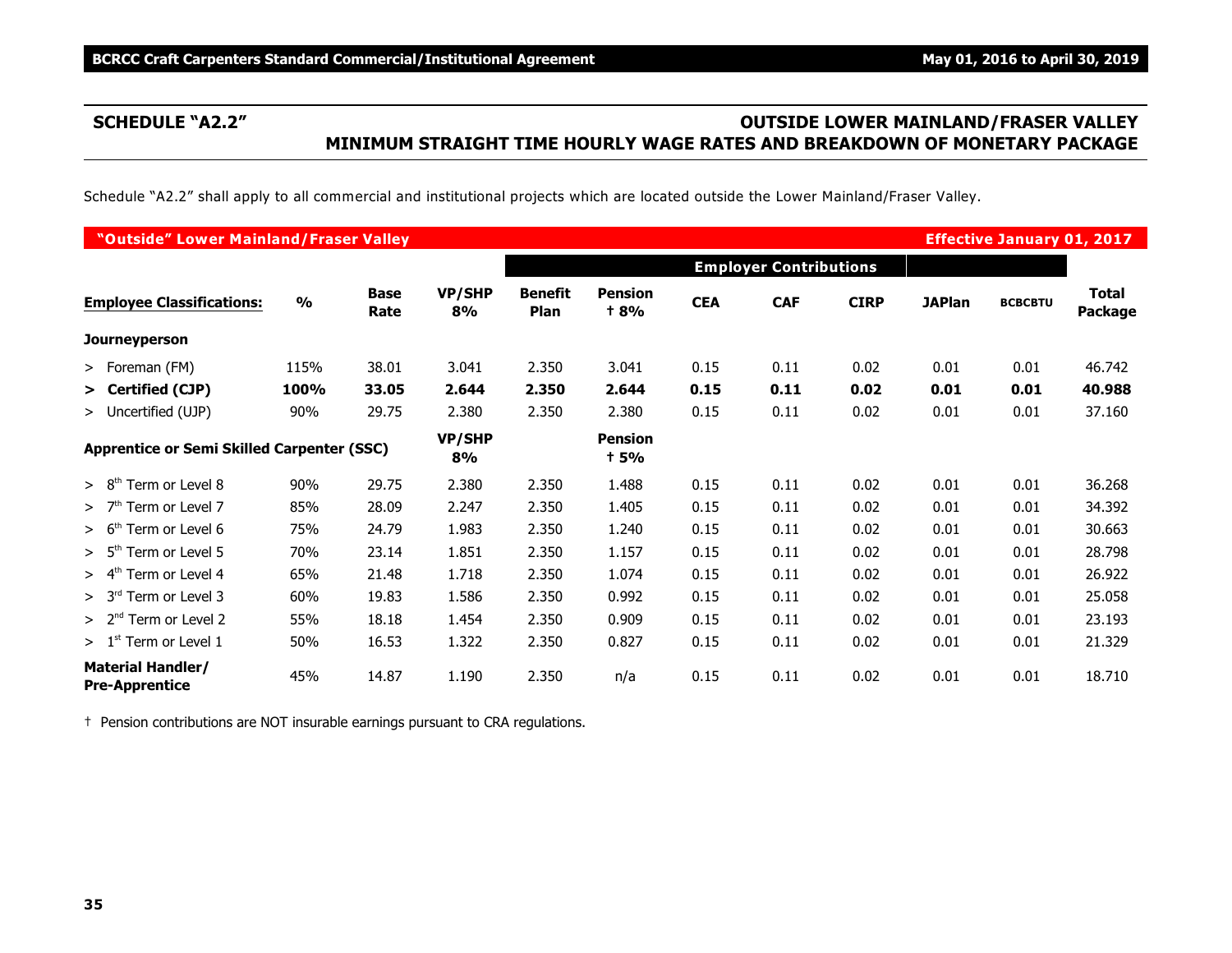## SCHEDULE "A2.2"

## OUTSIDE LOWER MAINLAND/FRASER VALLEY MINIMUM STRAIGHT TIME HOURLY WAGE RATES AND BREAKDOWN OF MONETARY PACKAGE

Schedule "A2.2" shall apply to all commercial and institutional projects which are located outside the Lower Mainland/Fraser Valley.

**"Outside" Lower Mainland/Fraser Valley** — **Effective January 01, 2017**

| | | | | Employer Contributions | | | | | | | |
|---|---|---|---|---|---|---|---|---|---|---|---|
| **Employee Classifications:** | **%** | **Base Rate** | **VP/SHP 8%** | **Benefit Plan** | **Pension † 8%** | **CEA** | **CAF** | **CIRP** | **JAPlan** | **BCBCBTU** | **Total Package** |
| **Journeyperson** | | | | | | | | | | | |
| > Foreman (FM) | 115% | 38.01 | 3.041 | 2.350 | 3.041 | 0.15 | 0.11 | 0.02 | 0.01 | 0.01 | 46.742 |
| **> Certified (CJP)** | **100%** | **33.05** | **2.644** | **2.350** | **2.644** | **0.15** | **0.11** | **0.02** | **0.01** | **0.01** | **40.988** |
| > Uncertified (UJP) | 90% | 29.75 | 2.380 | 2.350 | 2.380 | 0.15 | 0.11 | 0.02 | 0.01 | 0.01 | 37.160 |
| **Apprentice or Semi Skilled Carpenter (SSC)** | | | **VP/SHP 8%** | | **Pension † 5%** | | | | | | |
| > 8th Term or Level 8 | 90% | 29.75 | 2.380 | 2.350 | 1.488 | 0.15 | 0.11 | 0.02 | 0.01 | 0.01 | 36.268 |
| > 7th Term or Level 7 | 85% | 28.09 | 2.247 | 2.350 | 1.405 | 0.15 | 0.11 | 0.02 | 0.01 | 0.01 | 34.392 |
| > 6th Term or Level 6 | 75% | 24.79 | 1.983 | 2.350 | 1.240 | 0.15 | 0.11 | 0.02 | 0.01 | 0.01 | 30.663 |
| > 5th Term or Level 5 | 70% | 23.14 | 1.851 | 2.350 | 1.157 | 0.15 | 0.11 | 0.02 | 0.01 | 0.01 | 28.798 |
| > 4th Term or Level 4 | 65% | 21.48 | 1.718 | 2.350 | 1.074 | 0.15 | 0.11 | 0.02 | 0.01 | 0.01 | 26.922 |
| > 3rd Term or Level 3 | 60% | 19.83 | 1.586 | 2.350 | 0.992 | 0.15 | 0.11 | 0.02 | 0.01 | 0.01 | 25.058 |
| > 2nd Term or Level 2 | 55% | 18.18 | 1.454 | 2.350 | 0.909 | 0.15 | 0.11 | 0.02 | 0.01 | 0.01 | 23.193 |
| > 1st Term or Level 1 | 50% | 16.53 | 1.322 | 2.350 | 0.827 | 0.15 | 0.11 | 0.02 | 0.01 | 0.01 | 21.329 |
| **Material Handler/ Pre-Apprentice** | 45% | 14.87 | 1.190 | 2.350 | n/a | 0.15 | 0.11 | 0.02 | 0.01 | 0.01 | 18.710 |

† Pension contributions are NOT insurable earnings pursuant to CRA regulations.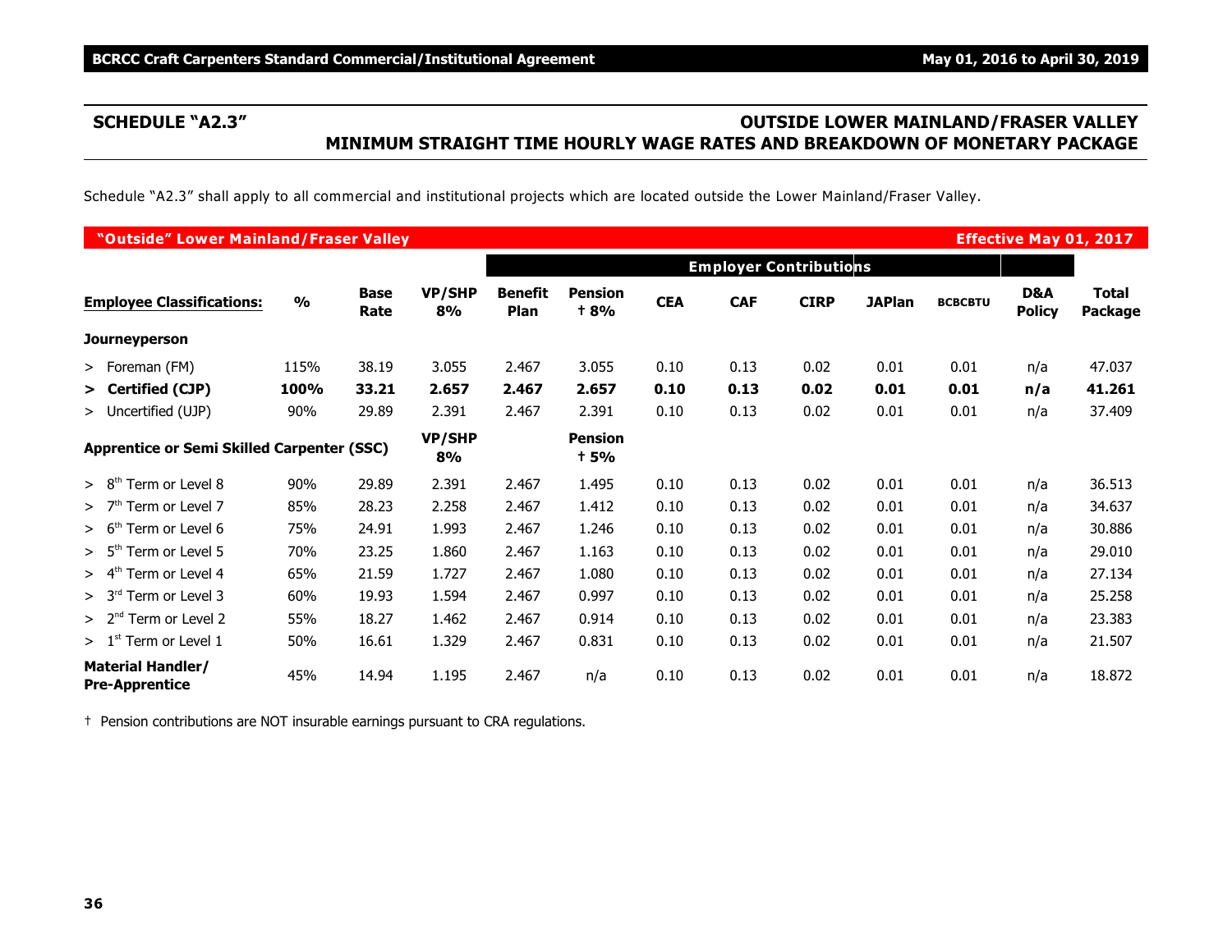## SCHEDULE "A2.3"

## OUTSIDE LOWER MAINLAND/FRASER VALLEY MINIMUM STRAIGHT TIME HOURLY WAGE RATES AND BREAKDOWN OF MONETARY PACKAGE

Schedule "A2.3" shall apply to all commercial and institutional projects which are located outside the Lower Mainland/Fraser Valley.

| "Outside" Lower Mainland/Fraser Valley | | | | | | | | | | | | Effective May 01, 2017 |
|---|---|---|---|---|---|---|---|---|---|---|---|---|
| | | | | Employer Contributions | | | | | | | | |
| **Employee Classifications:** | **%** | **Base Rate** | **VP/SHP 8%** | **Benefit Plan** | **Pension † 8%** | **CEA** | **CAF** | **CIRP** | **JAPlan** | **BCBCBTU** | **D&A Policy** | **Total Package** |
| **Journeyperson** | | | | | | | | | | | | |
| > Foreman (FM) | 115% | 38.19 | 3.055 | 2.467 | 3.055 | 0.10 | 0.13 | 0.02 | 0.01 | 0.01 | n/a | 47.037 |
| **> Certified (CJP)** | **100%** | **33.21** | **2.657** | **2.467** | **2.657** | **0.10** | **0.13** | **0.02** | **0.01** | **0.01** | **n/a** | **41.261** |
| > Uncertified (UJP) | 90% | 29.89 | 2.391 | 2.467 | 2.391 | 0.10 | 0.13 | 0.02 | 0.01 | 0.01 | n/a | 37.409 |
| **Apprentice or Semi Skilled Carpenter (SSC)** | | | **VP/SHP 8%** | | **Pension † 5%** | | | | | | | |
| > 8th Term or Level 8 | 90% | 29.89 | 2.391 | 2.467 | 1.495 | 0.10 | 0.13 | 0.02 | 0.01 | 0.01 | n/a | 36.513 |
| > 7th Term or Level 7 | 85% | 28.23 | 2.258 | 2.467 | 1.412 | 0.10 | 0.13 | 0.02 | 0.01 | 0.01 | n/a | 34.637 |
| > 6th Term or Level 6 | 75% | 24.91 | 1.993 | 2.467 | 1.246 | 0.10 | 0.13 | 0.02 | 0.01 | 0.01 | n/a | 30.886 |
| > 5th Term or Level 5 | 70% | 23.25 | 1.860 | 2.467 | 1.163 | 0.10 | 0.13 | 0.02 | 0.01 | 0.01 | n/a | 29.010 |
| > 4th Term or Level 4 | 65% | 21.59 | 1.727 | 2.467 | 1.080 | 0.10 | 0.13 | 0.02 | 0.01 | 0.01 | n/a | 27.134 |
| > 3rd Term or Level 3 | 60% | 19.93 | 1.594 | 2.467 | 0.997 | 0.10 | 0.13 | 0.02 | 0.01 | 0.01 | n/a | 25.258 |
| > 2nd Term or Level 2 | 55% | 18.27 | 1.462 | 2.467 | 0.914 | 0.10 | 0.13 | 0.02 | 0.01 | 0.01 | n/a | 23.383 |
| > 1st Term or Level 1 | 50% | 16.61 | 1.329 | 2.467 | 0.831 | 0.10 | 0.13 | 0.02 | 0.01 | 0.01 | n/a | 21.507 |
| **Material Handler/ Pre-Apprentice** | 45% | 14.94 | 1.195 | 2.467 | n/a | 0.10 | 0.13 | 0.02 | 0.01 | 0.01 | n/a | 18.872 |

† Pension contributions are NOT insurable earnings pursuant to CRA regulations.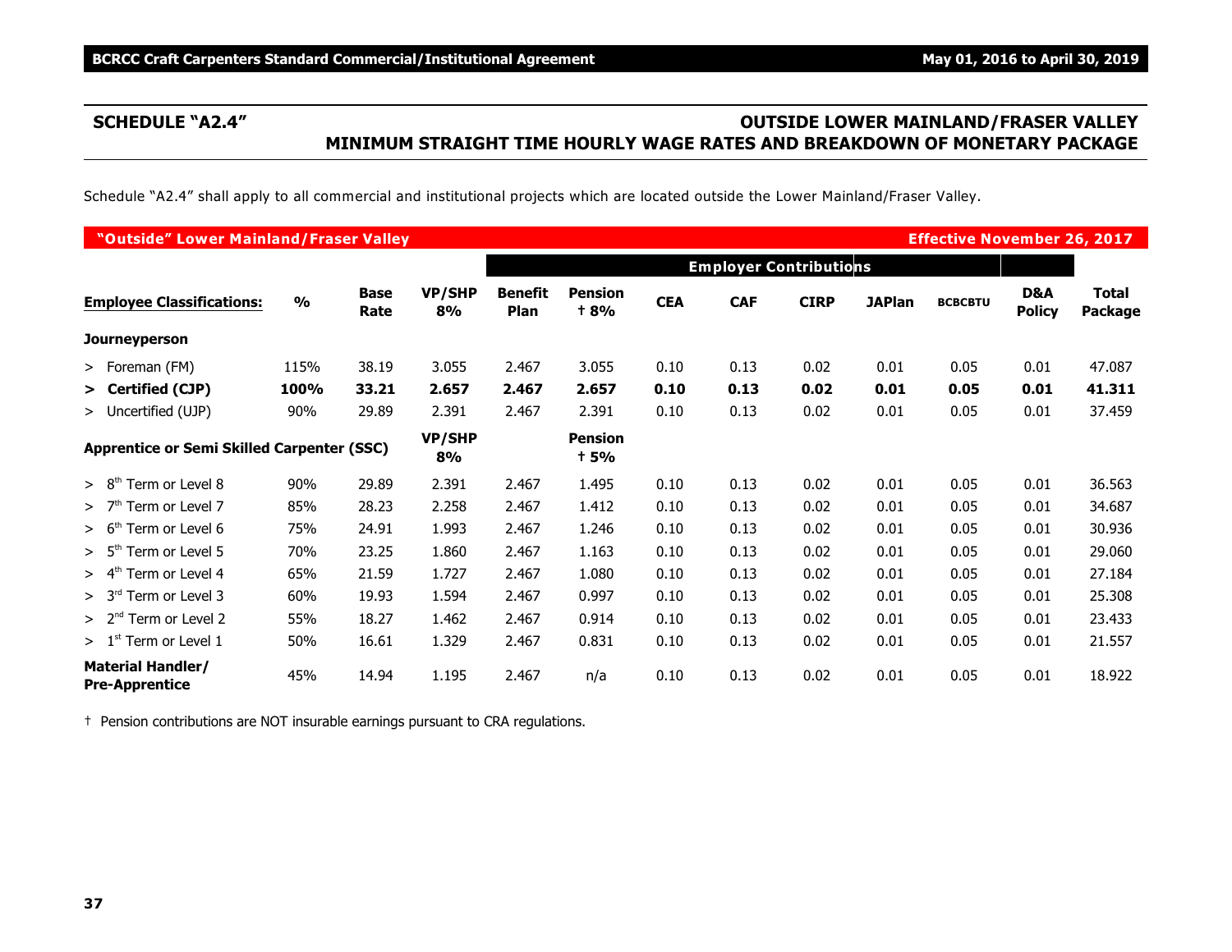## SCHEDULE "A2.4"

## OUTSIDE LOWER MAINLAND/FRASER VALLEY MINIMUM STRAIGHT TIME HOURLY WAGE RATES AND BREAKDOWN OF MONETARY PACKAGE

Schedule "A2.4" shall apply to all commercial and institutional projects which are located outside the Lower Mainland/Fraser Valley.

**"Outside" Lower Mainland/Fraser Valley** — **Effective November 26, 2017**

| | | | | Employer Contributions | | | | | | | | |
|---|---|---|---|---|---|---|---|---|---|---|---|---|
| **Employee Classifications:** | **%** | **Base Rate** | **VP/SHP 8%** | **Benefit Plan** | **Pension † 8%** | **CEA** | **CAF** | **CIRP** | **JAPlan** | **BCBCBTU** | **D&A Policy** | **Total Package** |
| **Journeyperson** | | | | | | | | | | | | |
| > Foreman (FM) | 115% | 38.19 | 3.055 | 2.467 | 3.055 | 0.10 | 0.13 | 0.02 | 0.01 | 0.05 | 0.01 | 47.087 |
| **> Certified (CJP)** | **100%** | **33.21** | **2.657** | **2.467** | **2.657** | **0.10** | **0.13** | **0.02** | **0.01** | **0.05** | **0.01** | **41.311** |
| > Uncertified (UJP) | 90% | 29.89 | 2.391 | 2.467 | 2.391 | 0.10 | 0.13 | 0.02 | 0.01 | 0.05 | 0.01 | 37.459 |
| **Apprentice or Semi Skilled Carpenter (SSC)** | | | **VP/SHP 8%** | | **Pension † 5%** | | | | | | | |
| > 8th Term or Level 8 | 90% | 29.89 | 2.391 | 2.467 | 1.495 | 0.10 | 0.13 | 0.02 | 0.01 | 0.05 | 0.01 | 36.563 |
| > 7th Term or Level 7 | 85% | 28.23 | 2.258 | 2.467 | 1.412 | 0.10 | 0.13 | 0.02 | 0.01 | 0.05 | 0.01 | 34.687 |
| > 6th Term or Level 6 | 75% | 24.91 | 1.993 | 2.467 | 1.246 | 0.10 | 0.13 | 0.02 | 0.01 | 0.05 | 0.01 | 30.936 |
| > 5th Term or Level 5 | 70% | 23.25 | 1.860 | 2.467 | 1.163 | 0.10 | 0.13 | 0.02 | 0.01 | 0.05 | 0.01 | 29.060 |
| > 4th Term or Level 4 | 65% | 21.59 | 1.727 | 2.467 | 1.080 | 0.10 | 0.13 | 0.02 | 0.01 | 0.05 | 0.01 | 27.184 |
| > 3rd Term or Level 3 | 60% | 19.93 | 1.594 | 2.467 | 0.997 | 0.10 | 0.13 | 0.02 | 0.01 | 0.05 | 0.01 | 25.308 |
| > 2nd Term or Level 2 | 55% | 18.27 | 1.462 | 2.467 | 0.914 | 0.10 | 0.13 | 0.02 | 0.01 | 0.05 | 0.01 | 23.433 |
| > 1st Term or Level 1 | 50% | 16.61 | 1.329 | 2.467 | 0.831 | 0.10 | 0.13 | 0.02 | 0.01 | 0.05 | 0.01 | 21.557 |
| **Material Handler/ Pre-Apprentice** | 45% | 14.94 | 1.195 | 2.467 | n/a | 0.10 | 0.13 | 0.02 | 0.01 | 0.05 | 0.01 | 18.922 |

† Pension contributions are NOT insurable earnings pursuant to CRA regulations.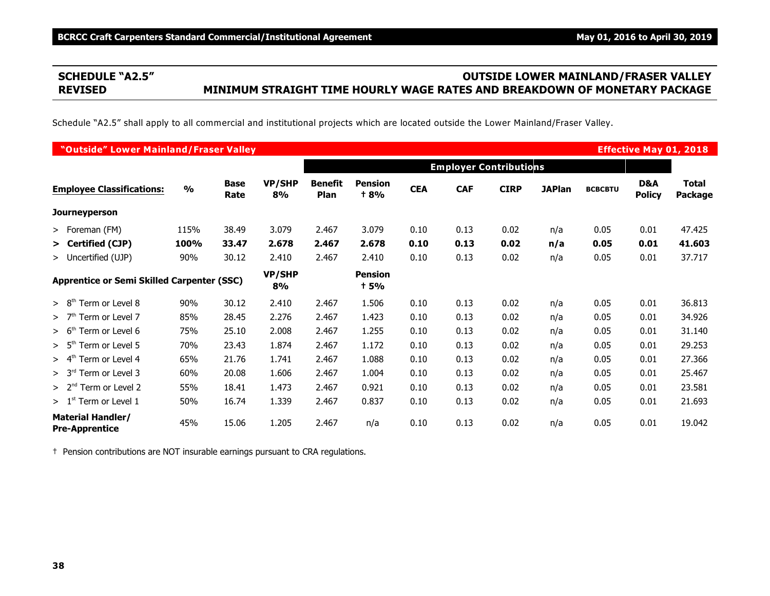## SCHEDULE "A2.5" REVISED

## OUTSIDE LOWER MAINLAND/FRASER VALLEY MINIMUM STRAIGHT TIME HOURLY WAGE RATES AND BREAKDOWN OF MONETARY PACKAGE

Schedule "A2.5" shall apply to all commercial and institutional projects which are located outside the Lower Mainland/Fraser Valley.

**"Outside" Lower Mainland/Fraser Valley** — **Effective May 01, 2018**

| | | | | Employer Contributions | | | | | | | | |
|---|---|---|---|---|---|---|---|---|---|---|---|---|
| **Employee Classifications:** | **%** | **Base Rate** | **VP/SHP 8%** | **Benefit Plan** | **Pension † 8%** | **CEA** | **CAF** | **CIRP** | **JAPlan** | **BCBCBTU** | **D&A Policy** | **Total Package** |
| **Journeyperson** | | | | | | | | | | | | |
| > Foreman (FM) | 115% | 38.49 | 3.079 | 2.467 | 3.079 | 0.10 | 0.13 | 0.02 | n/a | 0.05 | 0.01 | 47.425 |
| **> Certified (CJP)** | **100%** | **33.47** | **2.678** | **2.467** | **2.678** | **0.10** | **0.13** | **0.02** | **n/a** | **0.05** | **0.01** | **41.603** |
| > Uncertified (UJP) | 90% | 30.12 | 2.410 | 2.467 | 2.410 | 0.10 | 0.13 | 0.02 | n/a | 0.05 | 0.01 | 37.717 |
| **Apprentice or Semi Skilled Carpenter (SSC)** | | | **VP/SHP 8%** | | **Pension † 5%** | | | | | | | |
| > 8th Term or Level 8 | 90% | 30.12 | 2.410 | 2.467 | 1.506 | 0.10 | 0.13 | 0.02 | n/a | 0.05 | 0.01 | 36.813 |
| > 7th Term or Level 7 | 85% | 28.45 | 2.276 | 2.467 | 1.423 | 0.10 | 0.13 | 0.02 | n/a | 0.05 | 0.01 | 34.926 |
| > 6th Term or Level 6 | 75% | 25.10 | 2.008 | 2.467 | 1.255 | 0.10 | 0.13 | 0.02 | n/a | 0.05 | 0.01 | 31.140 |
| > 5th Term or Level 5 | 70% | 23.43 | 1.874 | 2.467 | 1.172 | 0.10 | 0.13 | 0.02 | n/a | 0.05 | 0.01 | 29.253 |
| > 4th Term or Level 4 | 65% | 21.76 | 1.741 | 2.467 | 1.088 | 0.10 | 0.13 | 0.02 | n/a | 0.05 | 0.01 | 27.366 |
| > 3rd Term or Level 3 | 60% | 20.08 | 1.606 | 2.467 | 1.004 | 0.10 | 0.13 | 0.02 | n/a | 0.05 | 0.01 | 25.467 |
| > 2nd Term or Level 2 | 55% | 18.41 | 1.473 | 2.467 | 0.921 | 0.10 | 0.13 | 0.02 | n/a | 0.05 | 0.01 | 23.581 |
| > 1st Term or Level 1 | 50% | 16.74 | 1.339 | 2.467 | 0.837 | 0.10 | 0.13 | 0.02 | n/a | 0.05 | 0.01 | 21.693 |
| **Material Handler/ Pre-Apprentice** | 45% | 15.06 | 1.205 | 2.467 | n/a | 0.10 | 0.13 | 0.02 | n/a | 0.05 | 0.01 | 19.042 |

† Pension contributions are NOT insurable earnings pursuant to CRA regulations.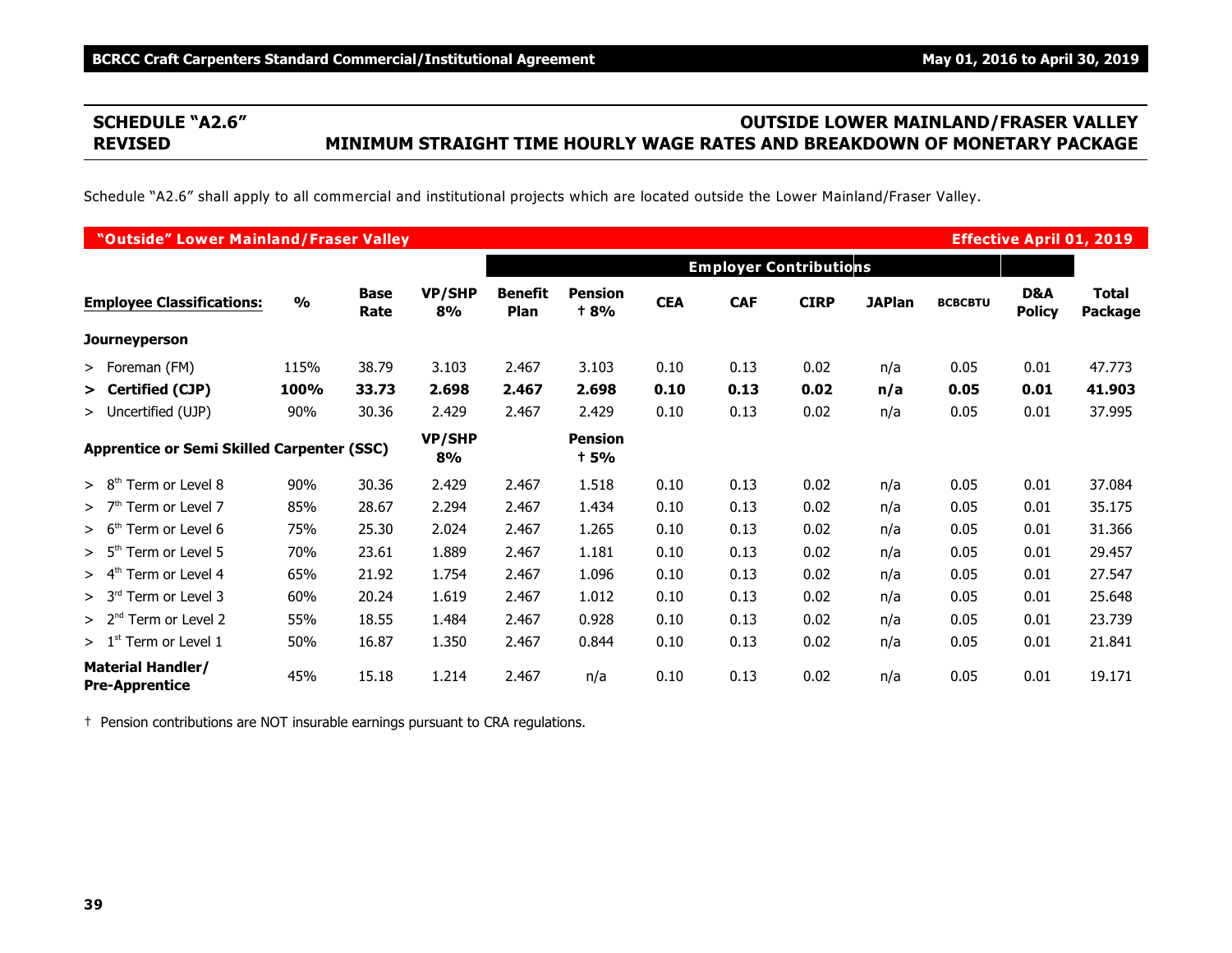## SCHEDULE "A2.6" REVISED

## OUTSIDE LOWER MAINLAND/FRASER VALLEY MINIMUM STRAIGHT TIME HOURLY WAGE RATES AND BREAKDOWN OF MONETARY PACKAGE

Schedule "A2.6" shall apply to all commercial and institutional projects which are located outside the Lower Mainland/Fraser Valley.

**"Outside" Lower Mainland/Fraser Valley** — **Effective April 01, 2019**

| | | | | Employer Contributions | | | | | | | | |
|---|---|---|---|---|---|---|---|---|---|---|---|---|
| **Employee Classifications:** | **%** | **Base Rate** | **VP/SHP 8%** | **Benefit Plan** | **Pension † 8%** | **CEA** | **CAF** | **CIRP** | **JAPlan** | **BCBCBTU** | **D&A Policy** | **Total Package** |
| **Journeyperson** | | | | | | | | | | | | |
| > Foreman (FM) | 115% | 38.79 | 3.103 | 2.467 | 3.103 | 0.10 | 0.13 | 0.02 | n/a | 0.05 | 0.01 | 47.773 |
| **> Certified (CJP)** | **100%** | **33.73** | **2.698** | **2.467** | **2.698** | **0.10** | **0.13** | **0.02** | **n/a** | **0.05** | **0.01** | **41.903** |
| > Uncertified (UJP) | 90% | 30.36 | 2.429 | 2.467 | 2.429 | 0.10 | 0.13 | 0.02 | n/a | 0.05 | 0.01 | 37.995 |
| **Apprentice or Semi Skilled Carpenter (SSC)** | | | **VP/SHP 8%** | | **Pension † 5%** | | | | | | | |
| > 8th Term or Level 8 | 90% | 30.36 | 2.429 | 2.467 | 1.518 | 0.10 | 0.13 | 0.02 | n/a | 0.05 | 0.01 | 37.084 |
| > 7th Term or Level 7 | 85% | 28.67 | 2.294 | 2.467 | 1.434 | 0.10 | 0.13 | 0.02 | n/a | 0.05 | 0.01 | 35.175 |
| > 6th Term or Level 6 | 75% | 25.30 | 2.024 | 2.467 | 1.265 | 0.10 | 0.13 | 0.02 | n/a | 0.05 | 0.01 | 31.366 |
| > 5th Term or Level 5 | 70% | 23.61 | 1.889 | 2.467 | 1.181 | 0.10 | 0.13 | 0.02 | n/a | 0.05 | 0.01 | 29.457 |
| > 4th Term or Level 4 | 65% | 21.92 | 1.754 | 2.467 | 1.096 | 0.10 | 0.13 | 0.02 | n/a | 0.05 | 0.01 | 27.547 |
| > 3rd Term or Level 3 | 60% | 20.24 | 1.619 | 2.467 | 1.012 | 0.10 | 0.13 | 0.02 | n/a | 0.05 | 0.01 | 25.648 |
| > 2nd Term or Level 2 | 55% | 18.55 | 1.484 | 2.467 | 0.928 | 0.10 | 0.13 | 0.02 | n/a | 0.05 | 0.01 | 23.739 |
| > 1st Term or Level 1 | 50% | 16.87 | 1.350 | 2.467 | 0.844 | 0.10 | 0.13 | 0.02 | n/a | 0.05 | 0.01 | 21.841 |
| **Material Handler/ Pre-Apprentice** | 45% | 15.18 | 1.214 | 2.467 | n/a | 0.10 | 0.13 | 0.02 | n/a | 0.05 | 0.01 | 19.171 |

† Pension contributions are NOT insurable earnings pursuant to CRA regulations.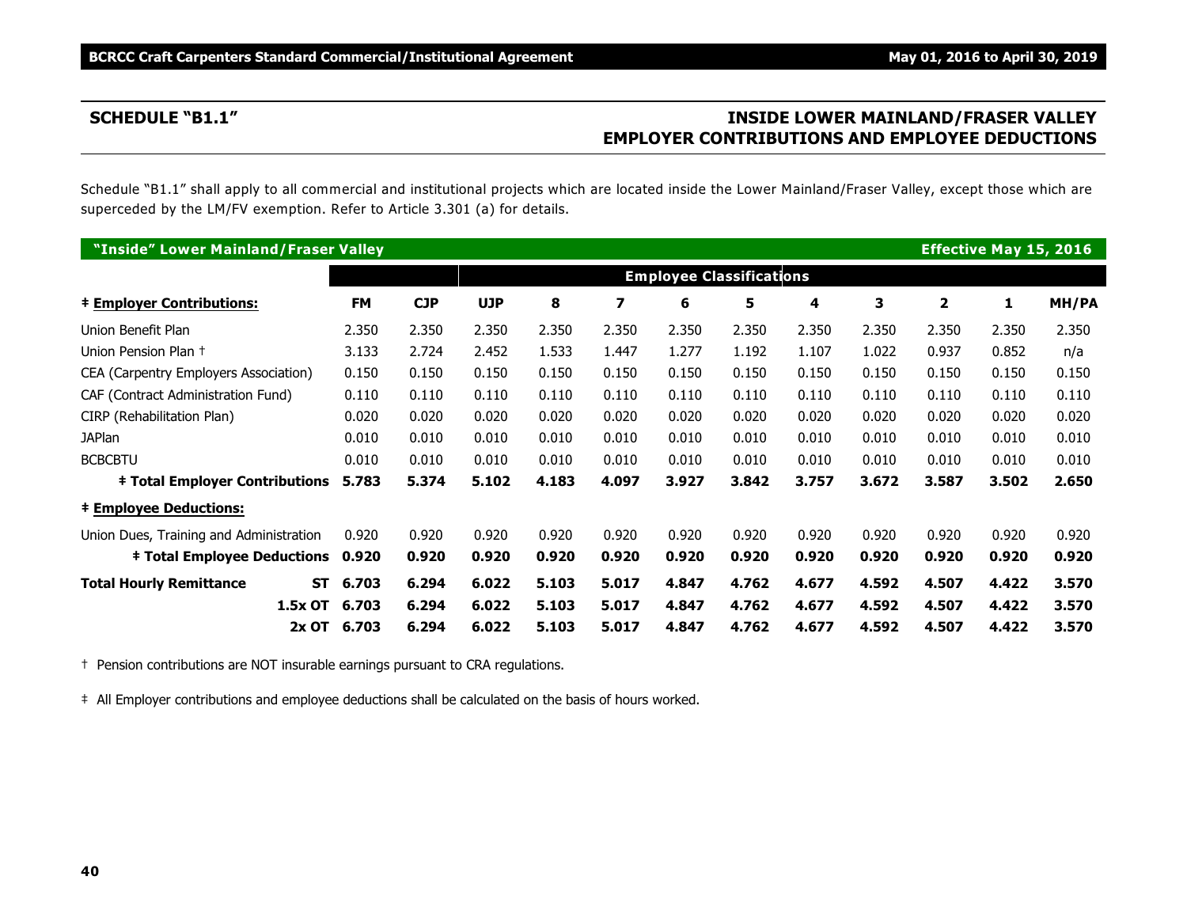## SCHEDULE "B1.1"

## INSIDE LOWER MAINLAND/FRASER VALLEY EMPLOYER CONTRIBUTIONS AND EMPLOYEE DEDUCTIONS

Schedule "B1.1" shall apply to all commercial and institutional projects which are located inside the Lower Mainland/Fraser Valley, except those which are superceded by the LM/FV exemption. Refer to Article 3.301 (a) for details.

| "Inside" Lower Mainland/Fraser Valley | | | | | | | | | | | | Effective May 15, 2016 |
|---|---|---|---|---|---|---|---|---|---|---|---|---|
| | | | Employee Classifications | | | | | | | | | |
| **‡ Employer Contributions:** | **FM** | **CJP** | **UJP** | **8** | **7** | **6** | **5** | **4** | **3** | **2** | **1** | **MH/PA** |
| Union Benefit Plan | 2.350 | 2.350 | 2.350 | 2.350 | 2.350 | 2.350 | 2.350 | 2.350 | 2.350 | 2.350 | 2.350 | 2.350 |
| Union Pension Plan † | 3.133 | 2.724 | 2.452 | 1.533 | 1.447 | 1.277 | 1.192 | 1.107 | 1.022 | 0.937 | 0.852 | n/a |
| CEA (Carpentry Employers Association) | 0.150 | 0.150 | 0.150 | 0.150 | 0.150 | 0.150 | 0.150 | 0.150 | 0.150 | 0.150 | 0.150 | 0.150 |
| CAF (Contract Administration Fund) | 0.110 | 0.110 | 0.110 | 0.110 | 0.110 | 0.110 | 0.110 | 0.110 | 0.110 | 0.110 | 0.110 | 0.110 |
| CIRP (Rehabilitation Plan) | 0.020 | 0.020 | 0.020 | 0.020 | 0.020 | 0.020 | 0.020 | 0.020 | 0.020 | 0.020 | 0.020 | 0.020 |
| JAPlan | 0.010 | 0.010 | 0.010 | 0.010 | 0.010 | 0.010 | 0.010 | 0.010 | 0.010 | 0.010 | 0.010 | 0.010 |
| BCBCBTU | 0.010 | 0.010 | 0.010 | 0.010 | 0.010 | 0.010 | 0.010 | 0.010 | 0.010 | 0.010 | 0.010 | 0.010 |
| **‡ Total Employer Contributions** | **5.783** | **5.374** | **5.102** | **4.183** | **4.097** | **3.927** | **3.842** | **3.757** | **3.672** | **3.587** | **3.502** | **2.650** |
| **‡ Employee Deductions:** | | | | | | | | | | | | |
| Union Dues, Training and Administration | 0.920 | 0.920 | 0.920 | 0.920 | 0.920 | 0.920 | 0.920 | 0.920 | 0.920 | 0.920 | 0.920 | 0.920 |
| **‡ Total Employee Deductions** | **0.920** | **0.920** | **0.920** | **0.920** | **0.920** | **0.920** | **0.920** | **0.920** | **0.920** | **0.920** | **0.920** | **0.920** |
| **Total Hourly Remittance ST** | **6.703** | **6.294** | **6.022** | **5.103** | **5.017** | **4.847** | **4.762** | **4.677** | **4.592** | **4.507** | **4.422** | **3.570** |
| **1.5x OT** | **6.703** | **6.294** | **6.022** | **5.103** | **5.017** | **4.847** | **4.762** | **4.677** | **4.592** | **4.507** | **4.422** | **3.570** |
| **2x OT** | **6.703** | **6.294** | **6.022** | **5.103** | **5.017** | **4.847** | **4.762** | **4.677** | **4.592** | **4.507** | **4.422** | **3.570** |

† Pension contributions are NOT insurable earnings pursuant to CRA regulations.

‡ All Employer contributions and employee deductions shall be calculated on the basis of hours worked.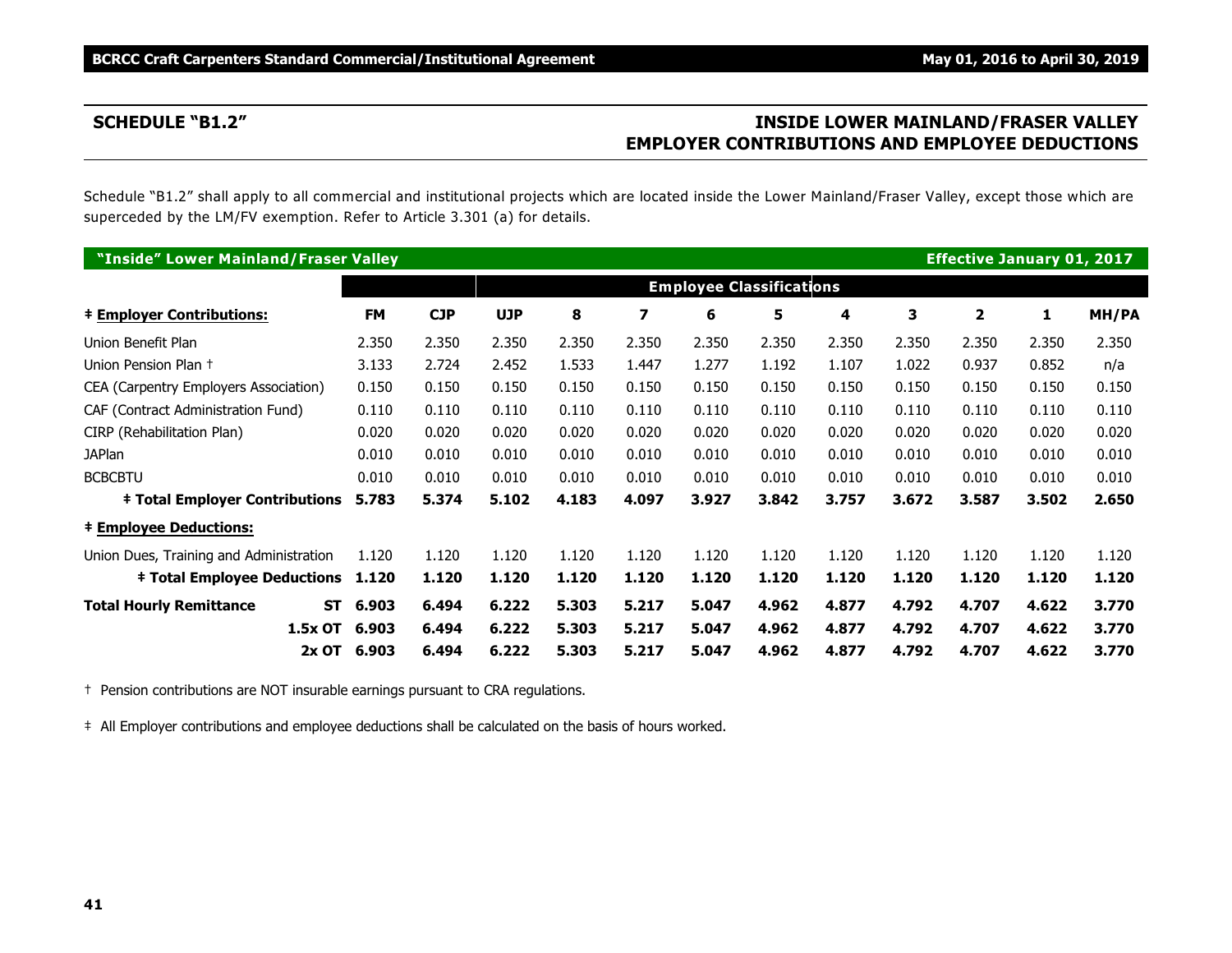## SCHEDULE "B1.2"

## INSIDE LOWER MAINLAND/FRASER VALLEY EMPLOYER CONTRIBUTIONS AND EMPLOYEE DEDUCTIONS

Schedule "B1.2" shall apply to all commercial and institutional projects which are located inside the Lower Mainland/Fraser Valley, except those which are superceded by the LM/FV exemption. Refer to Article 3.301 (a) for details.

| "Inside" Lower Mainland/Fraser Valley | | | | | | | | | | | | Effective January 01, 2017 |
|---|---|---|---|---|---|---|---|---|---|---|---|---|
| | | | Employee Classifications | | | | | | | | | |
| **‡ Employer Contributions:** | **FM** | **CJP** | **UJP** | **8** | **7** | **6** | **5** | **4** | **3** | **2** | **1** | **MH/PA** |
| Union Benefit Plan | 2.350 | 2.350 | 2.350 | 2.350 | 2.350 | 2.350 | 2.350 | 2.350 | 2.350 | 2.350 | 2.350 | 2.350 |
| Union Pension Plan † | 3.133 | 2.724 | 2.452 | 1.533 | 1.447 | 1.277 | 1.192 | 1.107 | 1.022 | 0.937 | 0.852 | n/a |
| CEA (Carpentry Employers Association) | 0.150 | 0.150 | 0.150 | 0.150 | 0.150 | 0.150 | 0.150 | 0.150 | 0.150 | 0.150 | 0.150 | 0.150 |
| CAF (Contract Administration Fund) | 0.110 | 0.110 | 0.110 | 0.110 | 0.110 | 0.110 | 0.110 | 0.110 | 0.110 | 0.110 | 0.110 | 0.110 |
| CIRP (Rehabilitation Plan) | 0.020 | 0.020 | 0.020 | 0.020 | 0.020 | 0.020 | 0.020 | 0.020 | 0.020 | 0.020 | 0.020 | 0.020 |
| JAPlan | 0.010 | 0.010 | 0.010 | 0.010 | 0.010 | 0.010 | 0.010 | 0.010 | 0.010 | 0.010 | 0.010 | 0.010 |
| BCBCBTU | 0.010 | 0.010 | 0.010 | 0.010 | 0.010 | 0.010 | 0.010 | 0.010 | 0.010 | 0.010 | 0.010 | 0.010 |
| **‡ Total Employer Contributions** | **5.783** | **5.374** | **5.102** | **4.183** | **4.097** | **3.927** | **3.842** | **3.757** | **3.672** | **3.587** | **3.502** | **2.650** |
| **‡ Employee Deductions:** | | | | | | | | | | | | |
| Union Dues, Training and Administration | 1.120 | 1.120 | 1.120 | 1.120 | 1.120 | 1.120 | 1.120 | 1.120 | 1.120 | 1.120 | 1.120 | 1.120 |
| **‡ Total Employee Deductions** | **1.120** | **1.120** | **1.120** | **1.120** | **1.120** | **1.120** | **1.120** | **1.120** | **1.120** | **1.120** | **1.120** | **1.120** |
| **Total Hourly Remittance ST** | **6.903** | **6.494** | **6.222** | **5.303** | **5.217** | **5.047** | **4.962** | **4.877** | **4.792** | **4.707** | **4.622** | **3.770** |
| **1.5x OT** | **6.903** | **6.494** | **6.222** | **5.303** | **5.217** | **5.047** | **4.962** | **4.877** | **4.792** | **4.707** | **4.622** | **3.770** |
| **2x OT** | **6.903** | **6.494** | **6.222** | **5.303** | **5.217** | **5.047** | **4.962** | **4.877** | **4.792** | **4.707** | **4.622** | **3.770** |

† Pension contributions are NOT insurable earnings pursuant to CRA regulations.

‡ All Employer contributions and employee deductions shall be calculated on the basis of hours worked.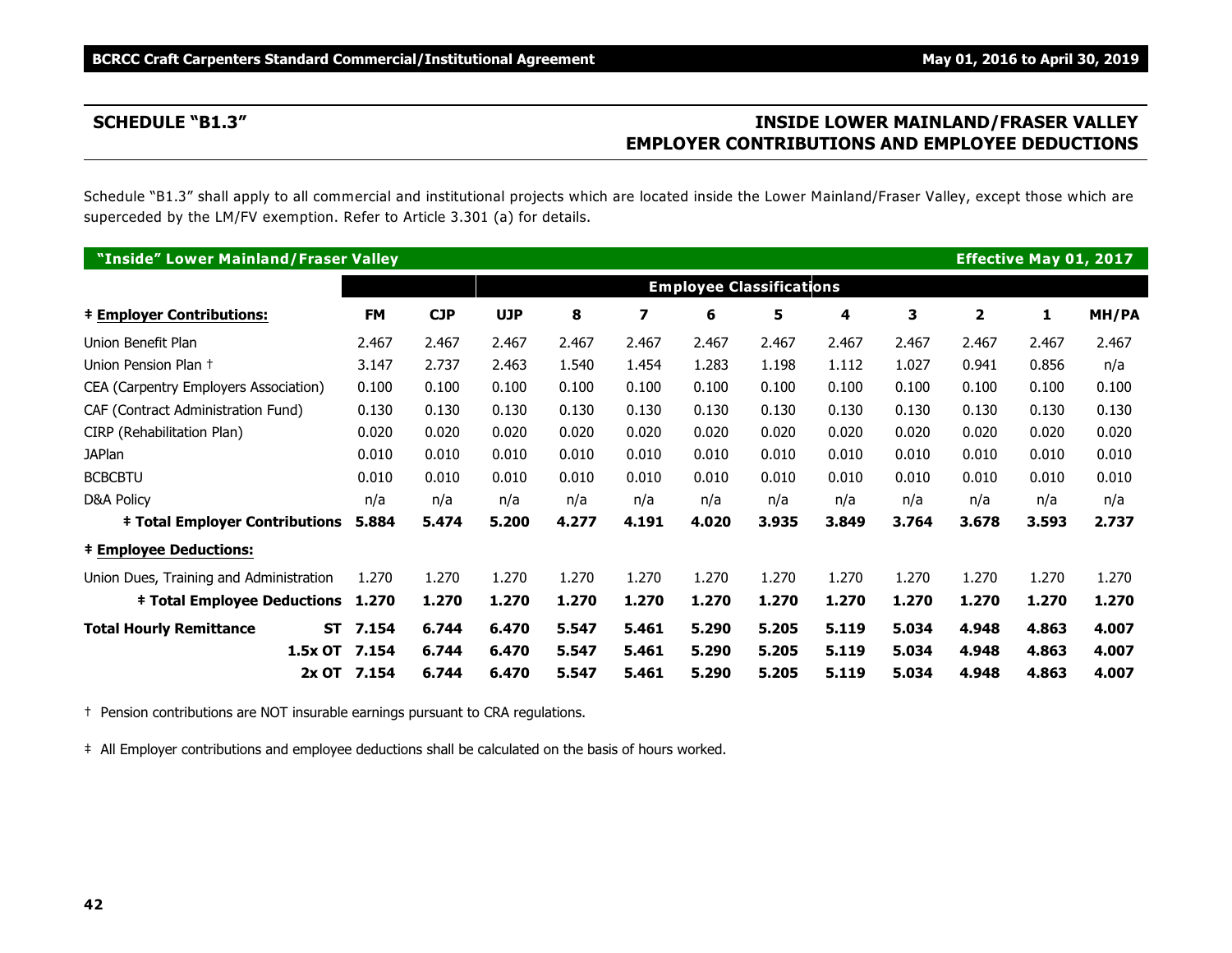## SCHEDULE "B1.3"

## INSIDE LOWER MAINLAND/FRASER VALLEY EMPLOYER CONTRIBUTIONS AND EMPLOYEE DEDUCTIONS

Schedule "B1.3" shall apply to all commercial and institutional projects which are located inside the Lower Mainland/Fraser Valley, except those which are superceded by the LM/FV exemption. Refer to Article 3.301 (a) for details.

**"Inside" Lower Mainland/Fraser Valley** — **Effective May 01, 2017**

| | | | | | | | Employee Classifications | | | | | | |
|---|---|---|---|---|---|---|---|---|---|---|---|---|---|
| **‡ Employer Contributions:** | | **FM** | **CJP** | **UJP** | **8** | **7** | **6** | **5** | **4** | **3** | **2** | **1** | **MH/PA** |
| Union Benefit Plan | | 2.467 | 2.467 | 2.467 | 2.467 | 2.467 | 2.467 | 2.467 | 2.467 | 2.467 | 2.467 | 2.467 | 2.467 |
| Union Pension Plan † | | 3.147 | 2.737 | 2.463 | 1.540 | 1.454 | 1.283 | 1.198 | 1.112 | 1.027 | 0.941 | 0.856 | n/a |
| CEA (Carpentry Employers Association) | | 0.100 | 0.100 | 0.100 | 0.100 | 0.100 | 0.100 | 0.100 | 0.100 | 0.100 | 0.100 | 0.100 | 0.100 |
| CAF (Contract Administration Fund) | | 0.130 | 0.130 | 0.130 | 0.130 | 0.130 | 0.130 | 0.130 | 0.130 | 0.130 | 0.130 | 0.130 | 0.130 |
| CIRP (Rehabilitation Plan) | | 0.020 | 0.020 | 0.020 | 0.020 | 0.020 | 0.020 | 0.020 | 0.020 | 0.020 | 0.020 | 0.020 | 0.020 |
| JAPlan | | 0.010 | 0.010 | 0.010 | 0.010 | 0.010 | 0.010 | 0.010 | 0.010 | 0.010 | 0.010 | 0.010 | 0.010 |
| BCBCBTU | | 0.010 | 0.010 | 0.010 | 0.010 | 0.010 | 0.010 | 0.010 | 0.010 | 0.010 | 0.010 | 0.010 | 0.010 |
| D&A Policy | | n/a | n/a | n/a | n/a | n/a | n/a | n/a | n/a | n/a | n/a | n/a | n/a |
| **‡ Total Employer Contributions** | | **5.884** | **5.474** | **5.200** | **4.277** | **4.191** | **4.020** | **3.935** | **3.849** | **3.764** | **3.678** | **3.593** | **2.737** |
| **‡ Employee Deductions:** | | | | | | | | | | | | | |
| Union Dues, Training and Administration | | 1.270 | 1.270 | 1.270 | 1.270 | 1.270 | 1.270 | 1.270 | 1.270 | 1.270 | 1.270 | 1.270 | 1.270 |
| **‡ Total Employee Deductions** | | **1.270** | **1.270** | **1.270** | **1.270** | **1.270** | **1.270** | **1.270** | **1.270** | **1.270** | **1.270** | **1.270** | **1.270** |
| **Total Hourly Remittance** | **ST** | **7.154** | **6.744** | **6.470** | **5.547** | **5.461** | **5.290** | **5.205** | **5.119** | **5.034** | **4.948** | **4.863** | **4.007** |
| | **1.5x OT** | **7.154** | **6.744** | **6.470** | **5.547** | **5.461** | **5.290** | **5.205** | **5.119** | **5.034** | **4.948** | **4.863** | **4.007** |
| | **2x OT** | **7.154** | **6.744** | **6.470** | **5.547** | **5.461** | **5.290** | **5.205** | **5.119** | **5.034** | **4.948** | **4.863** | **4.007** |

† Pension contributions are NOT insurable earnings pursuant to CRA regulations.

‡ All Employer contributions and employee deductions shall be calculated on the basis of hours worked.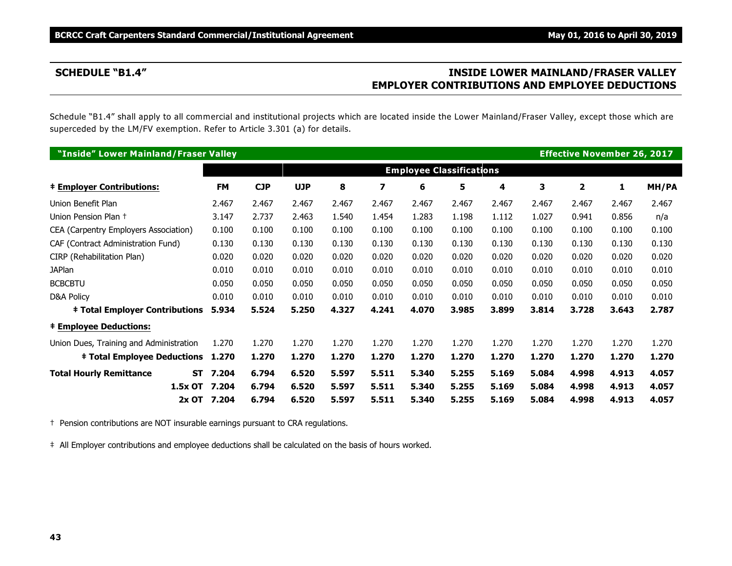## SCHEDULE "B1.4"

## INSIDE LOWER MAINLAND/FRASER VALLEY EMPLOYER CONTRIBUTIONS AND EMPLOYEE DEDUCTIONS

Schedule "B1.4" shall apply to all commercial and institutional projects which are located inside the Lower Mainland/Fraser Valley, except those which are superceded by the LM/FV exemption. Refer to Article 3.301 (a) for details.

**"Inside" Lower Mainland/Fraser Valley** — **Effective November 26, 2017**

| | | | Employee Classifications | | | | | | | | | |
|---|---|---|---|---|---|---|---|---|---|---|---|---|
| **‡ Employer Contributions:** | **FM** | **CJP** | **UJP** | **8** | **7** | **6** | **5** | **4** | **3** | **2** | **1** | **MH/PA** |
| Union Benefit Plan | 2.467 | 2.467 | 2.467 | 2.467 | 2.467 | 2.467 | 2.467 | 2.467 | 2.467 | 2.467 | 2.467 | 2.467 |
| Union Pension Plan † | 3.147 | 2.737 | 2.463 | 1.540 | 1.454 | 1.283 | 1.198 | 1.112 | 1.027 | 0.941 | 0.856 | n/a |
| CEA (Carpentry Employers Association) | 0.100 | 0.100 | 0.100 | 0.100 | 0.100 | 0.100 | 0.100 | 0.100 | 0.100 | 0.100 | 0.100 | 0.100 |
| CAF (Contract Administration Fund) | 0.130 | 0.130 | 0.130 | 0.130 | 0.130 | 0.130 | 0.130 | 0.130 | 0.130 | 0.130 | 0.130 | 0.130 |
| CIRP (Rehabilitation Plan) | 0.020 | 0.020 | 0.020 | 0.020 | 0.020 | 0.020 | 0.020 | 0.020 | 0.020 | 0.020 | 0.020 | 0.020 |
| JAPlan | 0.010 | 0.010 | 0.010 | 0.010 | 0.010 | 0.010 | 0.010 | 0.010 | 0.010 | 0.010 | 0.010 | 0.010 |
| BCBCBTU | 0.050 | 0.050 | 0.050 | 0.050 | 0.050 | 0.050 | 0.050 | 0.050 | 0.050 | 0.050 | 0.050 | 0.050 |
| D&A Policy | 0.010 | 0.010 | 0.010 | 0.010 | 0.010 | 0.010 | 0.010 | 0.010 | 0.010 | 0.010 | 0.010 | 0.010 |
| **‡ Total Employer Contributions** | **5.934** | **5.524** | **5.250** | **4.327** | **4.241** | **4.070** | **3.985** | **3.899** | **3.814** | **3.728** | **3.643** | **2.787** |
| **‡ Employee Deductions:** | | | | | | | | | | | | |
| Union Dues, Training and Administration | 1.270 | 1.270 | 1.270 | 1.270 | 1.270 | 1.270 | 1.270 | 1.270 | 1.270 | 1.270 | 1.270 | 1.270 |
| **‡ Total Employee Deductions** | **1.270** | **1.270** | **1.270** | **1.270** | **1.270** | **1.270** | **1.270** | **1.270** | **1.270** | **1.270** | **1.270** | **1.270** |
| **Total Hourly Remittance ST** | **7.204** | **6.794** | **6.520** | **5.597** | **5.511** | **5.340** | **5.255** | **5.169** | **5.084** | **4.998** | **4.913** | **4.057** |
| **1.5x OT** | **7.204** | **6.794** | **6.520** | **5.597** | **5.511** | **5.340** | **5.255** | **5.169** | **5.084** | **4.998** | **4.913** | **4.057** |
| **2x OT** | **7.204** | **6.794** | **6.520** | **5.597** | **5.511** | **5.340** | **5.255** | **5.169** | **5.084** | **4.998** | **4.913** | **4.057** |

† Pension contributions are NOT insurable earnings pursuant to CRA regulations.

‡ All Employer contributions and employee deductions shall be calculated on the basis of hours worked.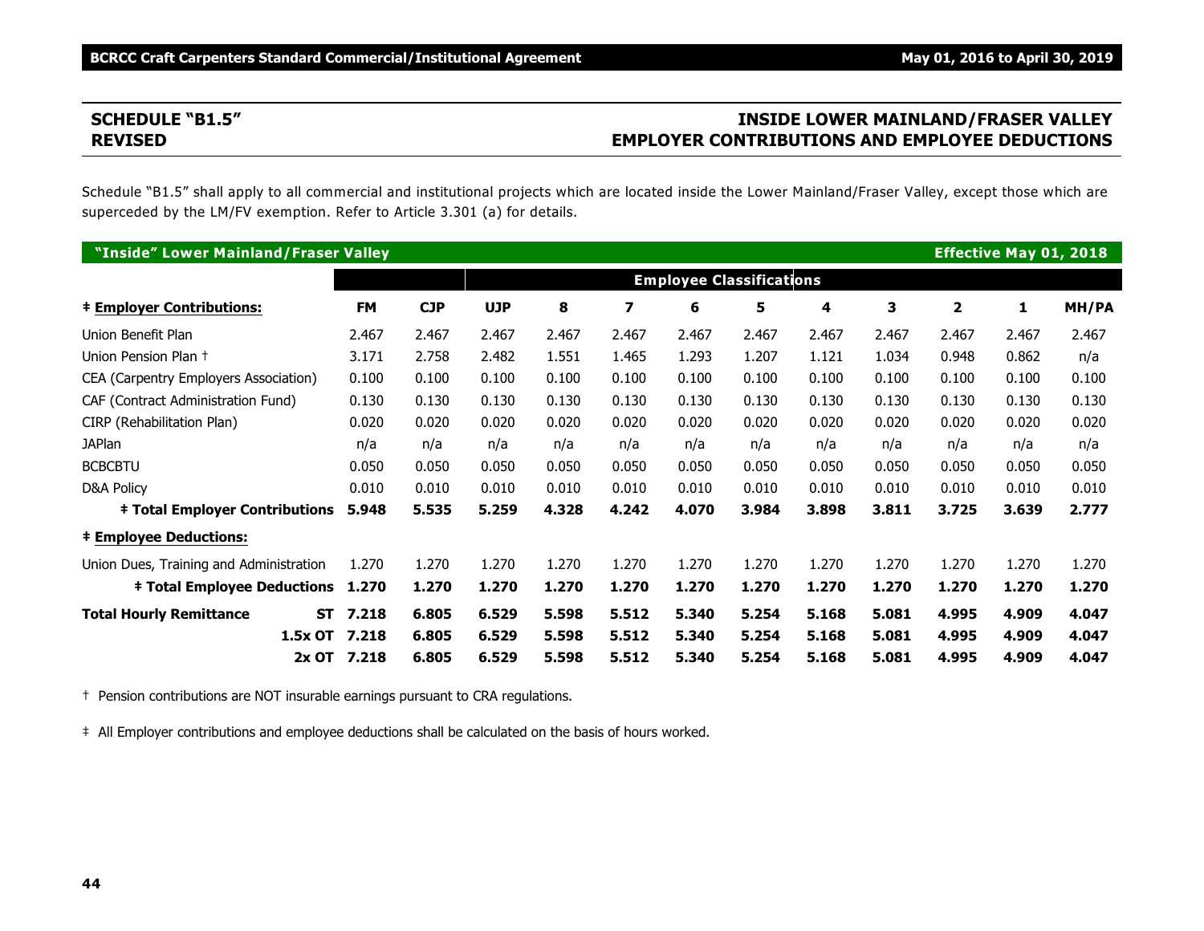## SCHEDULE "B1.5" REVISED

## INSIDE LOWER MAINLAND/FRASER VALLEY EMPLOYER CONTRIBUTIONS AND EMPLOYEE DEDUCTIONS

Schedule "B1.5" shall apply to all commercial and institutional projects which are located inside the Lower Mainland/Fraser Valley, except those which are superceded by the LM/FV exemption. Refer to Article 3.301 (a) for details.

**"Inside" Lower Mainland/Fraser Valley** — **Effective May 01, 2018**

| | | | Employee Classifications | | | | | | | | | |
|---|---|---|---|---|---|---|---|---|---|---|---|---|
| **‡ Employer Contributions:** | **FM** | **CJP** | **UJP** | **8** | **7** | **6** | **5** | **4** | **3** | **2** | **1** | **MH/PA** |
| Union Benefit Plan | 2.467 | 2.467 | 2.467 | 2.467 | 2.467 | 2.467 | 2.467 | 2.467 | 2.467 | 2.467 | 2.467 | 2.467 |
| Union Pension Plan † | 3.171 | 2.758 | 2.482 | 1.551 | 1.465 | 1.293 | 1.207 | 1.121 | 1.034 | 0.948 | 0.862 | n/a |
| CEA (Carpentry Employers Association) | 0.100 | 0.100 | 0.100 | 0.100 | 0.100 | 0.100 | 0.100 | 0.100 | 0.100 | 0.100 | 0.100 | 0.100 |
| CAF (Contract Administration Fund) | 0.130 | 0.130 | 0.130 | 0.130 | 0.130 | 0.130 | 0.130 | 0.130 | 0.130 | 0.130 | 0.130 | 0.130 |
| CIRP (Rehabilitation Plan) | 0.020 | 0.020 | 0.020 | 0.020 | 0.020 | 0.020 | 0.020 | 0.020 | 0.020 | 0.020 | 0.020 | 0.020 |
| JAPlan | n/a | n/a | n/a | n/a | n/a | n/a | n/a | n/a | n/a | n/a | n/a | n/a |
| BCBCBTU | 0.050 | 0.050 | 0.050 | 0.050 | 0.050 | 0.050 | 0.050 | 0.050 | 0.050 | 0.050 | 0.050 | 0.050 |
| D&A Policy | 0.010 | 0.010 | 0.010 | 0.010 | 0.010 | 0.010 | 0.010 | 0.010 | 0.010 | 0.010 | 0.010 | 0.010 |
| **‡ Total Employer Contributions** | **5.948** | **5.535** | **5.259** | **4.328** | **4.242** | **4.070** | **3.984** | **3.898** | **3.811** | **3.725** | **3.639** | **2.777** |
| **‡ Employee Deductions:** | | | | | | | | | | | | |
| Union Dues, Training and Administration | 1.270 | 1.270 | 1.270 | 1.270 | 1.270 | 1.270 | 1.270 | 1.270 | 1.270 | 1.270 | 1.270 | 1.270 |
| **‡ Total Employee Deductions** | **1.270** | **1.270** | **1.270** | **1.270** | **1.270** | **1.270** | **1.270** | **1.270** | **1.270** | **1.270** | **1.270** | **1.270** |
| **Total Hourly Remittance ST** | **7.218** | **6.805** | **6.529** | **5.598** | **5.512** | **5.340** | **5.254** | **5.168** | **5.081** | **4.995** | **4.909** | **4.047** |
| **1.5x OT** | **7.218** | **6.805** | **6.529** | **5.598** | **5.512** | **5.340** | **5.254** | **5.168** | **5.081** | **4.995** | **4.909** | **4.047** |
| **2x OT** | **7.218** | **6.805** | **6.529** | **5.598** | **5.512** | **5.340** | **5.254** | **5.168** | **5.081** | **4.995** | **4.909** | **4.047** |

† Pension contributions are NOT insurable earnings pursuant to CRA regulations.

‡ All Employer contributions and employee deductions shall be calculated on the basis of hours worked.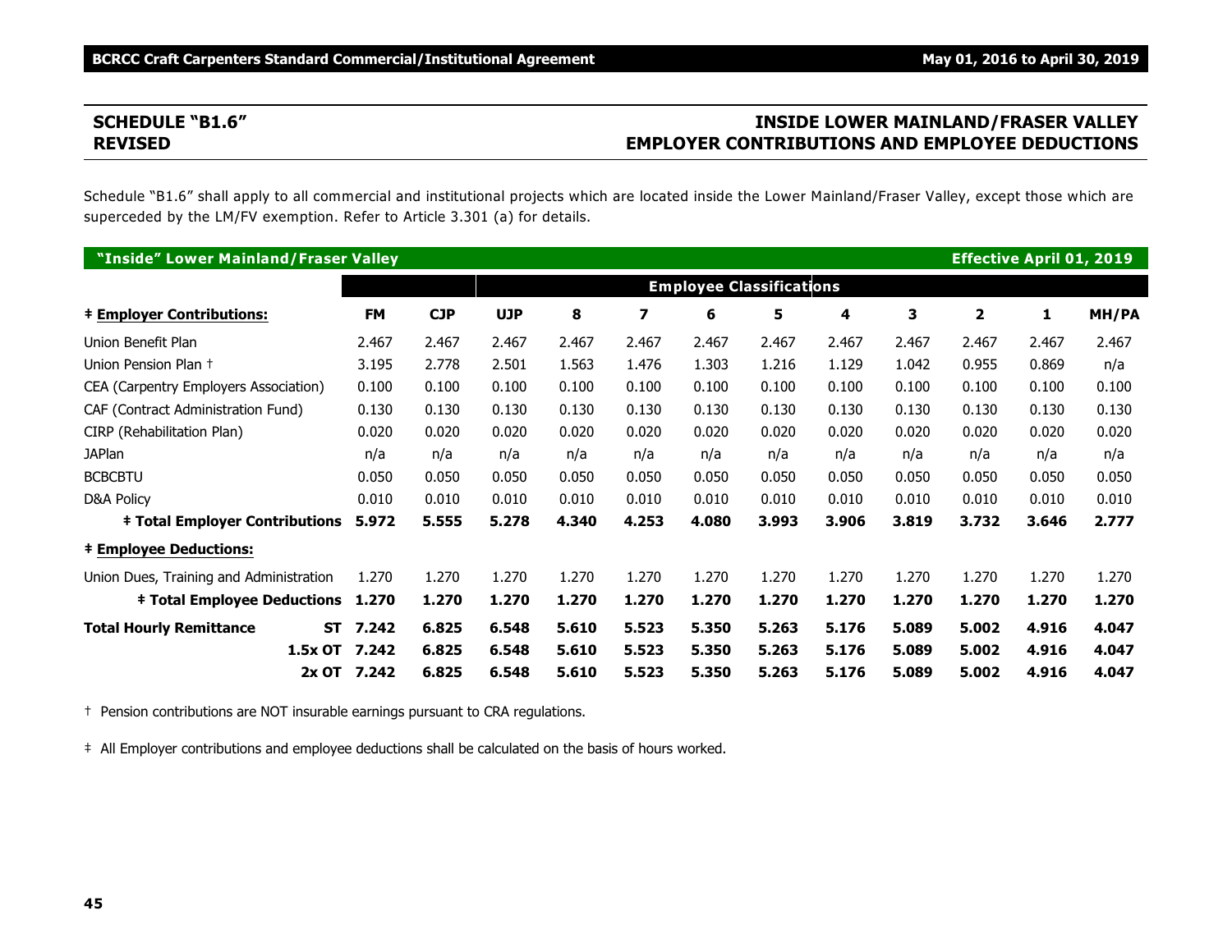## SCHEDULE "B1.6" REVISED

## INSIDE LOWER MAINLAND/FRASER VALLEY EMPLOYER CONTRIBUTIONS AND EMPLOYEE DEDUCTIONS

Schedule "B1.6" shall apply to all commercial and institutional projects which are located inside the Lower Mainland/Fraser Valley, except those which are superceded by the LM/FV exemption. Refer to Article 3.301 (a) for details.

**"Inside" Lower Mainland/Fraser Valley** — **Effective April 01, 2019**

| | | | Employee Classifications | | | | | | | | | |
|---|---|---|---|---|---|---|---|---|---|---|---|---|
| **‡ Employer Contributions:** | **FM** | **CJP** | **UJP** | **8** | **7** | **6** | **5** | **4** | **3** | **2** | **1** | **MH/PA** |
| Union Benefit Plan | 2.467 | 2.467 | 2.467 | 2.467 | 2.467 | 2.467 | 2.467 | 2.467 | 2.467 | 2.467 | 2.467 | 2.467 |
| Union Pension Plan † | 3.195 | 2.778 | 2.501 | 1.563 | 1.476 | 1.303 | 1.216 | 1.129 | 1.042 | 0.955 | 0.869 | n/a |
| CEA (Carpentry Employers Association) | 0.100 | 0.100 | 0.100 | 0.100 | 0.100 | 0.100 | 0.100 | 0.100 | 0.100 | 0.100 | 0.100 | 0.100 |
| CAF (Contract Administration Fund) | 0.130 | 0.130 | 0.130 | 0.130 | 0.130 | 0.130 | 0.130 | 0.130 | 0.130 | 0.130 | 0.130 | 0.130 |
| CIRP (Rehabilitation Plan) | 0.020 | 0.020 | 0.020 | 0.020 | 0.020 | 0.020 | 0.020 | 0.020 | 0.020 | 0.020 | 0.020 | 0.020 |
| JAPlan | n/a | n/a | n/a | n/a | n/a | n/a | n/a | n/a | n/a | n/a | n/a | n/a |
| BCBCBTU | 0.050 | 0.050 | 0.050 | 0.050 | 0.050 | 0.050 | 0.050 | 0.050 | 0.050 | 0.050 | 0.050 | 0.050 |
| D&A Policy | 0.010 | 0.010 | 0.010 | 0.010 | 0.010 | 0.010 | 0.010 | 0.010 | 0.010 | 0.010 | 0.010 | 0.010 |
| **‡ Total Employer Contributions** | **5.972** | **5.555** | **5.278** | **4.340** | **4.253** | **4.080** | **3.993** | **3.906** | **3.819** | **3.732** | **3.646** | **2.777** |
| **‡ Employee Deductions:** | | | | | | | | | | | | |
| Union Dues, Training and Administration | 1.270 | 1.270 | 1.270 | 1.270 | 1.270 | 1.270 | 1.270 | 1.270 | 1.270 | 1.270 | 1.270 | 1.270 |
| **‡ Total Employee Deductions** | **1.270** | **1.270** | **1.270** | **1.270** | **1.270** | **1.270** | **1.270** | **1.270** | **1.270** | **1.270** | **1.270** | **1.270** |
| **Total Hourly Remittance ST** | **7.242** | **6.825** | **6.548** | **5.610** | **5.523** | **5.350** | **5.263** | **5.176** | **5.089** | **5.002** | **4.916** | **4.047** |
| **1.5x OT** | **7.242** | **6.825** | **6.548** | **5.610** | **5.523** | **5.350** | **5.263** | **5.176** | **5.089** | **5.002** | **4.916** | **4.047** |
| **2x OT** | **7.242** | **6.825** | **6.548** | **5.610** | **5.523** | **5.350** | **5.263** | **5.176** | **5.089** | **5.002** | **4.916** | **4.047** |

† Pension contributions are NOT insurable earnings pursuant to CRA regulations.

‡ All Employer contributions and employee deductions shall be calculated on the basis of hours worked.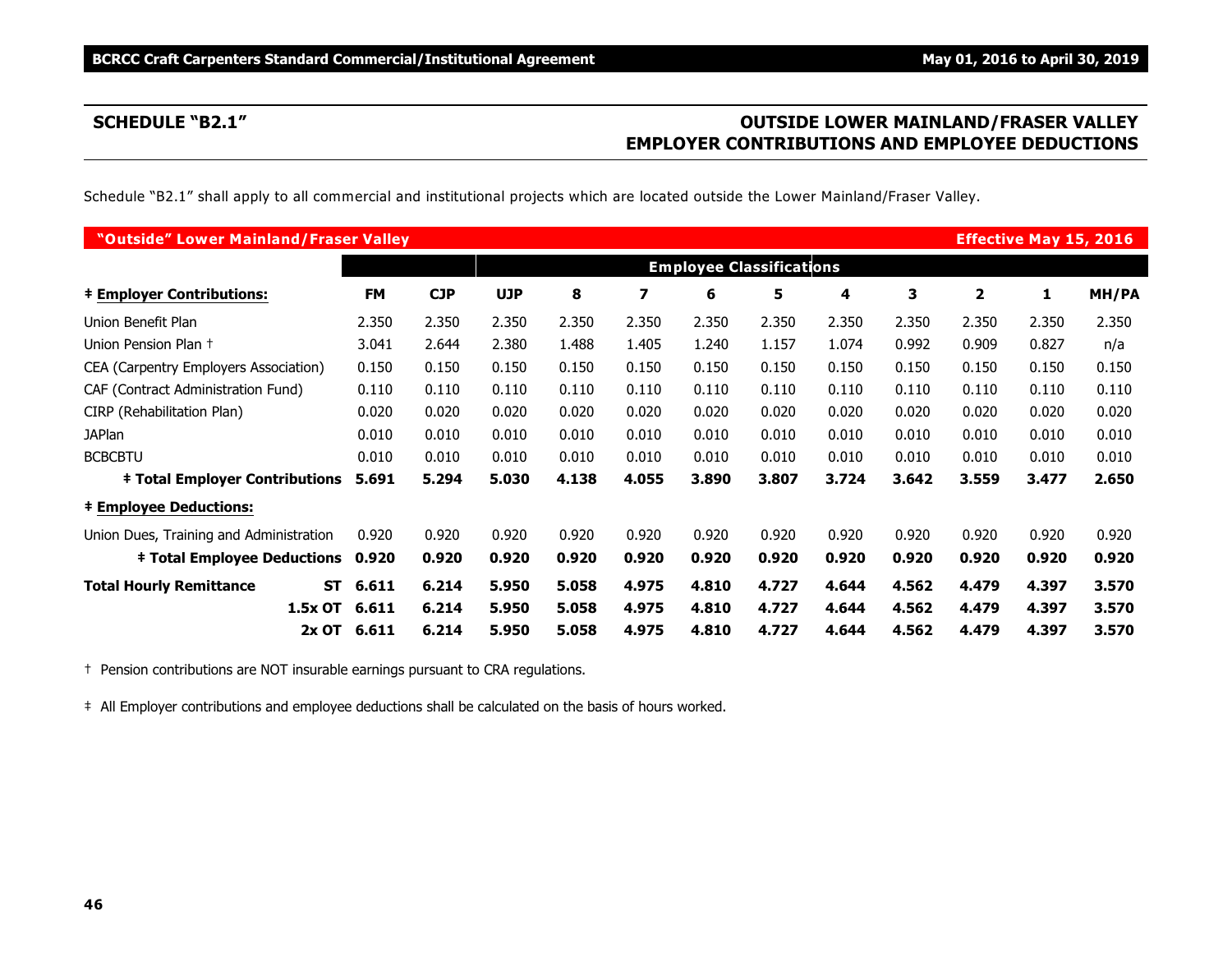## SCHEDULE "B2.1"

## OUTSIDE LOWER MAINLAND/FRASER VALLEY EMPLOYER CONTRIBUTIONS AND EMPLOYEE DEDUCTIONS

Schedule "B2.1" shall apply to all commercial and institutional projects which are located outside the Lower Mainland/Fraser Valley.

**"Outside" Lower Mainland/Fraser Valley** — **Effective May 15, 2016**

| | | | Employee Classifications | | | | | | | | | |
|---|---|---|---|---|---|---|---|---|---|---|---|---|
| **‡ Employer Contributions:** | **FM** | **CJP** | **UJP** | **8** | **7** | **6** | **5** | **4** | **3** | **2** | **1** | **MH/PA** |
| Union Benefit Plan | 2.350 | 2.350 | 2.350 | 2.350 | 2.350 | 2.350 | 2.350 | 2.350 | 2.350 | 2.350 | 2.350 | 2.350 |
| Union Pension Plan † | 3.041 | 2.644 | 2.380 | 1.488 | 1.405 | 1.240 | 1.157 | 1.074 | 0.992 | 0.909 | 0.827 | n/a |
| CEA (Carpentry Employers Association) | 0.150 | 0.150 | 0.150 | 0.150 | 0.150 | 0.150 | 0.150 | 0.150 | 0.150 | 0.150 | 0.150 | 0.150 |
| CAF (Contract Administration Fund) | 0.110 | 0.110 | 0.110 | 0.110 | 0.110 | 0.110 | 0.110 | 0.110 | 0.110 | 0.110 | 0.110 | 0.110 |
| CIRP (Rehabilitation Plan) | 0.020 | 0.020 | 0.020 | 0.020 | 0.020 | 0.020 | 0.020 | 0.020 | 0.020 | 0.020 | 0.020 | 0.020 |
| JAPlan | 0.010 | 0.010 | 0.010 | 0.010 | 0.010 | 0.010 | 0.010 | 0.010 | 0.010 | 0.010 | 0.010 | 0.010 |
| BCBCBTU | 0.010 | 0.010 | 0.010 | 0.010 | 0.010 | 0.010 | 0.010 | 0.010 | 0.010 | 0.010 | 0.010 | 0.010 |
| **‡ Total Employer Contributions** | **5.691** | **5.294** | **5.030** | **4.138** | **4.055** | **3.890** | **3.807** | **3.724** | **3.642** | **3.559** | **3.477** | **2.650** |
| **‡ Employee Deductions:** | | | | | | | | | | | | |
| Union Dues, Training and Administration | 0.920 | 0.920 | 0.920 | 0.920 | 0.920 | 0.920 | 0.920 | 0.920 | 0.920 | 0.920 | 0.920 | 0.920 |
| **‡ Total Employee Deductions** | **0.920** | **0.920** | **0.920** | **0.920** | **0.920** | **0.920** | **0.920** | **0.920** | **0.920** | **0.920** | **0.920** | **0.920** |
| **Total Hourly Remittance ST** | **6.611** | **6.214** | **5.950** | **5.058** | **4.975** | **4.810** | **4.727** | **4.644** | **4.562** | **4.479** | **4.397** | **3.570** |
| **1.5x OT** | **6.611** | **6.214** | **5.950** | **5.058** | **4.975** | **4.810** | **4.727** | **4.644** | **4.562** | **4.479** | **4.397** | **3.570** |
| **2x OT** | **6.611** | **6.214** | **5.950** | **5.058** | **4.975** | **4.810** | **4.727** | **4.644** | **4.562** | **4.479** | **4.397** | **3.570** |

† Pension contributions are NOT insurable earnings pursuant to CRA regulations.

‡ All Employer contributions and employee deductions shall be calculated on the basis of hours worked.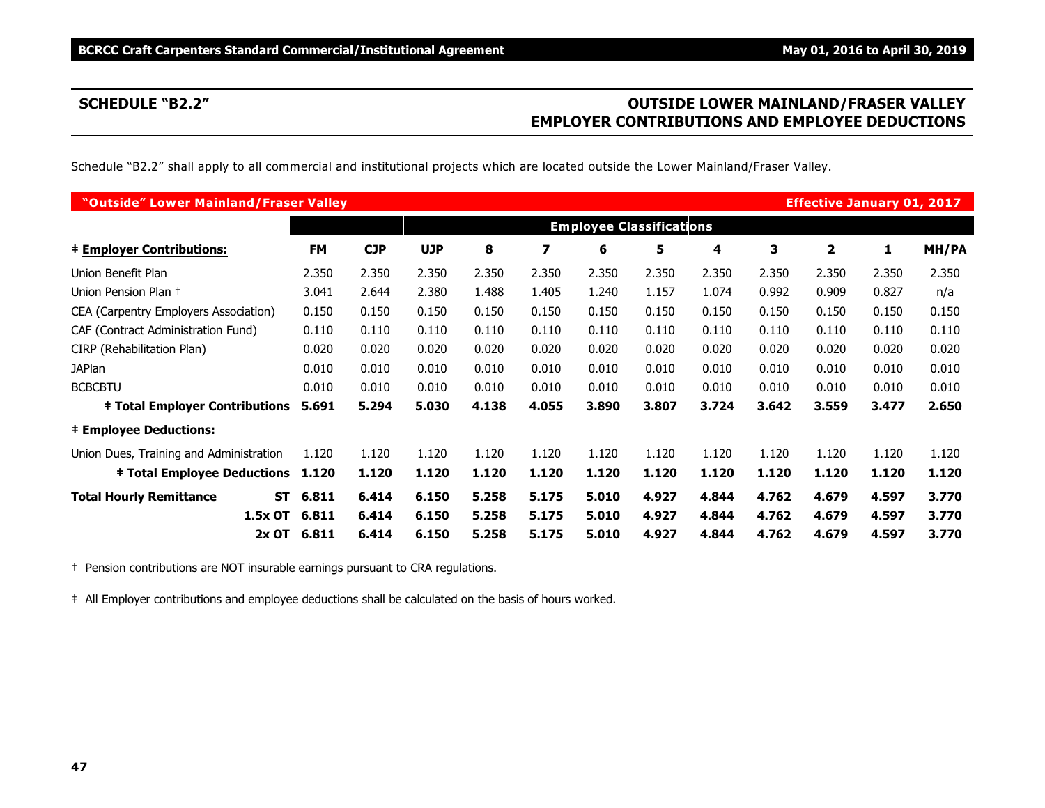## SCHEDULE "B2.2"

## OUTSIDE LOWER MAINLAND/FRASER VALLEY EMPLOYER CONTRIBUTIONS AND EMPLOYEE DEDUCTIONS

Schedule "B2.2" shall apply to all commercial and institutional projects which are located outside the Lower Mainland/Fraser Valley.

| "Outside" Lower Mainland/Fraser Valley | | | | | | | | | | | | Effective January 01, 2017 |
|---|---|---|---|---|---|---|---|---|---|---|---|---|
| | | | **Employee Classifications** | | | | | | | | | |
| **‡ Employer Contributions:** | **FM** | **CJP** | **UJP** | **8** | **7** | **6** | **5** | **4** | **3** | **2** | **1** | **MH/PA** |
| Union Benefit Plan | 2.350 | 2.350 | 2.350 | 2.350 | 2.350 | 2.350 | 2.350 | 2.350 | 2.350 | 2.350 | 2.350 | 2.350 |
| Union Pension Plan † | 3.041 | 2.644 | 2.380 | 1.488 | 1.405 | 1.240 | 1.157 | 1.074 | 0.992 | 0.909 | 0.827 | n/a |
| CEA (Carpentry Employers Association) | 0.150 | 0.150 | 0.150 | 0.150 | 0.150 | 0.150 | 0.150 | 0.150 | 0.150 | 0.150 | 0.150 | 0.150 |
| CAF (Contract Administration Fund) | 0.110 | 0.110 | 0.110 | 0.110 | 0.110 | 0.110 | 0.110 | 0.110 | 0.110 | 0.110 | 0.110 | 0.110 |
| CIRP (Rehabilitation Plan) | 0.020 | 0.020 | 0.020 | 0.020 | 0.020 | 0.020 | 0.020 | 0.020 | 0.020 | 0.020 | 0.020 | 0.020 |
| JAPlan | 0.010 | 0.010 | 0.010 | 0.010 | 0.010 | 0.010 | 0.010 | 0.010 | 0.010 | 0.010 | 0.010 | 0.010 |
| BCBCBTU | 0.010 | 0.010 | 0.010 | 0.010 | 0.010 | 0.010 | 0.010 | 0.010 | 0.010 | 0.010 | 0.010 | 0.010 |
| **‡ Total Employer Contributions** | **5.691** | **5.294** | **5.030** | **4.138** | **4.055** | **3.890** | **3.807** | **3.724** | **3.642** | **3.559** | **3.477** | **2.650** |
| **‡ Employee Deductions:** | | | | | | | | | | | | |
| Union Dues, Training and Administration | 1.120 | 1.120 | 1.120 | 1.120 | 1.120 | 1.120 | 1.120 | 1.120 | 1.120 | 1.120 | 1.120 | 1.120 |
| **‡ Total Employee Deductions** | **1.120** | **1.120** | **1.120** | **1.120** | **1.120** | **1.120** | **1.120** | **1.120** | **1.120** | **1.120** | **1.120** | **1.120** |
| **Total Hourly Remittance ST** | **6.811** | **6.414** | **6.150** | **5.258** | **5.175** | **5.010** | **4.927** | **4.844** | **4.762** | **4.679** | **4.597** | **3.770** |
| **1.5x OT** | **6.811** | **6.414** | **6.150** | **5.258** | **5.175** | **5.010** | **4.927** | **4.844** | **4.762** | **4.679** | **4.597** | **3.770** |
| **2x OT** | **6.811** | **6.414** | **6.150** | **5.258** | **5.175** | **5.010** | **4.927** | **4.844** | **4.762** | **4.679** | **4.597** | **3.770** |

† Pension contributions are NOT insurable earnings pursuant to CRA regulations.

‡ All Employer contributions and employee deductions shall be calculated on the basis of hours worked.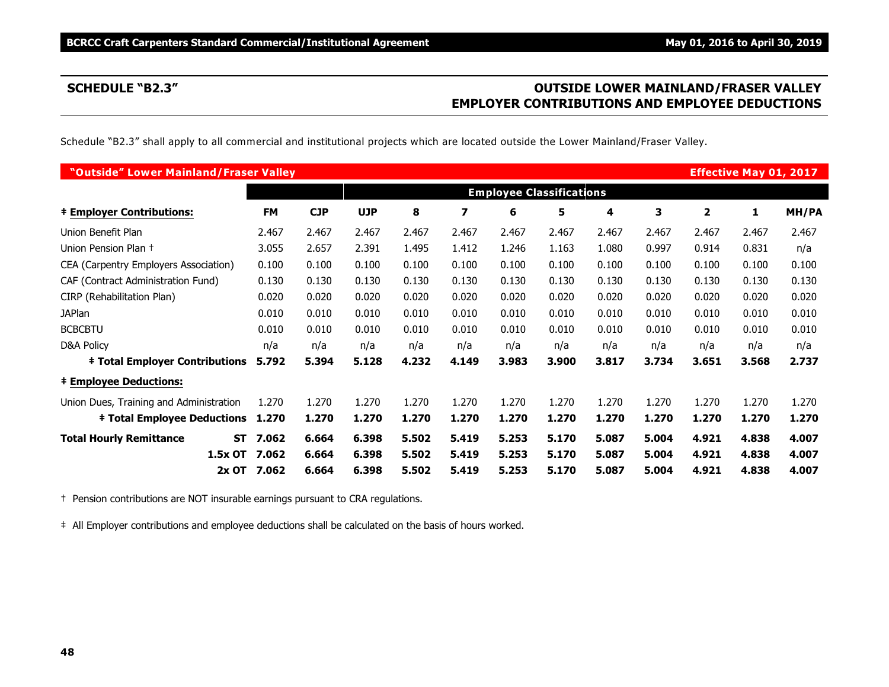## SCHEDULE "B2.3"

## OUTSIDE LOWER MAINLAND/FRASER VALLEY EMPLOYER CONTRIBUTIONS AND EMPLOYEE DEDUCTIONS

Schedule "B2.3" shall apply to all commercial and institutional projects which are located outside the Lower Mainland/Fraser Valley.

**"Outside" Lower Mainland/Fraser Valley** — **Effective May 01, 2017**

| | | | Employee Classifications | | | | | | | | | |
|---|---|---|---|---|---|---|---|---|---|---|---|---|
| **‡ Employer Contributions:** | **FM** | **CJP** | **UJP** | **8** | **7** | **6** | **5** | **4** | **3** | **2** | **1** | **MH/PA** |
| Union Benefit Plan | 2.467 | 2.467 | 2.467 | 2.467 | 2.467 | 2.467 | 2.467 | 2.467 | 2.467 | 2.467 | 2.467 | 2.467 |
| Union Pension Plan † | 3.055 | 2.657 | 2.391 | 1.495 | 1.412 | 1.246 | 1.163 | 1.080 | 0.997 | 0.914 | 0.831 | n/a |
| CEA (Carpentry Employers Association) | 0.100 | 0.100 | 0.100 | 0.100 | 0.100 | 0.100 | 0.100 | 0.100 | 0.100 | 0.100 | 0.100 | 0.100 |
| CAF (Contract Administration Fund) | 0.130 | 0.130 | 0.130 | 0.130 | 0.130 | 0.130 | 0.130 | 0.130 | 0.130 | 0.130 | 0.130 | 0.130 |
| CIRP (Rehabilitation Plan) | 0.020 | 0.020 | 0.020 | 0.020 | 0.020 | 0.020 | 0.020 | 0.020 | 0.020 | 0.020 | 0.020 | 0.020 |
| JAPlan | 0.010 | 0.010 | 0.010 | 0.010 | 0.010 | 0.010 | 0.010 | 0.010 | 0.010 | 0.010 | 0.010 | 0.010 |
| BCBCBTU | 0.010 | 0.010 | 0.010 | 0.010 | 0.010 | 0.010 | 0.010 | 0.010 | 0.010 | 0.010 | 0.010 | 0.010 |
| D&A Policy | n/a | n/a | n/a | n/a | n/a | n/a | n/a | n/a | n/a | n/a | n/a | n/a |
| **‡ Total Employer Contributions** | **5.792** | **5.394** | **5.128** | **4.232** | **4.149** | **3.983** | **3.900** | **3.817** | **3.734** | **3.651** | **3.568** | **2.737** |
| **‡ Employee Deductions:** | | | | | | | | | | | | |
| Union Dues, Training and Administration | 1.270 | 1.270 | 1.270 | 1.270 | 1.270 | 1.270 | 1.270 | 1.270 | 1.270 | 1.270 | 1.270 | 1.270 |
| **‡ Total Employee Deductions** | **1.270** | **1.270** | **1.270** | **1.270** | **1.270** | **1.270** | **1.270** | **1.270** | **1.270** | **1.270** | **1.270** | **1.270** |
| **Total Hourly Remittance ST** | **7.062** | **6.664** | **6.398** | **5.502** | **5.419** | **5.253** | **5.170** | **5.087** | **5.004** | **4.921** | **4.838** | **4.007** |
| **1.5x OT** | **7.062** | **6.664** | **6.398** | **5.502** | **5.419** | **5.253** | **5.170** | **5.087** | **5.004** | **4.921** | **4.838** | **4.007** |
| **2x OT** | **7.062** | **6.664** | **6.398** | **5.502** | **5.419** | **5.253** | **5.170** | **5.087** | **5.004** | **4.921** | **4.838** | **4.007** |

† Pension contributions are NOT insurable earnings pursuant to CRA regulations.

‡ All Employer contributions and employee deductions shall be calculated on the basis of hours worked.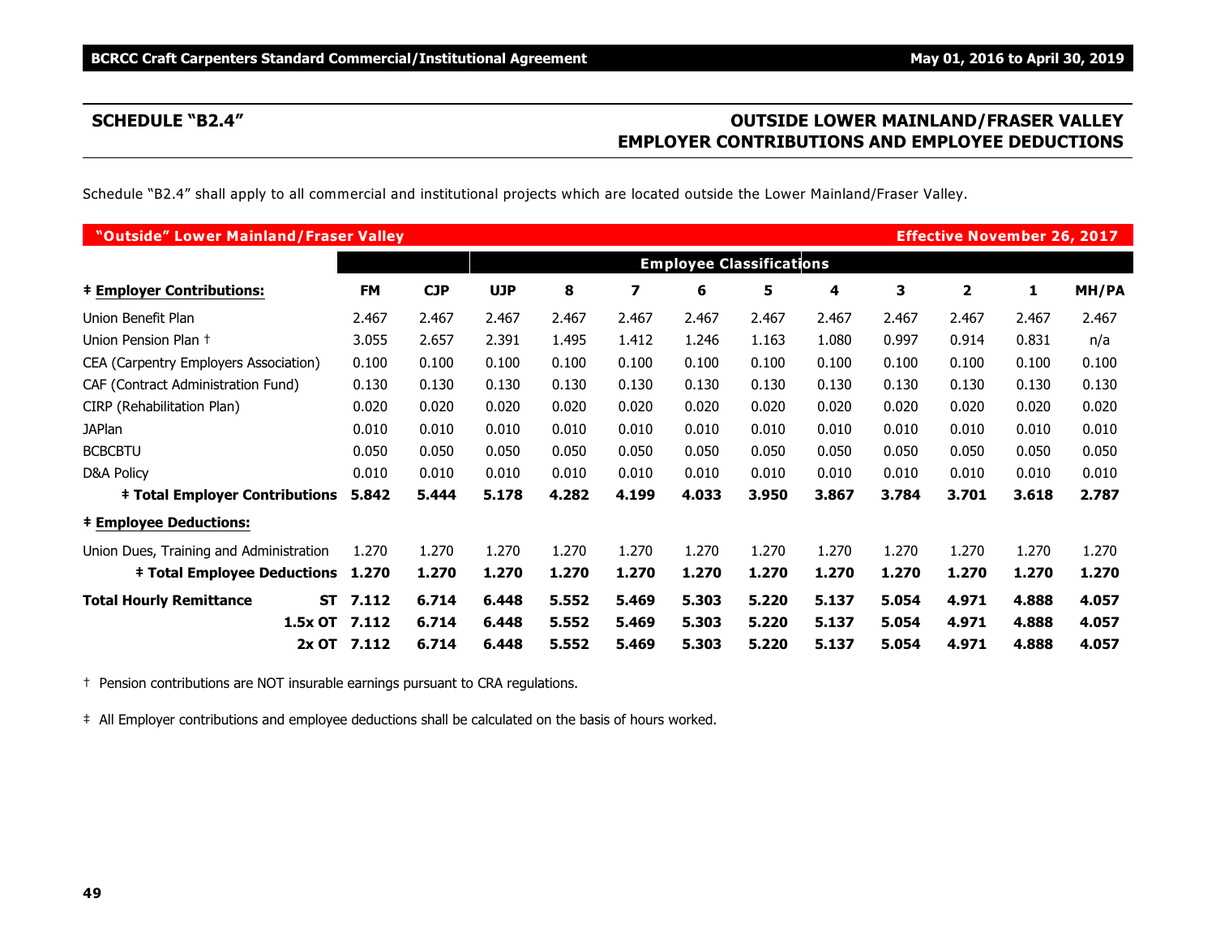## SCHEDULE "B2.4"

## OUTSIDE LOWER MAINLAND/FRASER VALLEY EMPLOYER CONTRIBUTIONS AND EMPLOYEE DEDUCTIONS

Schedule "B2.4" shall apply to all commercial and institutional projects which are located outside the Lower Mainland/Fraser Valley.

| **"Outside" Lower Mainland/Fraser Valley** | | | | | | | | | | | | **Effective November 26, 2017** |
|---|---|---|---|---|---|---|---|---|---|---|---|---|
| | | | **Employee Classifications** | | | | | | | | | |
| **‡ Employer Contributions:** | **FM** | **CJP** | **UJP** | **8** | **7** | **6** | **5** | **4** | **3** | **2** | **1** | **MH/PA** |
| Union Benefit Plan | 2.467 | 2.467 | 2.467 | 2.467 | 2.467 | 2.467 | 2.467 | 2.467 | 2.467 | 2.467 | 2.467 | 2.467 |
| Union Pension Plan † | 3.055 | 2.657 | 2.391 | 1.495 | 1.412 | 1.246 | 1.163 | 1.080 | 0.997 | 0.914 | 0.831 | n/a |
| CEA (Carpentry Employers Association) | 0.100 | 0.100 | 0.100 | 0.100 | 0.100 | 0.100 | 0.100 | 0.100 | 0.100 | 0.100 | 0.100 | 0.100 |
| CAF (Contract Administration Fund) | 0.130 | 0.130 | 0.130 | 0.130 | 0.130 | 0.130 | 0.130 | 0.130 | 0.130 | 0.130 | 0.130 | 0.130 |
| CIRP (Rehabilitation Plan) | 0.020 | 0.020 | 0.020 | 0.020 | 0.020 | 0.020 | 0.020 | 0.020 | 0.020 | 0.020 | 0.020 | 0.020 |
| JAPlan | 0.010 | 0.010 | 0.010 | 0.010 | 0.010 | 0.010 | 0.010 | 0.010 | 0.010 | 0.010 | 0.010 | 0.010 |
| BCBCBTU | 0.050 | 0.050 | 0.050 | 0.050 | 0.050 | 0.050 | 0.050 | 0.050 | 0.050 | 0.050 | 0.050 | 0.050 |
| D&A Policy | 0.010 | 0.010 | 0.010 | 0.010 | 0.010 | 0.010 | 0.010 | 0.010 | 0.010 | 0.010 | 0.010 | 0.010 |
| **‡ Total Employer Contributions** | **5.842** | **5.444** | **5.178** | **4.282** | **4.199** | **4.033** | **3.950** | **3.867** | **3.784** | **3.701** | **3.618** | **2.787** |
| **‡ Employee Deductions:** | | | | | | | | | | | | |
| Union Dues, Training and Administration | 1.270 | 1.270 | 1.270 | 1.270 | 1.270 | 1.270 | 1.270 | 1.270 | 1.270 | 1.270 | 1.270 | 1.270 |
| **‡ Total Employee Deductions** | **1.270** | **1.270** | **1.270** | **1.270** | **1.270** | **1.270** | **1.270** | **1.270** | **1.270** | **1.270** | **1.270** | **1.270** |
| **Total Hourly Remittance ST** | **7.112** | **6.714** | **6.448** | **5.552** | **5.469** | **5.303** | **5.220** | **5.137** | **5.054** | **4.971** | **4.888** | **4.057** |
| **1.5x OT** | **7.112** | **6.714** | **6.448** | **5.552** | **5.469** | **5.303** | **5.220** | **5.137** | **5.054** | **4.971** | **4.888** | **4.057** |
| **2x OT** | **7.112** | **6.714** | **6.448** | **5.552** | **5.469** | **5.303** | **5.220** | **5.137** | **5.054** | **4.971** | **4.888** | **4.057** |

† Pension contributions are NOT insurable earnings pursuant to CRA regulations.

‡ All Employer contributions and employee deductions shall be calculated on the basis of hours worked.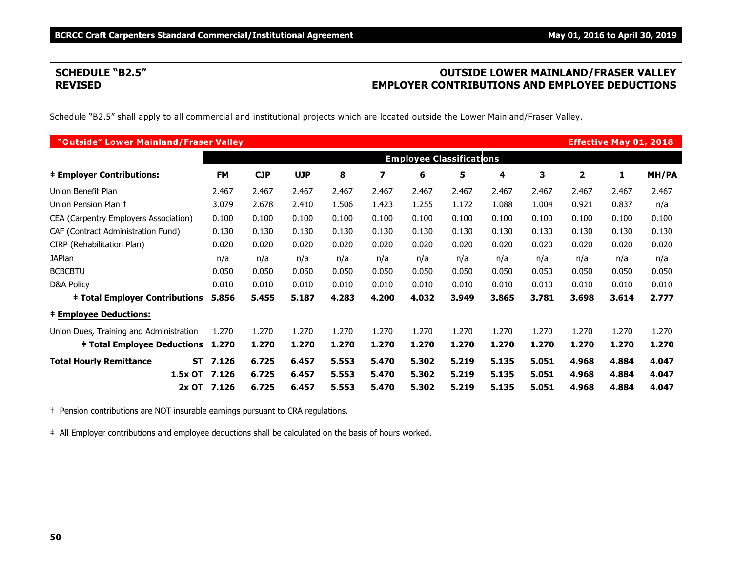## SCHEDULE "B2.5" REVISED

## OUTSIDE LOWER MAINLAND/FRASER VALLEY EMPLOYER CONTRIBUTIONS AND EMPLOYEE DEDUCTIONS

Schedule "B2.5" shall apply to all commercial and institutional projects which are located outside the Lower Mainland/Fraser Valley.

| "Outside" Lower Mainland/Fraser Valley | | | | | | | | | | | | Effective May 01, 2018 |
|---|---|---|---|---|---|---|---|---|---|---|---|---|
| | | | Employee Classifications | | | | | | | | | |
| **‡ Employer Contributions:** | **FM** | **CJP** | **UJP** | **8** | **7** | **6** | **5** | **4** | **3** | **2** | **1** | **MH/PA** |
| Union Benefit Plan | 2.467 | 2.467 | 2.467 | 2.467 | 2.467 | 2.467 | 2.467 | 2.467 | 2.467 | 2.467 | 2.467 | 2.467 |
| Union Pension Plan † | 3.079 | 2.678 | 2.410 | 1.506 | 1.423 | 1.255 | 1.172 | 1.088 | 1.004 | 0.921 | 0.837 | n/a |
| CEA (Carpentry Employers Association) | 0.100 | 0.100 | 0.100 | 0.100 | 0.100 | 0.100 | 0.100 | 0.100 | 0.100 | 0.100 | 0.100 | 0.100 |
| CAF (Contract Administration Fund) | 0.130 | 0.130 | 0.130 | 0.130 | 0.130 | 0.130 | 0.130 | 0.130 | 0.130 | 0.130 | 0.130 | 0.130 |
| CIRP (Rehabilitation Plan) | 0.020 | 0.020 | 0.020 | 0.020 | 0.020 | 0.020 | 0.020 | 0.020 | 0.020 | 0.020 | 0.020 | 0.020 |
| JAPlan | n/a | n/a | n/a | n/a | n/a | n/a | n/a | n/a | n/a | n/a | n/a | n/a |
| BCBCBTU | 0.050 | 0.050 | 0.050 | 0.050 | 0.050 | 0.050 | 0.050 | 0.050 | 0.050 | 0.050 | 0.050 | 0.050 |
| D&A Policy | 0.010 | 0.010 | 0.010 | 0.010 | 0.010 | 0.010 | 0.010 | 0.010 | 0.010 | 0.010 | 0.010 | 0.010 |
| **‡ Total Employer Contributions** | **5.856** | **5.455** | **5.187** | **4.283** | **4.200** | **4.032** | **3.949** | **3.865** | **3.781** | **3.698** | **3.614** | **2.777** |
| **‡ Employee Deductions:** | | | | | | | | | | | | |
| Union Dues, Training and Administration | 1.270 | 1.270 | 1.270 | 1.270 | 1.270 | 1.270 | 1.270 | 1.270 | 1.270 | 1.270 | 1.270 | 1.270 |
| **‡ Total Employee Deductions** | **1.270** | **1.270** | **1.270** | **1.270** | **1.270** | **1.270** | **1.270** | **1.270** | **1.270** | **1.270** | **1.270** | **1.270** |
| **Total Hourly Remittance ST** | **7.126** | **6.725** | **6.457** | **5.553** | **5.470** | **5.302** | **5.219** | **5.135** | **5.051** | **4.968** | **4.884** | **4.047** |
| **1.5x OT** | **7.126** | **6.725** | **6.457** | **5.553** | **5.470** | **5.302** | **5.219** | **5.135** | **5.051** | **4.968** | **4.884** | **4.047** |
| **2x OT** | **7.126** | **6.725** | **6.457** | **5.553** | **5.470** | **5.302** | **5.219** | **5.135** | **5.051** | **4.968** | **4.884** | **4.047** |

† Pension contributions are NOT insurable earnings pursuant to CRA regulations.

‡ All Employer contributions and employee deductions shall be calculated on the basis of hours worked.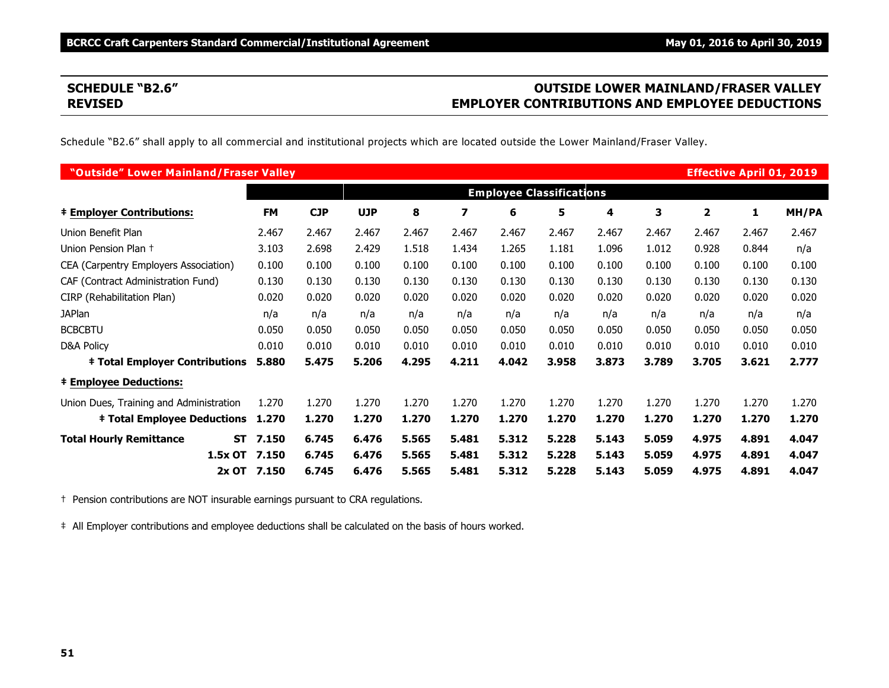## SCHEDULE "B2.6" REVISED

## OUTSIDE LOWER MAINLAND/FRASER VALLEY EMPLOYER CONTRIBUTIONS AND EMPLOYEE DEDUCTIONS

Schedule "B2.6" shall apply to all commercial and institutional projects which are located outside the Lower Mainland/Fraser Valley.

**"Outside" Lower Mainland/Fraser Valley** — **Effective April 01, 2019**

| | | | Employee Classifications | | | | | | | | | |
|---|---|---|---|---|---|---|---|---|---|---|---|---|
| **‡ Employer Contributions:** | **FM** | **CJP** | **UJP** | **8** | **7** | **6** | **5** | **4** | **3** | **2** | **1** | **MH/PA** |
| Union Benefit Plan | 2.467 | 2.467 | 2.467 | 2.467 | 2.467 | 2.467 | 2.467 | 2.467 | 2.467 | 2.467 | 2.467 | 2.467 |
| Union Pension Plan † | 3.103 | 2.698 | 2.429 | 1.518 | 1.434 | 1.265 | 1.181 | 1.096 | 1.012 | 0.928 | 0.844 | n/a |
| CEA (Carpentry Employers Association) | 0.100 | 0.100 | 0.100 | 0.100 | 0.100 | 0.100 | 0.100 | 0.100 | 0.100 | 0.100 | 0.100 | 0.100 |
| CAF (Contract Administration Fund) | 0.130 | 0.130 | 0.130 | 0.130 | 0.130 | 0.130 | 0.130 | 0.130 | 0.130 | 0.130 | 0.130 | 0.130 |
| CIRP (Rehabilitation Plan) | 0.020 | 0.020 | 0.020 | 0.020 | 0.020 | 0.020 | 0.020 | 0.020 | 0.020 | 0.020 | 0.020 | 0.020 |
| JAPlan | n/a | n/a | n/a | n/a | n/a | n/a | n/a | n/a | n/a | n/a | n/a | n/a |
| BCBCBTU | 0.050 | 0.050 | 0.050 | 0.050 | 0.050 | 0.050 | 0.050 | 0.050 | 0.050 | 0.050 | 0.050 | 0.050 |
| D&A Policy | 0.010 | 0.010 | 0.010 | 0.010 | 0.010 | 0.010 | 0.010 | 0.010 | 0.010 | 0.010 | 0.010 | 0.010 |
| **‡ Total Employer Contributions** | **5.880** | **5.475** | **5.206** | **4.295** | **4.211** | **4.042** | **3.958** | **3.873** | **3.789** | **3.705** | **3.621** | **2.777** |
| **‡ Employee Deductions:** | | | | | | | | | | | | |
| Union Dues, Training and Administration | 1.270 | 1.270 | 1.270 | 1.270 | 1.270 | 1.270 | 1.270 | 1.270 | 1.270 | 1.270 | 1.270 | 1.270 |
| **‡ Total Employee Deductions** | **1.270** | **1.270** | **1.270** | **1.270** | **1.270** | **1.270** | **1.270** | **1.270** | **1.270** | **1.270** | **1.270** | **1.270** |
| **Total Hourly Remittance ST** | **7.150** | **6.745** | **6.476** | **5.565** | **5.481** | **5.312** | **5.228** | **5.143** | **5.059** | **4.975** | **4.891** | **4.047** |
| **1.5x OT** | **7.150** | **6.745** | **6.476** | **5.565** | **5.481** | **5.312** | **5.228** | **5.143** | **5.059** | **4.975** | **4.891** | **4.047** |
| **2x OT** | **7.150** | **6.745** | **6.476** | **5.565** | **5.481** | **5.312** | **5.228** | **5.143** | **5.059** | **4.975** | **4.891** | **4.047** |

† Pension contributions are NOT insurable earnings pursuant to CRA regulations.

‡ All Employer contributions and employee deductions shall be calculated on the basis of hours worked.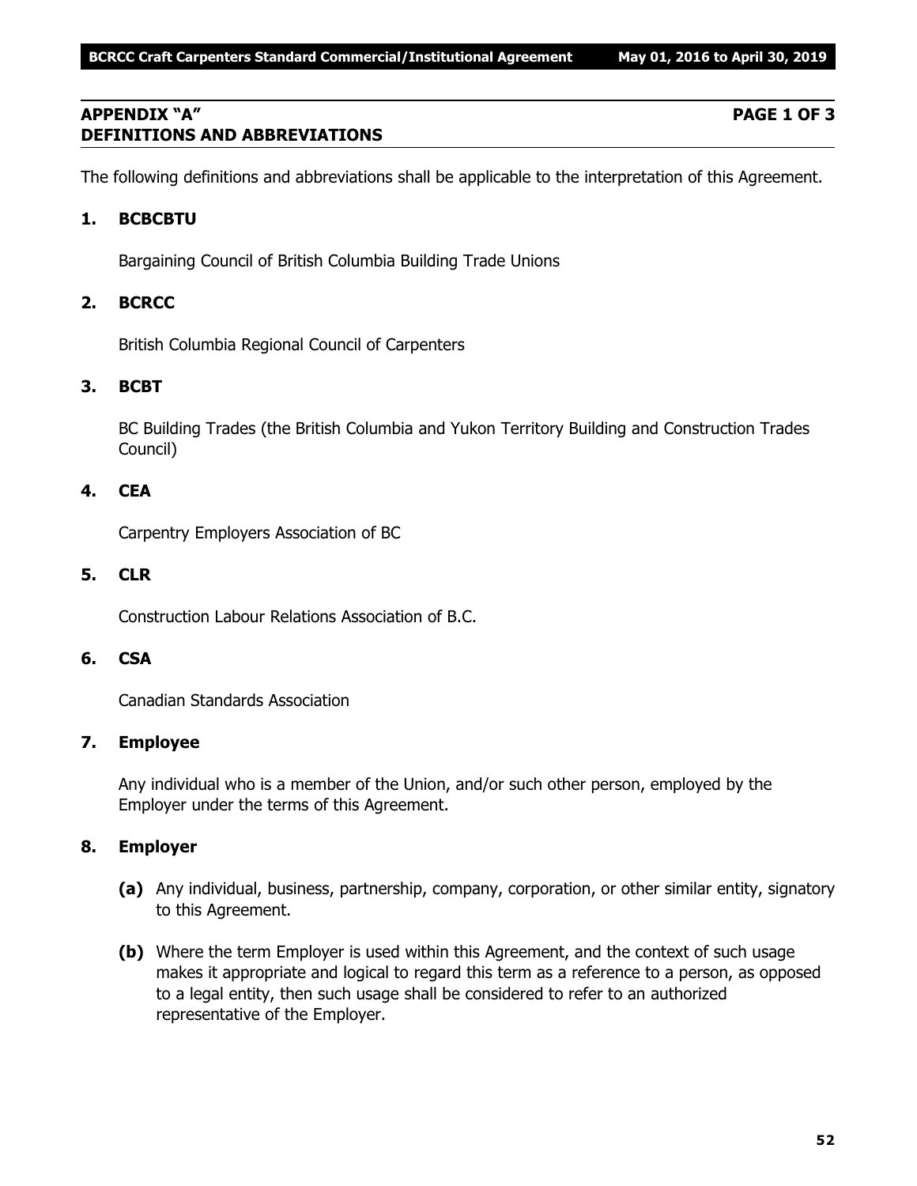## APPENDIX "A" PAGE 1 OF 3
## DEFINITIONS AND ABBREVIATIONS

The following definitions and abbreviations shall be applicable to the interpretation of this Agreement.

**1. BCBCBTU**

Bargaining Council of British Columbia Building Trade Unions

**2. BCRCC**

British Columbia Regional Council of Carpenters

**3. BCBT**

BC Building Trades (the British Columbia and Yukon Territory Building and Construction Trades Council)

**4. CEA**

Carpentry Employers Association of BC

**5. CLR**

Construction Labour Relations Association of B.C.

**6. CSA**

Canadian Standards Association

**7. Employee**

Any individual who is a member of the Union, and/or such other person, employed by the Employer under the terms of this Agreement.

**8. Employer**

**(a)** Any individual, business, partnership, company, corporation, or other similar entity, signatory to this Agreement.

**(b)** Where the term Employer is used within this Agreement, and the context of such usage makes it appropriate and logical to regard this term as a reference to a person, as opposed to a legal entity, then such usage shall be considered to refer to an authorized representative of the Employer.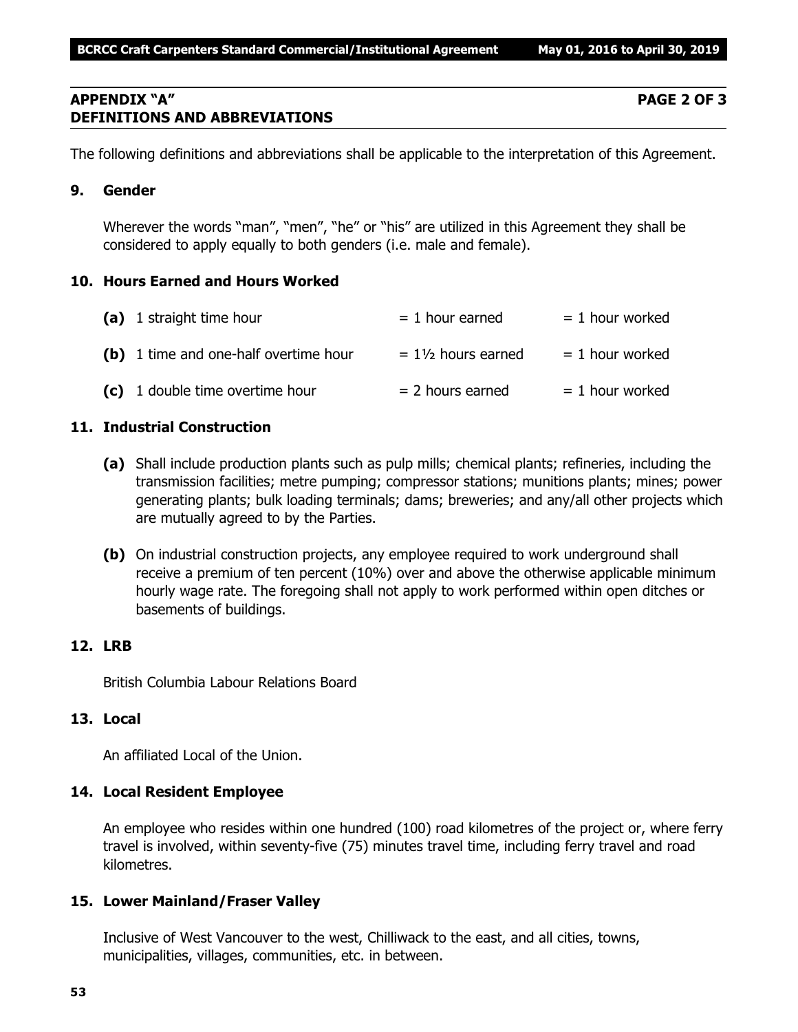## APPENDIX "A" PAGE 2 OF 3
## DEFINITIONS AND ABBREVIATIONS

The following definitions and abbreviations shall be applicable to the interpretation of this Agreement.

### 9. Gender

Wherever the words "man", "men", "he" or "his" are utilized in this Agreement they shall be considered to apply equally to both genders (i.e. male and female).

### 10. Hours Earned and Hours Worked

| | | |
|---|---|---|
| **(a)** 1 straight time hour | = 1 hour earned | = 1 hour worked |
| **(b)** 1 time and one-half overtime hour | = 1½ hours earned | = 1 hour worked |
| **(c)** 1 double time overtime hour | = 2 hours earned | = 1 hour worked |

### 11. Industrial Construction

**(a)** Shall include production plants such as pulp mills; chemical plants; refineries, including the transmission facilities; metre pumping; compressor stations; munitions plants; mines; power generating plants; bulk loading terminals; dams; breweries; and any/all other projects which are mutually agreed to by the Parties.

**(b)** On industrial construction projects, any employee required to work underground shall receive a premium of ten percent (10%) over and above the otherwise applicable minimum hourly wage rate. The foregoing shall not apply to work performed within open ditches or basements of buildings.

### 12. LRB

British Columbia Labour Relations Board

### 13. Local

An affiliated Local of the Union.

### 14. Local Resident Employee

An employee who resides within one hundred (100) road kilometres of the project or, where ferry travel is involved, within seventy-five (75) minutes travel time, including ferry travel and road kilometres.

### 15. Lower Mainland/Fraser Valley

Inclusive of West Vancouver to the west, Chilliwack to the east, and all cities, towns, municipalities, villages, communities, etc. in between.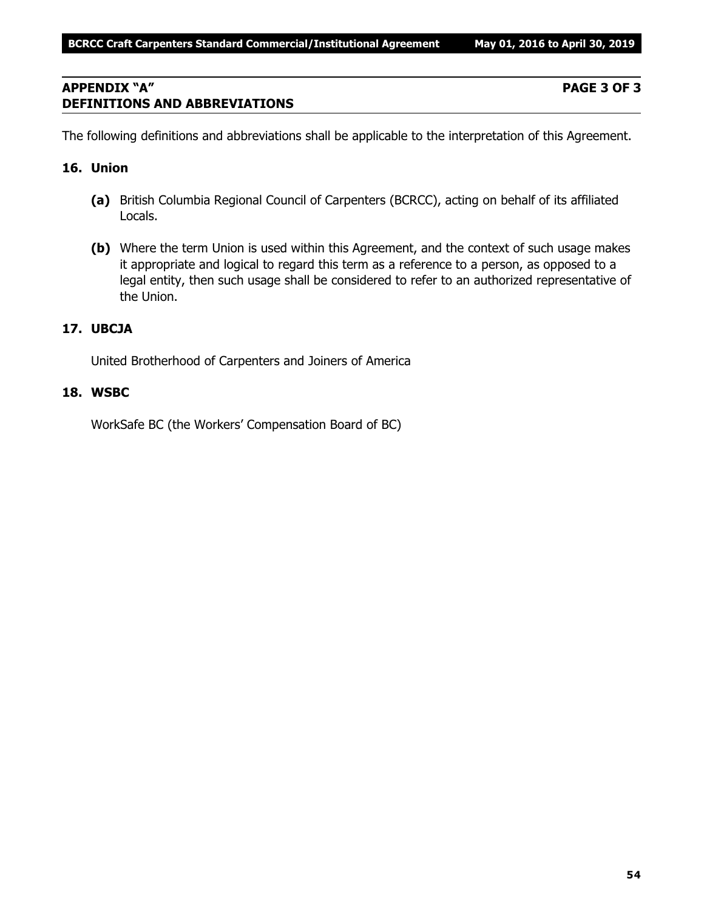## APPENDIX "A" PAGE 3 OF 3
## DEFINITIONS AND ABBREVIATIONS

The following definitions and abbreviations shall be applicable to the interpretation of this Agreement.

### 16. Union

**(a)** British Columbia Regional Council of Carpenters (BCRCC), acting on behalf of its affiliated Locals.

**(b)** Where the term Union is used within this Agreement, and the context of such usage makes it appropriate and logical to regard this term as a reference to a person, as opposed to a legal entity, then such usage shall be considered to refer to an authorized representative of the Union.

### 17. UBCJA

United Brotherhood of Carpenters and Joiners of America

### 18. WSBC

WorkSafe BC (the Workers' Compensation Board of BC)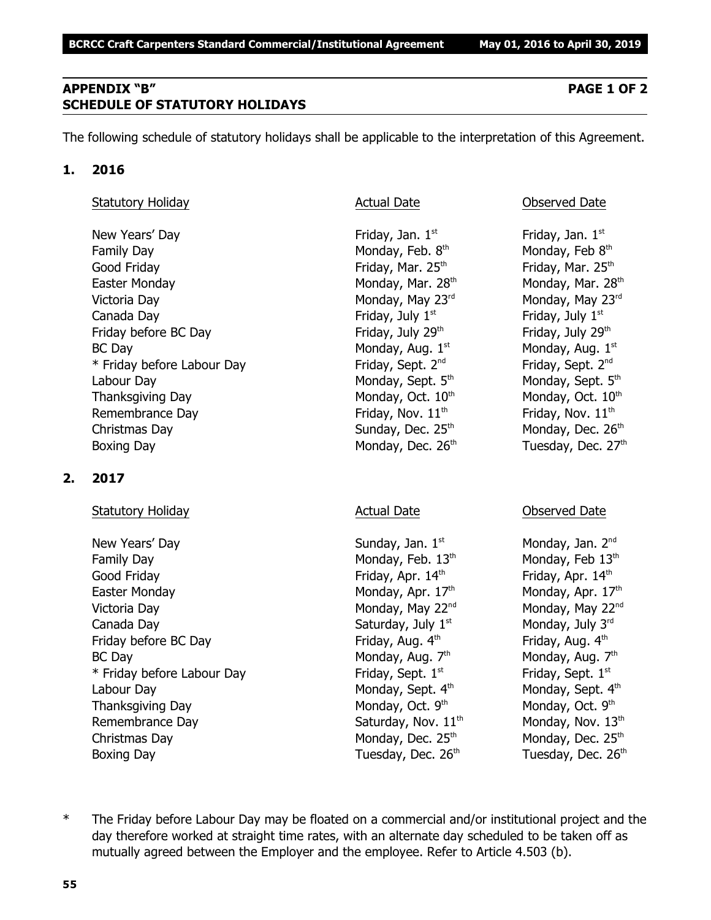## APPENDIX "B" PAGE 1 OF 2
## SCHEDULE OF STATUTORY HOLIDAYS

The following schedule of statutory holidays shall be applicable to the interpretation of this Agreement.

**1. 2016**

| Statutory Holiday | Actual Date | Observed Date |
|---|---|---|
| New Years' Day | Friday, Jan. 1st | Friday, Jan. 1st |
| Family Day | Monday, Feb. 8th | Monday, Feb 8th |
| Good Friday | Friday, Mar. 25th | Friday, Mar. 25th |
| Easter Monday | Monday, Mar. 28th | Monday, Mar. 28th |
| Victoria Day | Monday, May 23rd | Monday, May 23rd |
| Canada Day | Friday, July 1st | Friday, July 1st |
| Friday before BC Day | Friday, July 29th | Friday, July 29th |
| BC Day | Monday, Aug. 1st | Monday, Aug. 1st |
| * Friday before Labour Day | Friday, Sept. 2nd | Friday, Sept. 2nd |
| Labour Day | Monday, Sept. 5th | Monday, Sept. 5th |
| Thanksgiving Day | Monday, Oct. 10th | Monday, Oct. 10th |
| Remembrance Day | Friday, Nov. 11th | Friday, Nov. 11th |
| Christmas Day | Sunday, Dec. 25th | Monday, Dec. 26th |
| Boxing Day | Monday, Dec. 26th | Tuesday, Dec. 27th |

**2. 2017**

| Statutory Holiday | Actual Date | Observed Date |
|---|---|---|
| New Years' Day | Sunday, Jan. 1st | Monday, Jan. 2nd |
| Family Day | Monday, Feb. 13th | Monday, Feb 13th |
| Good Friday | Friday, Apr. 14th | Friday, Apr. 14th |
| Easter Monday | Monday, Apr. 17th | Monday, Apr. 17th |
| Victoria Day | Monday, May 22nd | Monday, May 22nd |
| Canada Day | Saturday, July 1st | Monday, July 3rd |
| Friday before BC Day | Friday, Aug. 4th | Friday, Aug. 4th |
| BC Day | Monday, Aug. 7th | Monday, Aug. 7th |
| * Friday before Labour Day | Friday, Sept. 1st | Friday, Sept. 1st |
| Labour Day | Monday, Sept. 4th | Monday, Sept. 4th |
| Thanksgiving Day | Monday, Oct. 9th | Monday, Oct. 9th |
| Remembrance Day | Saturday, Nov. 11th | Monday, Nov. 13th |
| Christmas Day | Monday, Dec. 25th | Monday, Dec. 25th |
| Boxing Day | Tuesday, Dec. 26th | Tuesday, Dec. 26th |

\* The Friday before Labour Day may be floated on a commercial and/or institutional project and the day therefore worked at straight time rates, with an alternate day scheduled to be taken off as mutually agreed between the Employer and the employee. Refer to Article 4.503 (b).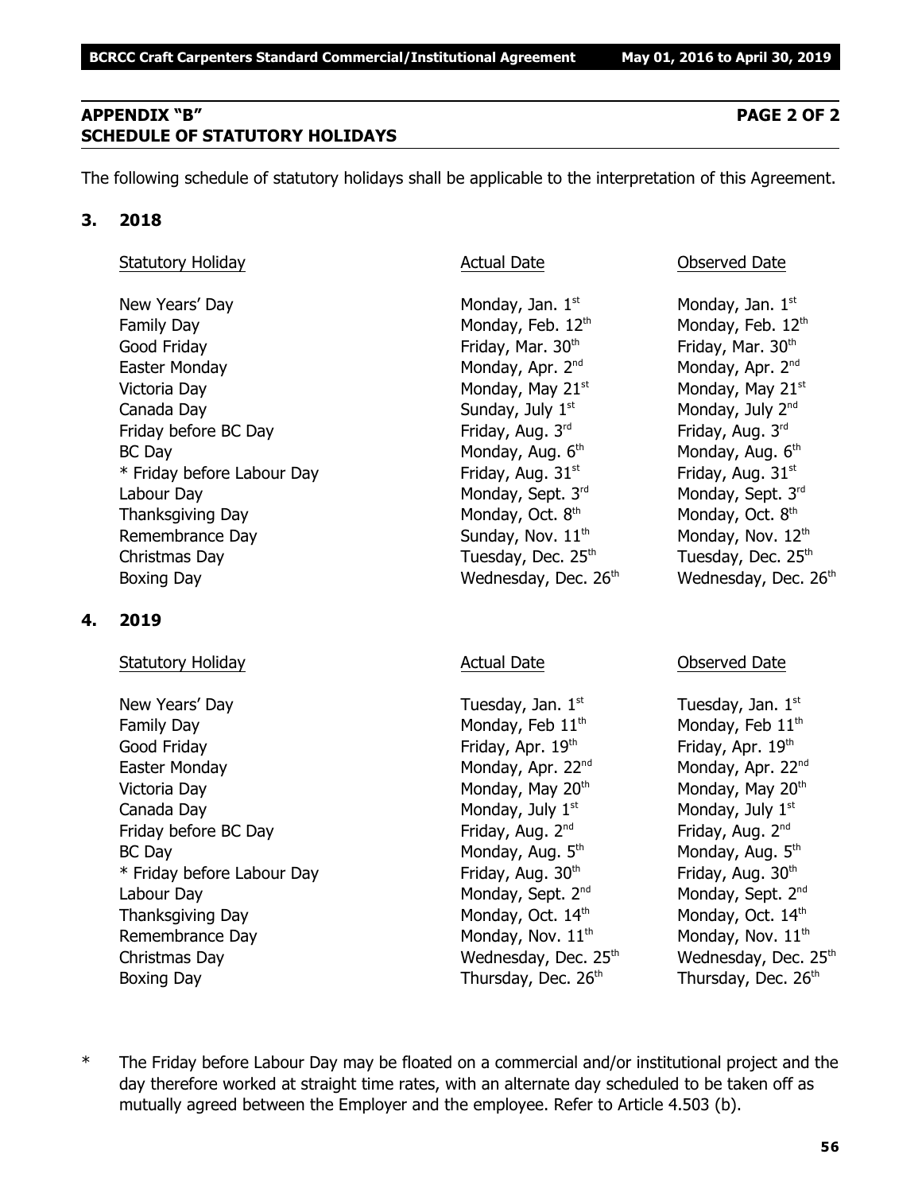## APPENDIX "B" PAGE 2 OF 2
## SCHEDULE OF STATUTORY HOLIDAYS

The following schedule of statutory holidays shall be applicable to the interpretation of this Agreement.

### 3. 2018

| Statutory Holiday | Actual Date | Observed Date |
|---|---|---|
| New Years' Day | Monday, Jan. 1st | Monday, Jan. 1st |
| Family Day | Monday, Feb. 12th | Monday, Feb. 12th |
| Good Friday | Friday, Mar. 30th | Friday, Mar. 30th |
| Easter Monday | Monday, Apr. 2nd | Monday, Apr. 2nd |
| Victoria Day | Monday, May 21st | Monday, May 21st |
| Canada Day | Sunday, July 1st | Monday, July 2nd |
| Friday before BC Day | Friday, Aug. 3rd | Friday, Aug. 3rd |
| BC Day | Monday, Aug. 6th | Monday, Aug. 6th |
| * Friday before Labour Day | Friday, Aug. 31st | Friday, Aug. 31st |
| Labour Day | Monday, Sept. 3rd | Monday, Sept. 3rd |
| Thanksgiving Day | Monday, Oct. 8th | Monday, Oct. 8th |
| Remembrance Day | Sunday, Nov. 11th | Monday, Nov. 12th |
| Christmas Day | Tuesday, Dec. 25th | Tuesday, Dec. 25th |
| Boxing Day | Wednesday, Dec. 26th | Wednesday, Dec. 26th |

### 4. 2019

| Statutory Holiday | Actual Date | Observed Date |
|---|---|---|
| New Years' Day | Tuesday, Jan. 1st | Tuesday, Jan. 1st |
| Family Day | Monday, Feb 11th | Monday, Feb 11th |
| Good Friday | Friday, Apr. 19th | Friday, Apr. 19th |
| Easter Monday | Monday, Apr. 22nd | Monday, Apr. 22nd |
| Victoria Day | Monday, May 20th | Monday, May 20th |
| Canada Day | Monday, July 1st | Monday, July 1st |
| Friday before BC Day | Friday, Aug. 2nd | Friday, Aug. 2nd |
| BC Day | Monday, Aug. 5th | Monday, Aug. 5th |
| * Friday before Labour Day | Friday, Aug. 30th | Friday, Aug. 30th |
| Labour Day | Monday, Sept. 2nd | Monday, Sept. 2nd |
| Thanksgiving Day | Monday, Oct. 14th | Monday, Oct. 14th |
| Remembrance Day | Monday, Nov. 11th | Monday, Nov. 11th |
| Christmas Day | Wednesday, Dec. 25th | Wednesday, Dec. 25th |
| Boxing Day | Thursday, Dec. 26th | Thursday, Dec. 26th |

* The Friday before Labour Day may be floated on a commercial and/or institutional project and the day therefore worked at straight time rates, with an alternate day scheduled to be taken off as mutually agreed between the Employer and the employee. Refer to Article 4.503 (b).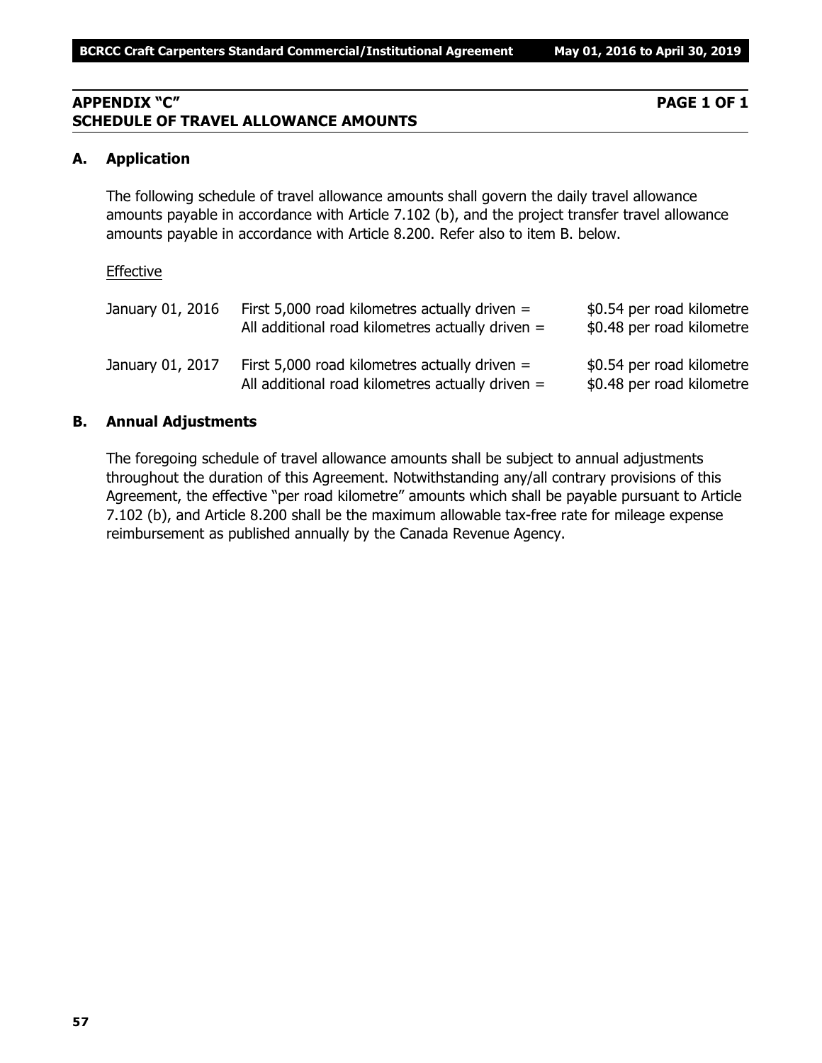## APPENDIX "C" — PAGE 1 OF 1
## SCHEDULE OF TRAVEL ALLOWANCE AMOUNTS

### A. Application

The following schedule of travel allowance amounts shall govern the daily travel allowance amounts payable in accordance with Article 7.102 (b), and the project transfer travel allowance amounts payable in accordance with Article 8.200. Refer also to item B. below.

Effective

| | | |
|---|---|---|
| January 01, 2016 | First 5,000 road kilometres actually driven = | $0.54 per road kilometre |
| | All additional road kilometres actually driven = | $0.48 per road kilometre |
| January 01, 2017 | First 5,000 road kilometres actually driven = | $0.54 per road kilometre |
| | All additional road kilometres actually driven = | $0.48 per road kilometre |

### B. Annual Adjustments

The foregoing schedule of travel allowance amounts shall be subject to annual adjustments throughout the duration of this Agreement. Notwithstanding any/all contrary provisions of this Agreement, the effective "per road kilometre" amounts which shall be payable pursuant to Article 7.102 (b), and Article 8.200 shall be the maximum allowable tax-free rate for mileage expense reimbursement as published annually by the Canada Revenue Agency.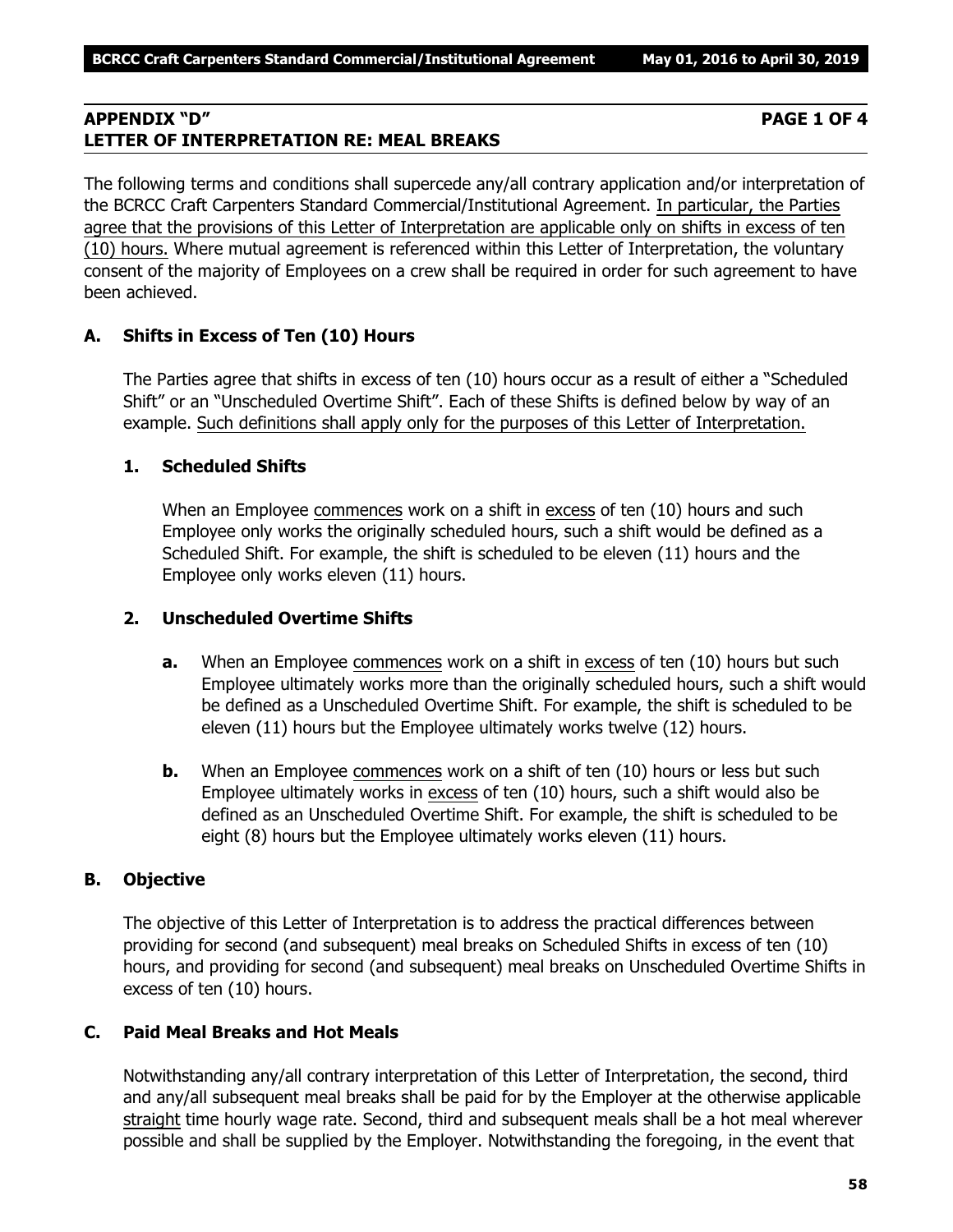## APPENDIX "D" PAGE 1 OF 4
## LETTER OF INTERPRETATION RE: MEAL BREAKS

The following terms and conditions shall supercede any/all contrary application and/or interpretation of the BCRCC Craft Carpenters Standard Commercial/Institutional Agreement. In particular, the Parties agree that the provisions of this Letter of Interpretation are applicable only on shifts in excess of ten (10) hours. Where mutual agreement is referenced within this Letter of Interpretation, the voluntary consent of the majority of Employees on a crew shall be required in order for such agreement to have been achieved.

### A. Shifts in Excess of Ten (10) Hours

The Parties agree that shifts in excess of ten (10) hours occur as a result of either a "Scheduled Shift" or an "Unscheduled Overtime Shift". Each of these Shifts is defined below by way of an example. Such definitions shall apply only for the purposes of this Letter of Interpretation.

#### 1. Scheduled Shifts

When an Employee commences work on a shift in excess of ten (10) hours and such Employee only works the originally scheduled hours, such a shift would be defined as a Scheduled Shift. For example, the shift is scheduled to be eleven (11) hours and the Employee only works eleven (11) hours.

#### 2. Unscheduled Overtime Shifts

**a.** When an Employee commences work on a shift in excess of ten (10) hours but such Employee ultimately works more than the originally scheduled hours, such a shift would be defined as a Unscheduled Overtime Shift. For example, the shift is scheduled to be eleven (11) hours but the Employee ultimately works twelve (12) hours.

**b.** When an Employee commences work on a shift of ten (10) hours or less but such Employee ultimately works in excess of ten (10) hours, such a shift would also be defined as an Unscheduled Overtime Shift. For example, the shift is scheduled to be eight (8) hours but the Employee ultimately works eleven (11) hours.

### B. Objective

The objective of this Letter of Interpretation is to address the practical differences between providing for second (and subsequent) meal breaks on Scheduled Shifts in excess of ten (10) hours, and providing for second (and subsequent) meal breaks on Unscheduled Overtime Shifts in excess of ten (10) hours.

### C. Paid Meal Breaks and Hot Meals

Notwithstanding any/all contrary interpretation of this Letter of Interpretation, the second, third and any/all subsequent meal breaks shall be paid for by the Employer at the otherwise applicable straight time hourly wage rate. Second, third and subsequent meals shall be a hot meal wherever possible and shall be supplied by the Employer. Notwithstanding the foregoing, in the event that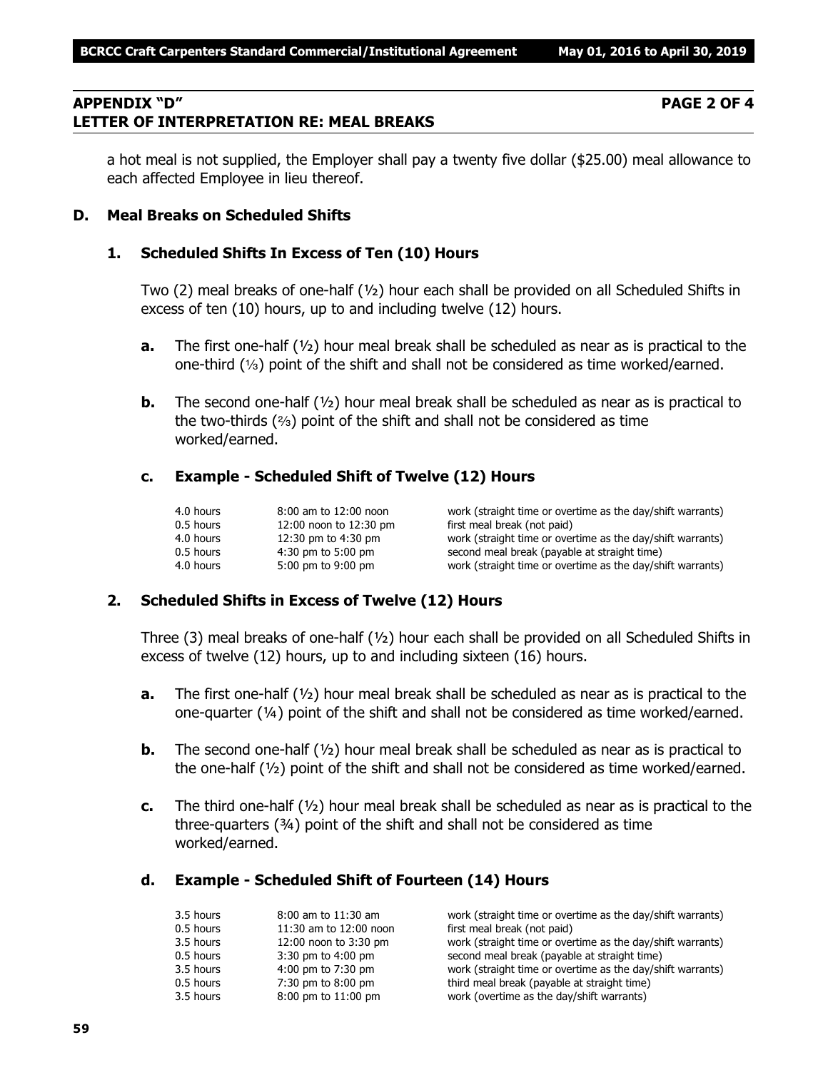## APPENDIX "D" PAGE 2 OF 4
## LETTER OF INTERPRETATION RE: MEAL BREAKS

a hot meal is not supplied, the Employer shall pay a twenty five dollar ($25.00) meal allowance to each affected Employee in lieu thereof.

### D. Meal Breaks on Scheduled Shifts

#### 1. Scheduled Shifts In Excess of Ten (10) Hours

Two (2) meal breaks of one-half (½) hour each shall be provided on all Scheduled Shifts in excess of ten (10) hours, up to and including twelve (12) hours.

**a.** The first one-half (½) hour meal break shall be scheduled as near as is practical to the one-third (⅓) point of the shift and shall not be considered as time worked/earned.

**b.** The second one-half (½) hour meal break shall be scheduled as near as is practical to the two-thirds (⅔) point of the shift and shall not be considered as time worked/earned.

**c. Example - Scheduled Shift of Twelve (12) Hours**

| | | |
|---|---|---|
| 4.0 hours | 8:00 am to 12:00 noon | work (straight time or overtime as the day/shift warrants) |
| 0.5 hours | 12:00 noon to 12:30 pm | first meal break (not paid) |
| 4.0 hours | 12:30 pm to 4:30 pm | work (straight time or overtime as the day/shift warrants) |
| 0.5 hours | 4:30 pm to 5:00 pm | second meal break (payable at straight time) |
| 4.0 hours | 5:00 pm to 9:00 pm | work (straight time or overtime as the day/shift warrants) |

#### 2. Scheduled Shifts in Excess of Twelve (12) Hours

Three (3) meal breaks of one-half (½) hour each shall be provided on all Scheduled Shifts in excess of twelve (12) hours, up to and including sixteen (16) hours.

**a.** The first one-half (½) hour meal break shall be scheduled as near as is practical to the one-quarter (¼) point of the shift and shall not be considered as time worked/earned.

**b.** The second one-half (½) hour meal break shall be scheduled as near as is practical to the one-half (½) point of the shift and shall not be considered as time worked/earned.

**c.** The third one-half (½) hour meal break shall be scheduled as near as is practical to the three-quarters (¾) point of the shift and shall not be considered as time worked/earned.

**d. Example - Scheduled Shift of Fourteen (14) Hours**

| | | |
|---|---|---|
| 3.5 hours | 8:00 am to 11:30 am | work (straight time or overtime as the day/shift warrants) |
| 0.5 hours | 11:30 am to 12:00 noon | first meal break (not paid) |
| 3.5 hours | 12:00 noon to 3:30 pm | work (straight time or overtime as the day/shift warrants) |
| 0.5 hours | 3:30 pm to 4:00 pm | second meal break (payable at straight time) |
| 3.5 hours | 4:00 pm to 7:30 pm | work (straight time or overtime as the day/shift warrants) |
| 0.5 hours | 7:30 pm to 8:00 pm | third meal break (payable at straight time) |
| 3.5 hours | 8:00 pm to 11:00 pm | work (overtime as the day/shift warrants) |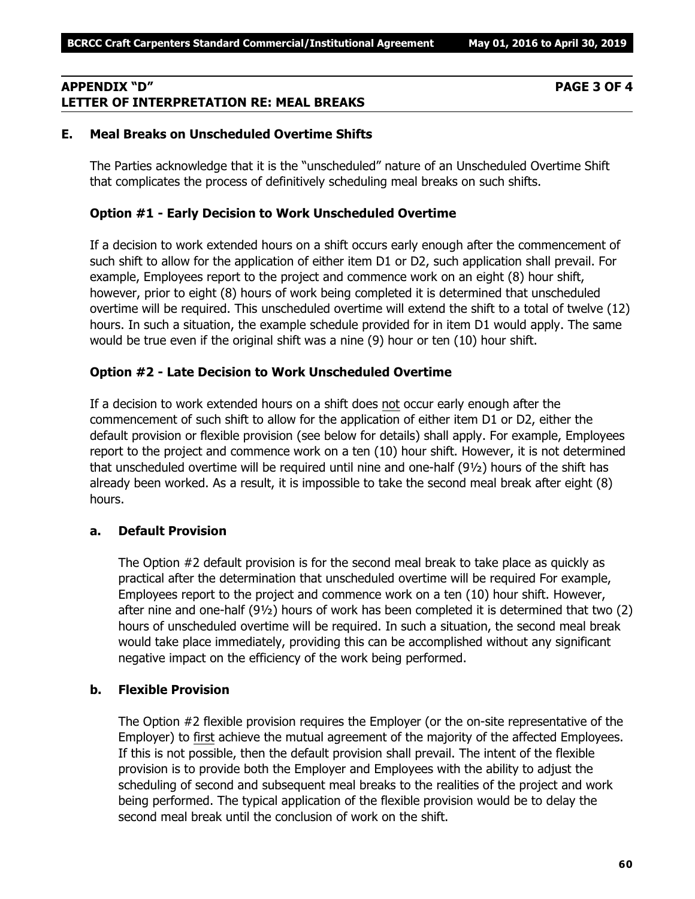## APPENDIX "D" PAGE 3 OF 4
## LETTER OF INTERPRETATION RE: MEAL BREAKS

### E. Meal Breaks on Unscheduled Overtime Shifts

The Parties acknowledge that it is the "unscheduled" nature of an Unscheduled Overtime Shift that complicates the process of definitively scheduling meal breaks on such shifts.

#### Option #1 - Early Decision to Work Unscheduled Overtime

If a decision to work extended hours on a shift occurs early enough after the commencement of such shift to allow for the application of either item D1 or D2, such application shall prevail. For example, Employees report to the project and commence work on an eight (8) hour shift, however, prior to eight (8) hours of work being completed it is determined that unscheduled overtime will be required. This unscheduled overtime will extend the shift to a total of twelve (12) hours. In such a situation, the example schedule provided for in item D1 would apply. The same would be true even if the original shift was a nine (9) hour or ten (10) hour shift.

#### Option #2 - Late Decision to Work Unscheduled Overtime

If a decision to work extended hours on a shift does not occur early enough after the commencement of such shift to allow for the application of either item D1 or D2, either the default provision or flexible provision (see below for details) shall apply. For example, Employees report to the project and commence work on a ten (10) hour shift. However, it is not determined that unscheduled overtime will be required until nine and one-half (9½) hours of the shift has already been worked. As a result, it is impossible to take the second meal break after eight (8) hours.

#### a. Default Provision

The Option #2 default provision is for the second meal break to take place as quickly as practical after the determination that unscheduled overtime will be required For example, Employees report to the project and commence work on a ten (10) hour shift. However, after nine and one-half (9½) hours of work has been completed it is determined that two (2) hours of unscheduled overtime will be required. In such a situation, the second meal break would take place immediately, providing this can be accomplished without any significant negative impact on the efficiency of the work being performed.

#### b. Flexible Provision

The Option #2 flexible provision requires the Employer (or the on-site representative of the Employer) to first achieve the mutual agreement of the majority of the affected Employees. If this is not possible, then the default provision shall prevail. The intent of the flexible provision is to provide both the Employer and Employees with the ability to adjust the scheduling of second and subsequent meal breaks to the realities of the project and work being performed. The typical application of the flexible provision would be to delay the second meal break until the conclusion of work on the shift.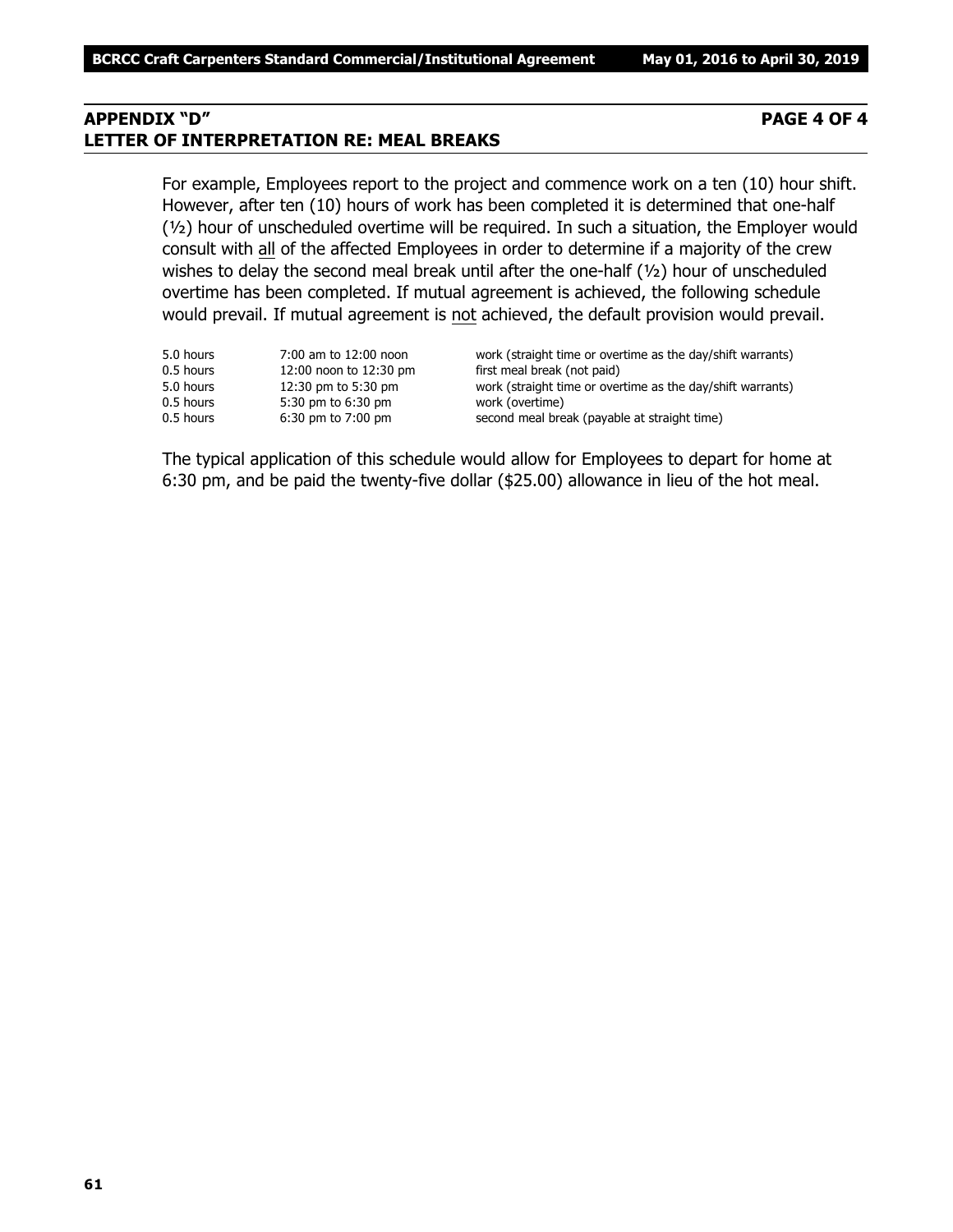## APPENDIX "D" PAGE 4 OF 4
## LETTER OF INTERPRETATION RE: MEAL BREAKS

For example, Employees report to the project and commence work on a ten (10) hour shift. However, after ten (10) hours of work has been completed it is determined that one-half (½) hour of unscheduled overtime will be required. In such a situation, the Employer would consult with <u>all</u> of the affected Employees in order to determine if a majority of the crew wishes to delay the second meal break until after the one-half (½) hour of unscheduled overtime has been completed. If mutual agreement is achieved, the following schedule would prevail. If mutual agreement is <u>not</u> achieved, the default provision would prevail.

| | | |
|---|---|---|
| 5.0 hours | 7:00 am to 12:00 noon | work (straight time or overtime as the day/shift warrants) |
| 0.5 hours | 12:00 noon to 12:30 pm | first meal break (not paid) |
| 5.0 hours | 12:30 pm to 5:30 pm | work (straight time or overtime as the day/shift warrants) |
| 0.5 hours | 5:30 pm to 6:30 pm | work (overtime) |
| 0.5 hours | 6:30 pm to 7:00 pm | second meal break (payable at straight time) |

The typical application of this schedule would allow for Employees to depart for home at 6:30 pm, and be paid the twenty-five dollar ($25.00) allowance in lieu of the hot meal.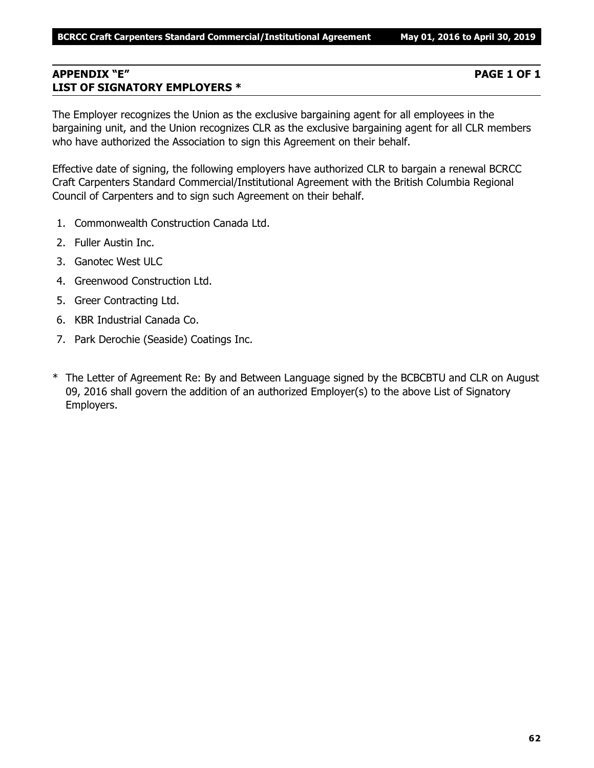## APPENDIX "E" PAGE 1 OF 1
## LIST OF SIGNATORY EMPLOYERS *

The Employer recognizes the Union as the exclusive bargaining agent for all employees in the bargaining unit, and the Union recognizes CLR as the exclusive bargaining agent for all CLR members who have authorized the Association to sign this Agreement on their behalf.

Effective date of signing, the following employers have authorized CLR to bargain a renewal BCRCC Craft Carpenters Standard Commercial/Institutional Agreement with the British Columbia Regional Council of Carpenters and to sign such Agreement on their behalf.

1. Commonwealth Construction Canada Ltd.
2. Fuller Austin Inc.
3. Ganotec West ULC
4. Greenwood Construction Ltd.
5. Greer Contracting Ltd.
6. KBR Industrial Canada Co.
7. Park Derochie (Seaside) Coatings Inc.

\* The Letter of Agreement Re: By and Between Language signed by the BCBCBTU and CLR on August 09, 2016 shall govern the addition of an authorized Employer(s) to the above List of Signatory Employers.